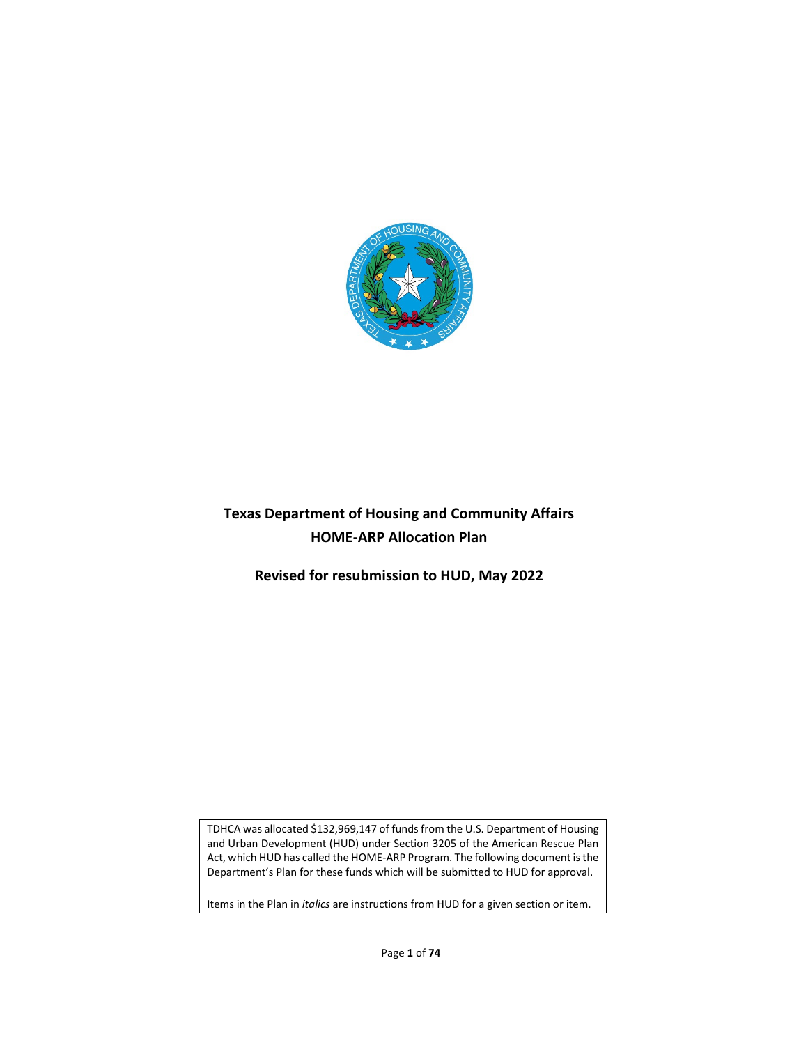# Texas Department of Housing and Community Affairs
# HOME-ARP Allocation Plan

## Revised for resubmission to HUD, May 2022

TDHCA was allocated $132,969,147 of funds from the U.S. Department of Housing and Urban Development (HUD) under Section 3205 of the American Rescue Plan Act, which HUD has called the HOME-ARP Program. The following document is the Department's Plan for these funds which will be submitted to HUD for approval.

Items in the Plan in *italics* are instructions from HUD for a given section or item.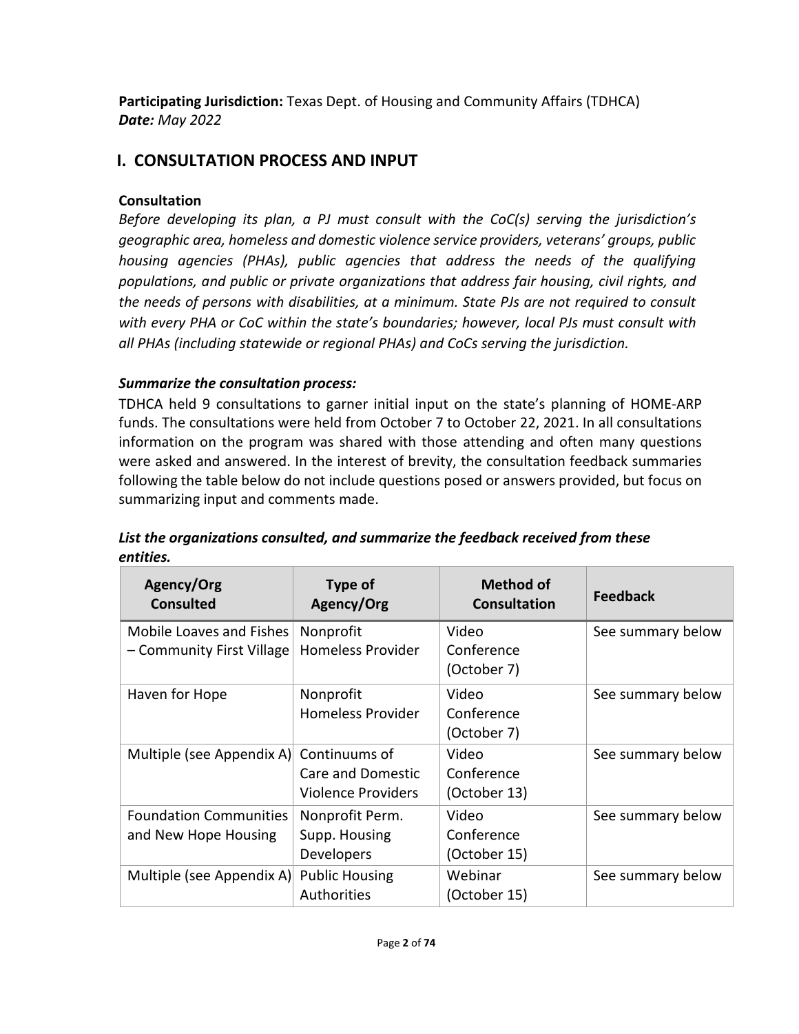**Participating Jurisdiction:** Texas Dept. of Housing and Community Affairs (TDHCA)
***Date:*** *May 2022*

## I. CONSULTATION PROCESS AND INPUT

### Consultation

*Before developing its plan, a PJ must consult with the CoC(s) serving the jurisdiction's geographic area, homeless and domestic violence service providers, veterans' groups, public housing agencies (PHAs), public agencies that address the needs of the qualifying populations, and public or private organizations that address fair housing, civil rights, and the needs of persons with disabilities, at a minimum. State PJs are not required to consult with every PHA or CoC within the state's boundaries; however, local PJs must consult with all PHAs (including statewide or regional PHAs) and CoCs serving the jurisdiction.*

***Summarize the consultation process:***

TDHCA held 9 consultations to garner initial input on the state's planning of HOME-ARP funds. The consultations were held from October 7 to October 22, 2021. In all consultations information on the program was shared with those attending and often many questions were asked and answered. In the interest of brevity, the consultation feedback summaries following the table below do not include questions posed or answers provided, but focus on summarizing input and comments made.

***List the organizations consulted, and summarize the feedback received from these entities.***

| Agency/Org Consulted | Type of Agency/Org | Method of Consultation | Feedback |
|---|---|---|---|
| Mobile Loaves and Fishes – Community First Village | Nonprofit Homeless Provider | Video Conference (October 7) | See summary below |
| Haven for Hope | Nonprofit Homeless Provider | Video Conference (October 7) | See summary below |
| Multiple (see Appendix A) | Continuums of Care and Domestic Violence Providers | Video Conference (October 13) | See summary below |
| Foundation Communities and New Hope Housing | Nonprofit Perm. Supp. Housing Developers | Video Conference (October 15) | See summary below |
| Multiple (see Appendix A) | Public Housing Authorities | Webinar (October 15) | See summary below |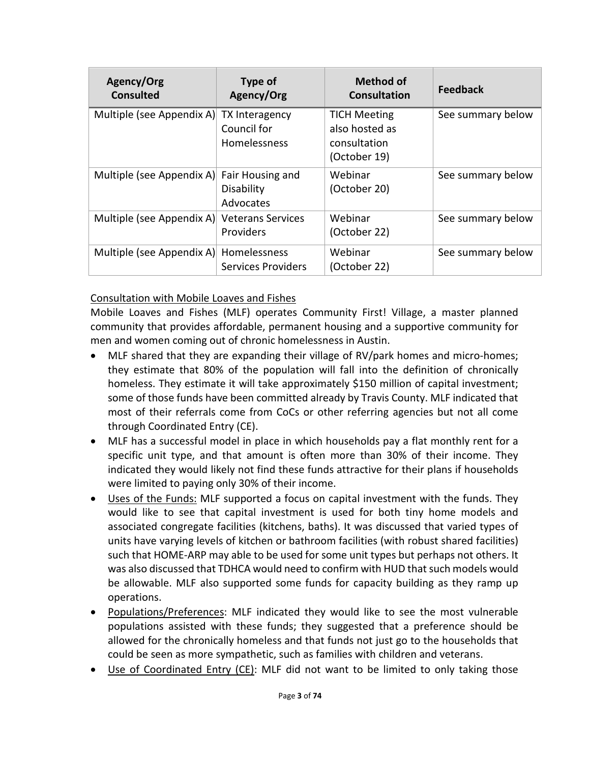| Agency/Org Consulted | Type of Agency/Org | Method of Consultation | Feedback |
|---|---|---|---|
| Multiple (see Appendix A) | TX Interagency Council for Homelessness | TICH Meeting also hosted as consultation (October 19) | See summary below |
| Multiple (see Appendix A) | Fair Housing and Disability Advocates | Webinar (October 20) | See summary below |
| Multiple (see Appendix A) | Veterans Services Providers | Webinar (October 22) | See summary below |
| Multiple (see Appendix A) | Homelessness Services Providers | Webinar (October 22) | See summary below |

<u>Consultation with Mobile Loaves and Fishes</u>

Mobile Loaves and Fishes (MLF) operates Community First! Village, a master planned community that provides affordable, permanent housing and a supportive community for men and women coming out of chronic homelessness in Austin.

- MLF shared that they are expanding their village of RV/park homes and micro-homes; they estimate that 80% of the population will fall into the definition of chronically homeless. They estimate it will take approximately $150 million of capital investment; some of those funds have been committed already by Travis County. MLF indicated that most of their referrals come from CoCs or other referring agencies but not all come through Coordinated Entry (CE).
- MLF has a successful model in place in which households pay a flat monthly rent for a specific unit type, and that amount is often more than 30% of their income. They indicated they would likely not find these funds attractive for their plans if households were limited to paying only 30% of their income.
- <u>Uses of the Funds:</u> MLF supported a focus on capital investment with the funds. They would like to see that capital investment is used for both tiny home models and associated congregate facilities (kitchens, baths). It was discussed that varied types of units have varying levels of kitchen or bathroom facilities (with robust shared facilities) such that HOME-ARP may able to be used for some unit types but perhaps not others. It was also discussed that TDHCA would need to confirm with HUD that such models would be allowable. MLF also supported some funds for capacity building as they ramp up operations.
- <u>Populations/Preferences</u>: MLF indicated they would like to see the most vulnerable populations assisted with these funds; they suggested that a preference should be allowed for the chronically homeless and that funds not just go to the households that could be seen as more sympathetic, such as families with children and veterans.
- <u>Use of Coordinated Entry (CE)</u>: MLF did not want to be limited to only taking those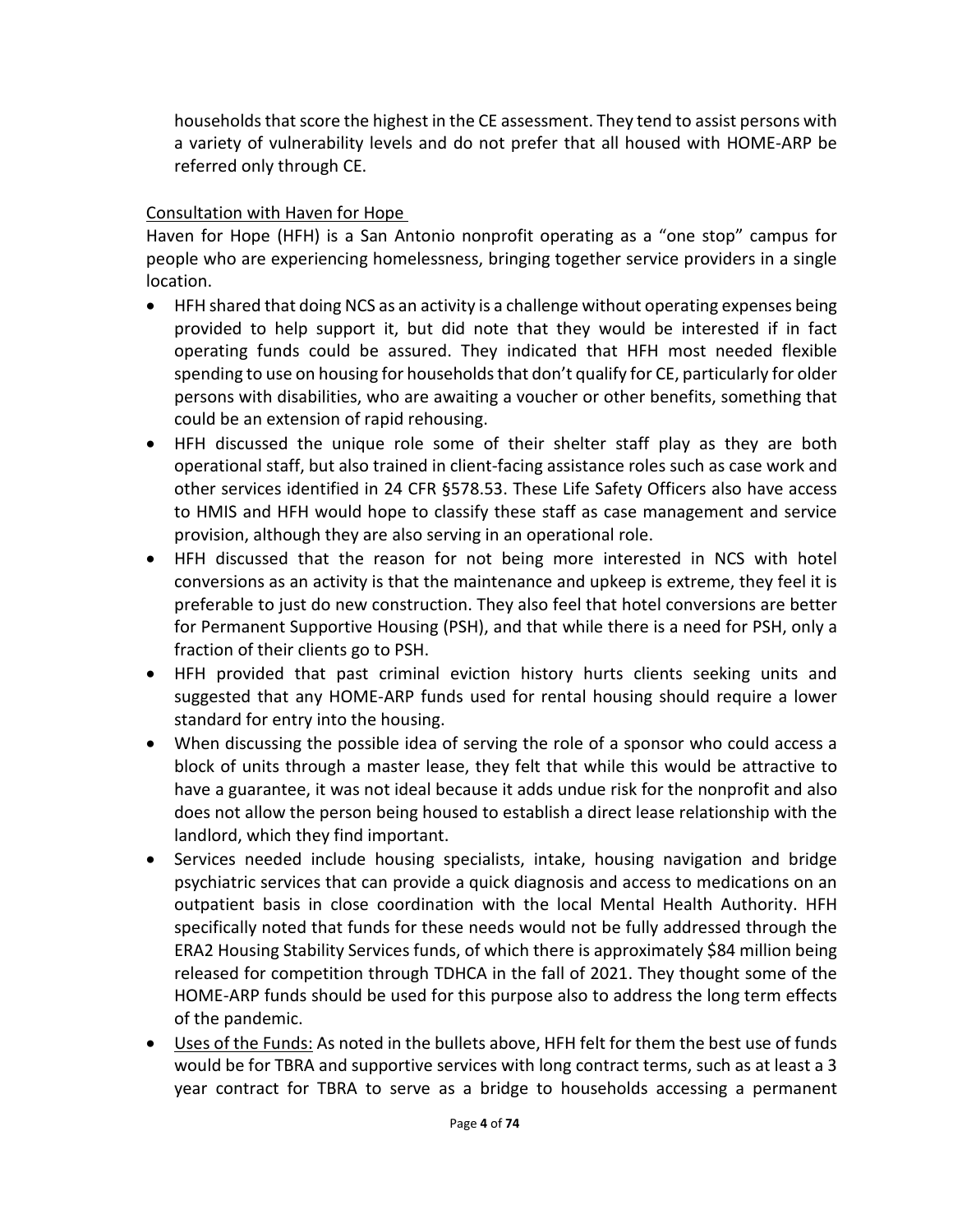households that score the highest in the CE assessment. They tend to assist persons with a variety of vulnerability levels and do not prefer that all housed with HOME-ARP be referred only through CE.

Consultation with Haven for Hope

Haven for Hope (HFH) is a San Antonio nonprofit operating as a "one stop" campus for people who are experiencing homelessness, bringing together service providers in a single location.

- HFH shared that doing NCS as an activity is a challenge without operating expenses being provided to help support it, but did note that they would be interested if in fact operating funds could be assured. They indicated that HFH most needed flexible spending to use on housing for households that don't qualify for CE, particularly for older persons with disabilities, who are awaiting a voucher or other benefits, something that could be an extension of rapid rehousing.
- HFH discussed the unique role some of their shelter staff play as they are both operational staff, but also trained in client-facing assistance roles such as case work and other services identified in 24 CFR §578.53. These Life Safety Officers also have access to HMIS and HFH would hope to classify these staff as case management and service provision, although they are also serving in an operational role.
- HFH discussed that the reason for not being more interested in NCS with hotel conversions as an activity is that the maintenance and upkeep is extreme, they feel it is preferable to just do new construction. They also feel that hotel conversions are better for Permanent Supportive Housing (PSH), and that while there is a need for PSH, only a fraction of their clients go to PSH.
- HFH provided that past criminal eviction history hurts clients seeking units and suggested that any HOME-ARP funds used for rental housing should require a lower standard for entry into the housing.
- When discussing the possible idea of serving the role of a sponsor who could access a block of units through a master lease, they felt that while this would be attractive to have a guarantee, it was not ideal because it adds undue risk for the nonprofit and also does not allow the person being housed to establish a direct lease relationship with the landlord, which they find important.
- Services needed include housing specialists, intake, housing navigation and bridge psychiatric services that can provide a quick diagnosis and access to medications on an outpatient basis in close coordination with the local Mental Health Authority. HFH specifically noted that funds for these needs would not be fully addressed through the ERA2 Housing Stability Services funds, of which there is approximately $84 million being released for competition through TDHCA in the fall of 2021. They thought some of the HOME-ARP funds should be used for this purpose also to address the long term effects of the pandemic.
- Uses of the Funds: As noted in the bullets above, HFH felt for them the best use of funds would be for TBRA and supportive services with long contract terms, such as at least a 3 year contract for TBRA to serve as a bridge to households accessing a permanent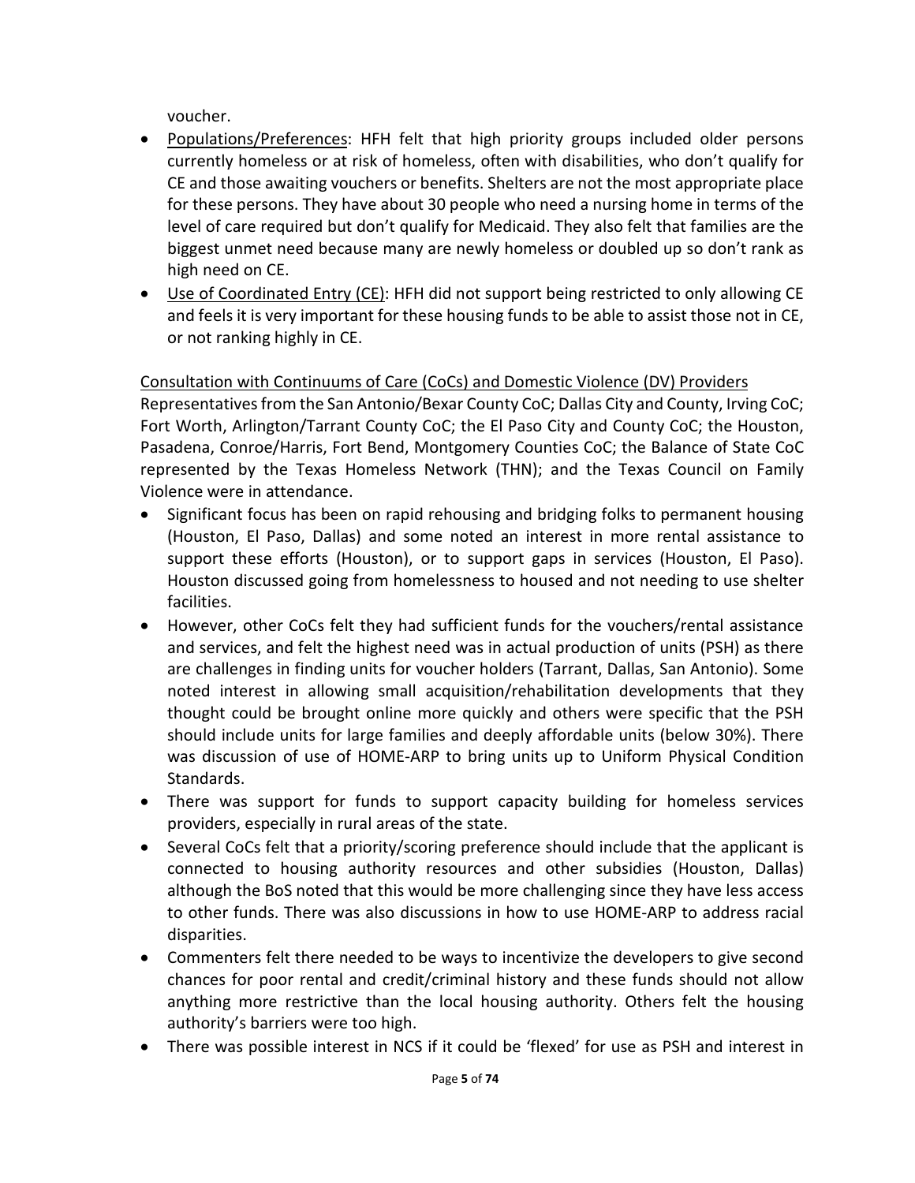voucher.

- Populations/Preferences: HFH felt that high priority groups included older persons currently homeless or at risk of homeless, often with disabilities, who don't qualify for CE and those awaiting vouchers or benefits. Shelters are not the most appropriate place for these persons. They have about 30 people who need a nursing home in terms of the level of care required but don't qualify for Medicaid. They also felt that families are the biggest unmet need because many are newly homeless or doubled up so don't rank as high need on CE.
- Use of Coordinated Entry (CE): HFH did not support being restricted to only allowing CE and feels it is very important for these housing funds to be able to assist those not in CE, or not ranking highly in CE.

Consultation with Continuums of Care (CoCs) and Domestic Violence (DV) Providers

Representatives from the San Antonio/Bexar County CoC; Dallas City and County, Irving CoC; Fort Worth, Arlington/Tarrant County CoC; the El Paso City and County CoC; the Houston, Pasadena, Conroe/Harris, Fort Bend, Montgomery Counties CoC; the Balance of State CoC represented by the Texas Homeless Network (THN); and the Texas Council on Family Violence were in attendance.

- Significant focus has been on rapid rehousing and bridging folks to permanent housing (Houston, El Paso, Dallas) and some noted an interest in more rental assistance to support these efforts (Houston), or to support gaps in services (Houston, El Paso). Houston discussed going from homelessness to housed and not needing to use shelter facilities.
- However, other CoCs felt they had sufficient funds for the vouchers/rental assistance and services, and felt the highest need was in actual production of units (PSH) as there are challenges in finding units for voucher holders (Tarrant, Dallas, San Antonio). Some noted interest in allowing small acquisition/rehabilitation developments that they thought could be brought online more quickly and others were specific that the PSH should include units for large families and deeply affordable units (below 30%). There was discussion of use of HOME-ARP to bring units up to Uniform Physical Condition Standards.
- There was support for funds to support capacity building for homeless services providers, especially in rural areas of the state.
- Several CoCs felt that a priority/scoring preference should include that the applicant is connected to housing authority resources and other subsidies (Houston, Dallas) although the BoS noted that this would be more challenging since they have less access to other funds. There was also discussions in how to use HOME-ARP to address racial disparities.
- Commenters felt there needed to be ways to incentivize the developers to give second chances for poor rental and credit/criminal history and these funds should not allow anything more restrictive than the local housing authority. Others felt the housing authority's barriers were too high.
- There was possible interest in NCS if it could be 'flexed' for use as PSH and interest in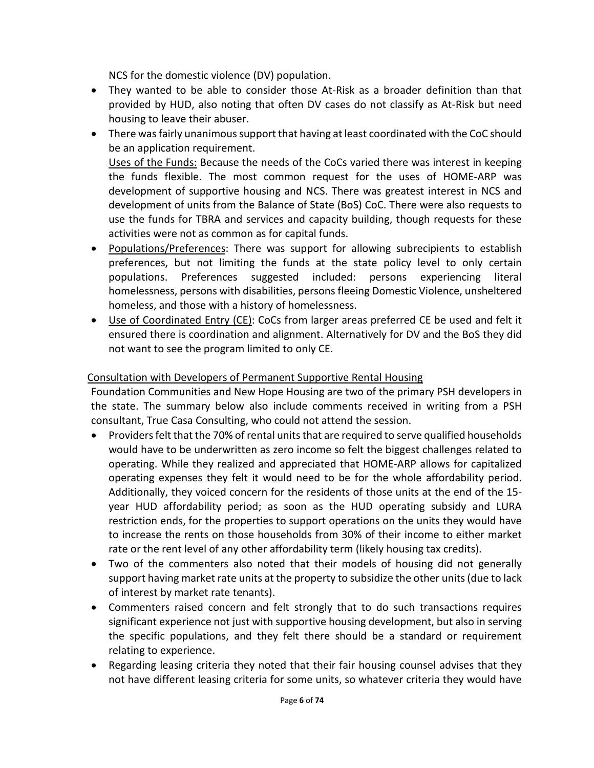NCS for the domestic violence (DV) population.

- They wanted to be able to consider those At-Risk as a broader definition than that provided by HUD, also noting that often DV cases do not classify as At-Risk but need housing to leave their abuser.
- There was fairly unanimous support that having at least coordinated with the CoC should be an application requirement.

  Uses of the Funds: Because the needs of the CoCs varied there was interest in keeping the funds flexible. The most common request for the uses of HOME-ARP was development of supportive housing and NCS. There was greatest interest in NCS and development of units from the Balance of State (BoS) CoC. There were also requests to use the funds for TBRA and services and capacity building, though requests for these activities were not as common as for capital funds.
- Populations/Preferences: There was support for allowing subrecipients to establish preferences, but not limiting the funds at the state policy level to only certain populations. Preferences suggested included: persons experiencing literal homelessness, persons with disabilities, persons fleeing Domestic Violence, unsheltered homeless, and those with a history of homelessness.
- Use of Coordinated Entry (CE): CoCs from larger areas preferred CE be used and felt it ensured there is coordination and alignment. Alternatively for DV and the BoS they did not want to see the program limited to only CE.

Consultation with Developers of Permanent Supportive Rental Housing

Foundation Communities and New Hope Housing are two of the primary PSH developers in the state. The summary below also include comments received in writing from a PSH consultant, True Casa Consulting, who could not attend the session.

- Providers felt that the 70% of rental units that are required to serve qualified households would have to be underwritten as zero income so felt the biggest challenges related to operating. While they realized and appreciated that HOME-ARP allows for capitalized operating expenses they felt it would need to be for the whole affordability period. Additionally, they voiced concern for the residents of those units at the end of the 15-year HUD affordability period; as soon as the HUD operating subsidy and LURA restriction ends, for the properties to support operations on the units they would have to increase the rents on those households from 30% of their income to either market rate or the rent level of any other affordability term (likely housing tax credits).
- Two of the commenters also noted that their models of housing did not generally support having market rate units at the property to subsidize the other units (due to lack of interest by market rate tenants).
- Commenters raised concern and felt strongly that to do such transactions requires significant experience not just with supportive housing development, but also in serving the specific populations, and they felt there should be a standard or requirement relating to experience.
- Regarding leasing criteria they noted that their fair housing counsel advises that they not have different leasing criteria for some units, so whatever criteria they would have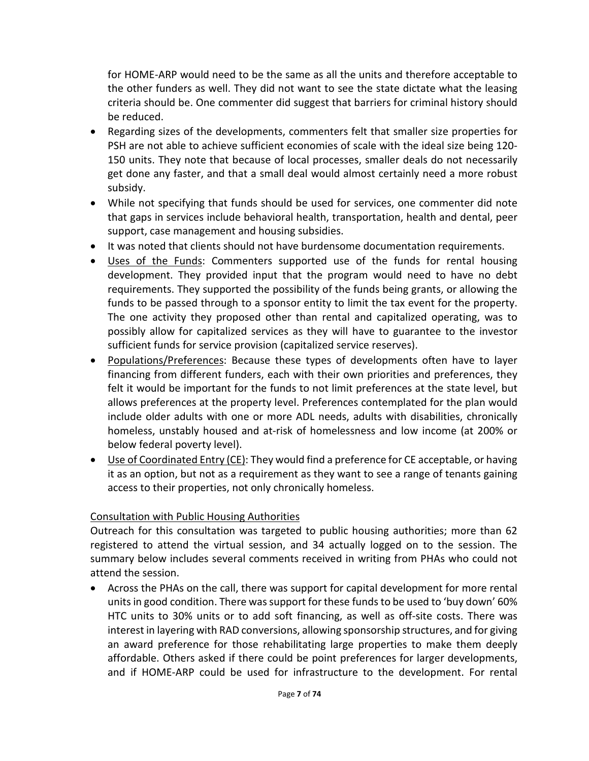for HOME-ARP would need to be the same as all the units and therefore acceptable to the other funders as well. They did not want to see the state dictate what the leasing criteria should be. One commenter did suggest that barriers for criminal history should be reduced.

- Regarding sizes of the developments, commenters felt that smaller size properties for PSH are not able to achieve sufficient economies of scale with the ideal size being 120-150 units. They note that because of local processes, smaller deals do not necessarily get done any faster, and that a small deal would almost certainly need a more robust subsidy.
- While not specifying that funds should be used for services, one commenter did note that gaps in services include behavioral health, transportation, health and dental, peer support, case management and housing subsidies.
- It was noted that clients should not have burdensome documentation requirements.
- Uses of the Funds: Commenters supported use of the funds for rental housing development. They provided input that the program would need to have no debt requirements. They supported the possibility of the funds being grants, or allowing the funds to be passed through to a sponsor entity to limit the tax event for the property. The one activity they proposed other than rental and capitalized operating, was to possibly allow for capitalized services as they will have to guarantee to the investor sufficient funds for service provision (capitalized service reserves).
- Populations/Preferences: Because these types of developments often have to layer financing from different funders, each with their own priorities and preferences, they felt it would be important for the funds to not limit preferences at the state level, but allows preferences at the property level. Preferences contemplated for the plan would include older adults with one or more ADL needs, adults with disabilities, chronically homeless, unstably housed and at-risk of homelessness and low income (at 200% or below federal poverty level).
- Use of Coordinated Entry (CE): They would find a preference for CE acceptable, or having it as an option, but not as a requirement as they want to see a range of tenants gaining access to their properties, not only chronically homeless.

Consultation with Public Housing Authorities

Outreach for this consultation was targeted to public housing authorities; more than 62 registered to attend the virtual session, and 34 actually logged on to the session. The summary below includes several comments received in writing from PHAs who could not attend the session.

- Across the PHAs on the call, there was support for capital development for more rental units in good condition. There was support for these funds to be used to 'buy down' 60% HTC units to 30% units or to add soft financing, as well as off-site costs. There was interest in layering with RAD conversions, allowing sponsorship structures, and for giving an award preference for those rehabilitating large properties to make them deeply affordable. Others asked if there could be point preferences for larger developments, and if HOME-ARP could be used for infrastructure to the development. For rental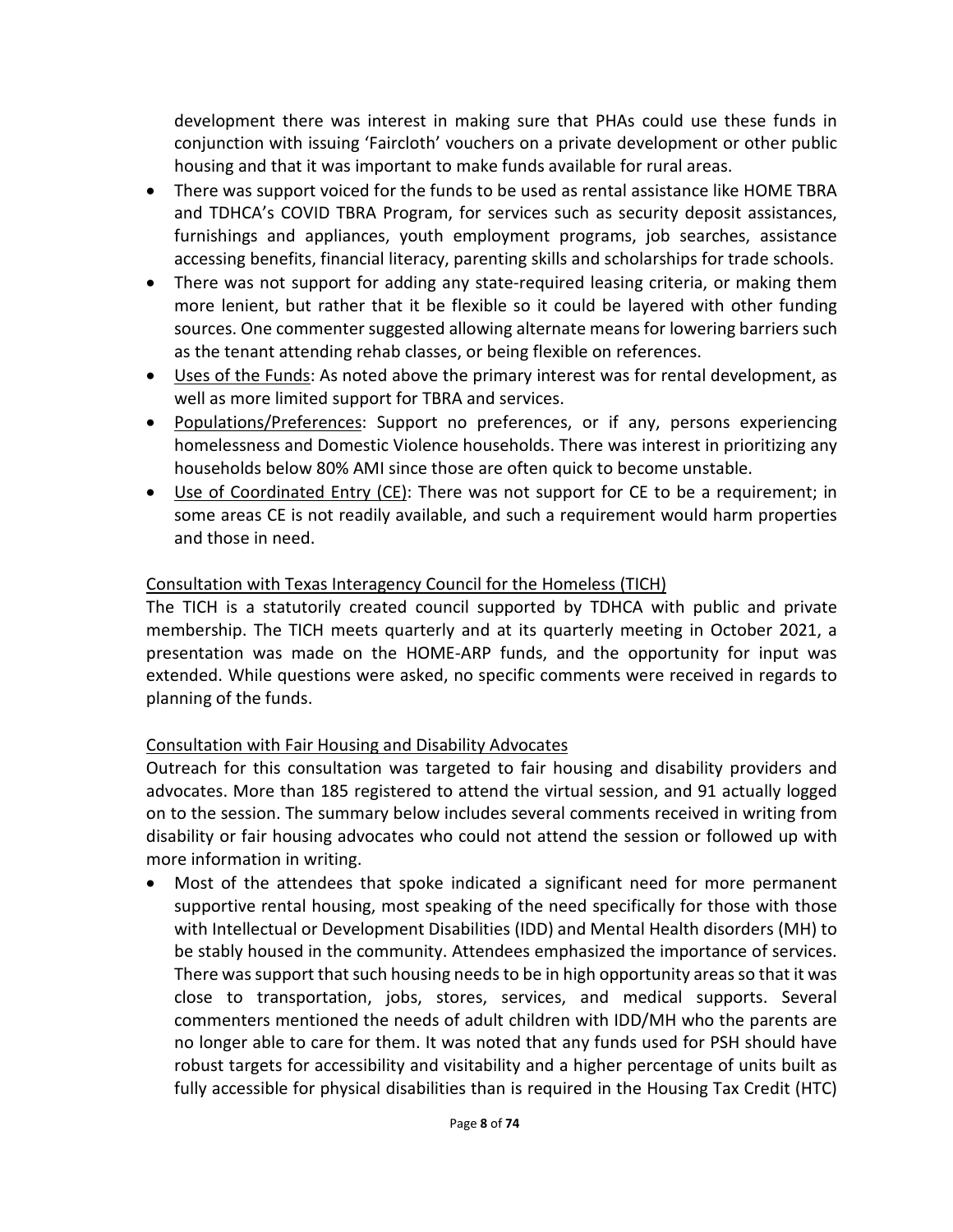development there was interest in making sure that PHAs could use these funds in conjunction with issuing 'Faircloth' vouchers on a private development or other public housing and that it was important to make funds available for rural areas.

- There was support voiced for the funds to be used as rental assistance like HOME TBRA and TDHCA's COVID TBRA Program, for services such as security deposit assistances, furnishings and appliances, youth employment programs, job searches, assistance accessing benefits, financial literacy, parenting skills and scholarships for trade schools.
- There was not support for adding any state-required leasing criteria, or making them more lenient, but rather that it be flexible so it could be layered with other funding sources. One commenter suggested allowing alternate means for lowering barriers such as the tenant attending rehab classes, or being flexible on references.
- Uses of the Funds: As noted above the primary interest was for rental development, as well as more limited support for TBRA and services.
- Populations/Preferences: Support no preferences, or if any, persons experiencing homelessness and Domestic Violence households. There was interest in prioritizing any households below 80% AMI since those are often quick to become unstable.
- Use of Coordinated Entry (CE): There was not support for CE to be a requirement; in some areas CE is not readily available, and such a requirement would harm properties and those in need.

Consultation with Texas Interagency Council for the Homeless (TICH)

The TICH is a statutorily created council supported by TDHCA with public and private membership. The TICH meets quarterly and at its quarterly meeting in October 2021, a presentation was made on the HOME-ARP funds, and the opportunity for input was extended. While questions were asked, no specific comments were received in regards to planning of the funds.

Consultation with Fair Housing and Disability Advocates

Outreach for this consultation was targeted to fair housing and disability providers and advocates. More than 185 registered to attend the virtual session, and 91 actually logged on to the session. The summary below includes several comments received in writing from disability or fair housing advocates who could not attend the session or followed up with more information in writing.

- Most of the attendees that spoke indicated a significant need for more permanent supportive rental housing, most speaking of the need specifically for those with those with Intellectual or Development Disabilities (IDD) and Mental Health disorders (MH) to be stably housed in the community. Attendees emphasized the importance of services. There was support that such housing needs to be in high opportunity areas so that it was close to transportation, jobs, stores, services, and medical supports. Several commenters mentioned the needs of adult children with IDD/MH who the parents are no longer able to care for them. It was noted that any funds used for PSH should have robust targets for accessibility and visitability and a higher percentage of units built as fully accessible for physical disabilities than is required in the Housing Tax Credit (HTC)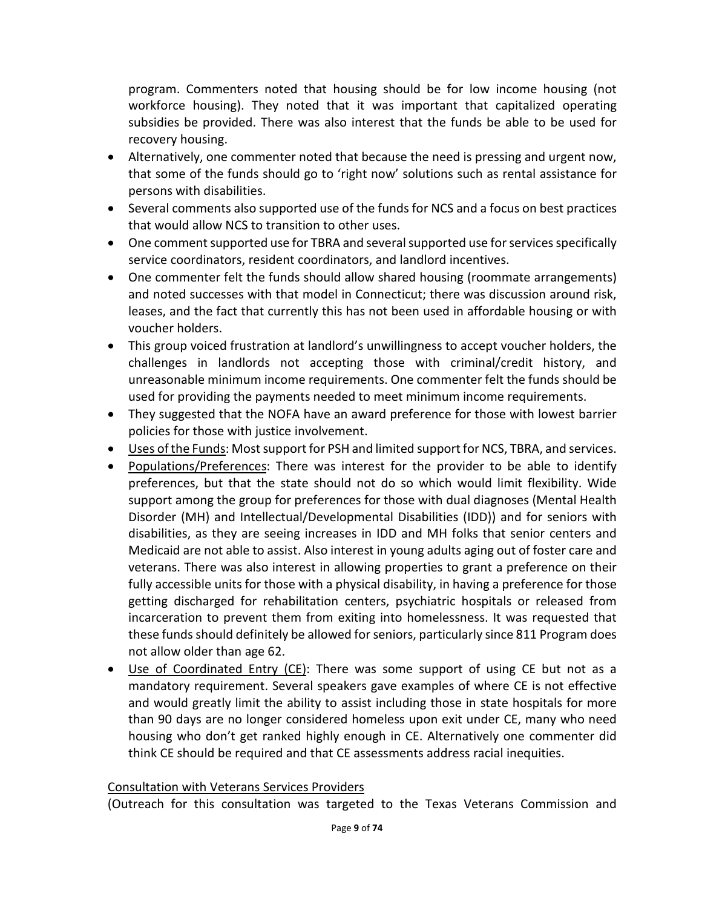program. Commenters noted that housing should be for low income housing (not workforce housing). They noted that it was important that capitalized operating subsidies be provided. There was also interest that the funds be able to be used for recovery housing.

- Alternatively, one commenter noted that because the need is pressing and urgent now, that some of the funds should go to 'right now' solutions such as rental assistance for persons with disabilities.
- Several comments also supported use of the funds for NCS and a focus on best practices that would allow NCS to transition to other uses.
- One comment supported use for TBRA and several supported use for services specifically service coordinators, resident coordinators, and landlord incentives.
- One commenter felt the funds should allow shared housing (roommate arrangements) and noted successes with that model in Connecticut; there was discussion around risk, leases, and the fact that currently this has not been used in affordable housing or with voucher holders.
- This group voiced frustration at landlord's unwillingness to accept voucher holders, the challenges in landlords not accepting those with criminal/credit history, and unreasonable minimum income requirements. One commenter felt the funds should be used for providing the payments needed to meet minimum income requirements.
- They suggested that the NOFA have an award preference for those with lowest barrier policies for those with justice involvement.
- Uses of the Funds: Most support for PSH and limited support for NCS, TBRA, and services.
- Populations/Preferences: There was interest for the provider to be able to identify preferences, but that the state should not do so which would limit flexibility. Wide support among the group for preferences for those with dual diagnoses (Mental Health Disorder (MH) and Intellectual/Developmental Disabilities (IDD)) and for seniors with disabilities, as they are seeing increases in IDD and MH folks that senior centers and Medicaid are not able to assist. Also interest in young adults aging out of foster care and veterans. There was also interest in allowing properties to grant a preference on their fully accessible units for those with a physical disability, in having a preference for those getting discharged for rehabilitation centers, psychiatric hospitals or released from incarceration to prevent them from exiting into homelessness. It was requested that these funds should definitely be allowed for seniors, particularly since 811 Program does not allow older than age 62.
- Use of Coordinated Entry (CE): There was some support of using CE but not as a mandatory requirement. Several speakers gave examples of where CE is not effective and would greatly limit the ability to assist including those in state hospitals for more than 90 days are no longer considered homeless upon exit under CE, many who need housing who don't get ranked highly enough in CE. Alternatively one commenter did think CE should be required and that CE assessments address racial inequities.

Consultation with Veterans Services Providers

(Outreach for this consultation was targeted to the Texas Veterans Commission and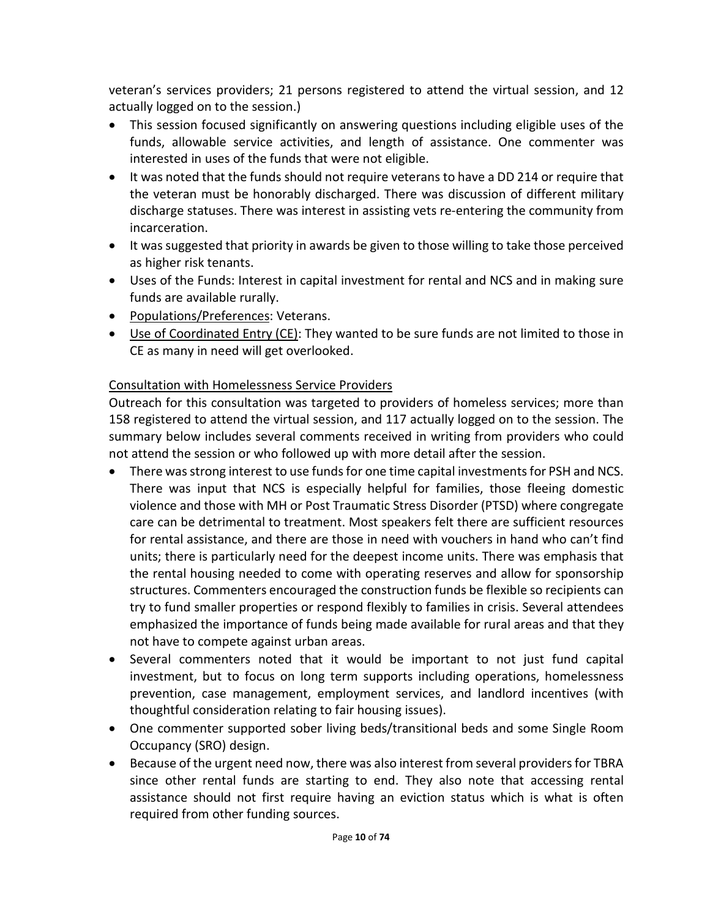veteran's services providers; 21 persons registered to attend the virtual session, and 12 actually logged on to the session.)

- This session focused significantly on answering questions including eligible uses of the funds, allowable service activities, and length of assistance. One commenter was interested in uses of the funds that were not eligible.
- It was noted that the funds should not require veterans to have a DD 214 or require that the veteran must be honorably discharged. There was discussion of different military discharge statuses. There was interest in assisting vets re-entering the community from incarceration.
- It was suggested that priority in awards be given to those willing to take those perceived as higher risk tenants.
- Uses of the Funds: Interest in capital investment for rental and NCS and in making sure funds are available rurally.
- <u>Populations/Preferences</u>: Veterans.
- <u>Use of Coordinated Entry (CE)</u>: They wanted to be sure funds are not limited to those in CE as many in need will get overlooked.

<u>Consultation with Homelessness Service Providers</u>

Outreach for this consultation was targeted to providers of homeless services; more than 158 registered to attend the virtual session, and 117 actually logged on to the session. The summary below includes several comments received in writing from providers who could not attend the session or who followed up with more detail after the session.

- There was strong interest to use funds for one time capital investments for PSH and NCS. There was input that NCS is especially helpful for families, those fleeing domestic violence and those with MH or Post Traumatic Stress Disorder (PTSD) where congregate care can be detrimental to treatment. Most speakers felt there are sufficient resources for rental assistance, and there are those in need with vouchers in hand who can't find units; there is particularly need for the deepest income units. There was emphasis that the rental housing needed to come with operating reserves and allow for sponsorship structures. Commenters encouraged the construction funds be flexible so recipients can try to fund smaller properties or respond flexibly to families in crisis. Several attendees emphasized the importance of funds being made available for rural areas and that they not have to compete against urban areas.
- Several commenters noted that it would be important to not just fund capital investment, but to focus on long term supports including operations, homelessness prevention, case management, employment services, and landlord incentives (with thoughtful consideration relating to fair housing issues).
- One commenter supported sober living beds/transitional beds and some Single Room Occupancy (SRO) design.
- Because of the urgent need now, there was also interest from several providers for TBRA since other rental funds are starting to end. They also note that accessing rental assistance should not first require having an eviction status which is what is often required from other funding sources.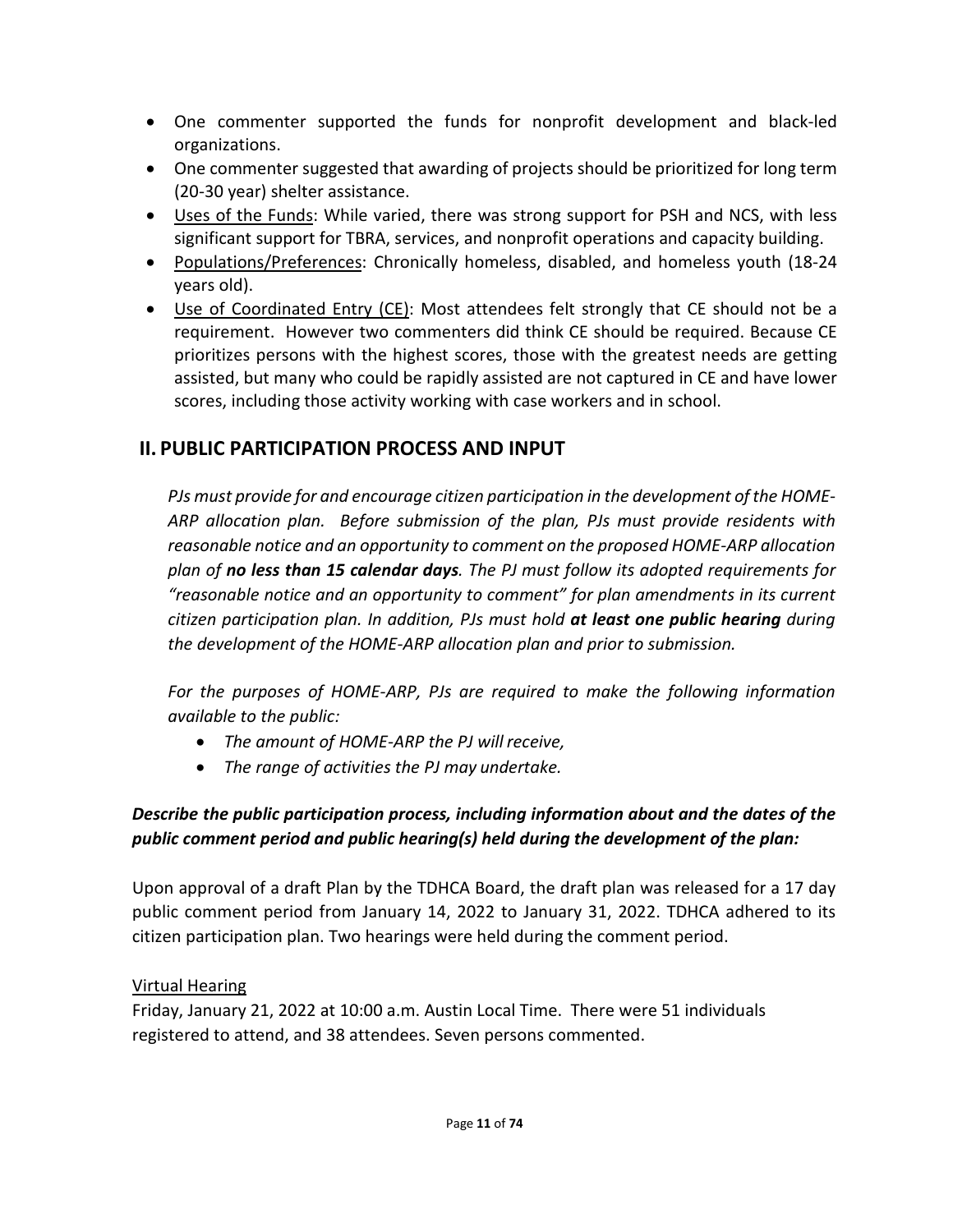- One commenter supported the funds for nonprofit development and black-led organizations.
- One commenter suggested that awarding of projects should be prioritized for long term (20-30 year) shelter assistance.
- Uses of the Funds: While varied, there was strong support for PSH and NCS, with less significant support for TBRA, services, and nonprofit operations and capacity building.
- Populations/Preferences: Chronically homeless, disabled, and homeless youth (18-24 years old).
- Use of Coordinated Entry (CE): Most attendees felt strongly that CE should not be a requirement. However two commenters did think CE should be required. Because CE prioritizes persons with the highest scores, those with the greatest needs are getting assisted, but many who could be rapidly assisted are not captured in CE and have lower scores, including those activity working with case workers and in school.

## II. PUBLIC PARTICIPATION PROCESS AND INPUT

*PJs must provide for and encourage citizen participation in the development of the HOME-ARP allocation plan. Before submission of the plan, PJs must provide residents with reasonable notice and an opportunity to comment on the proposed HOME-ARP allocation plan of **no less than 15 calendar days**. The PJ must follow its adopted requirements for "reasonable notice and an opportunity to comment" for plan amendments in its current citizen participation plan. In addition, PJs must hold **at least one public hearing** during the development of the HOME-ARP allocation plan and prior to submission.*

*For the purposes of HOME-ARP, PJs are required to make the following information available to the public:*

- *The amount of HOME-ARP the PJ will receive,*
- *The range of activities the PJ may undertake.*

***Describe the public participation process, including information about and the dates of the public comment period and public hearing(s) held during the development of the plan:***

Upon approval of a draft Plan by the TDHCA Board, the draft plan was released for a 17 day public comment period from January 14, 2022 to January 31, 2022. TDHCA adhered to its citizen participation plan. Two hearings were held during the comment period.

Virtual Hearing

Friday, January 21, 2022 at 10:00 a.m. Austin Local Time. There were 51 individuals registered to attend, and 38 attendees. Seven persons commented.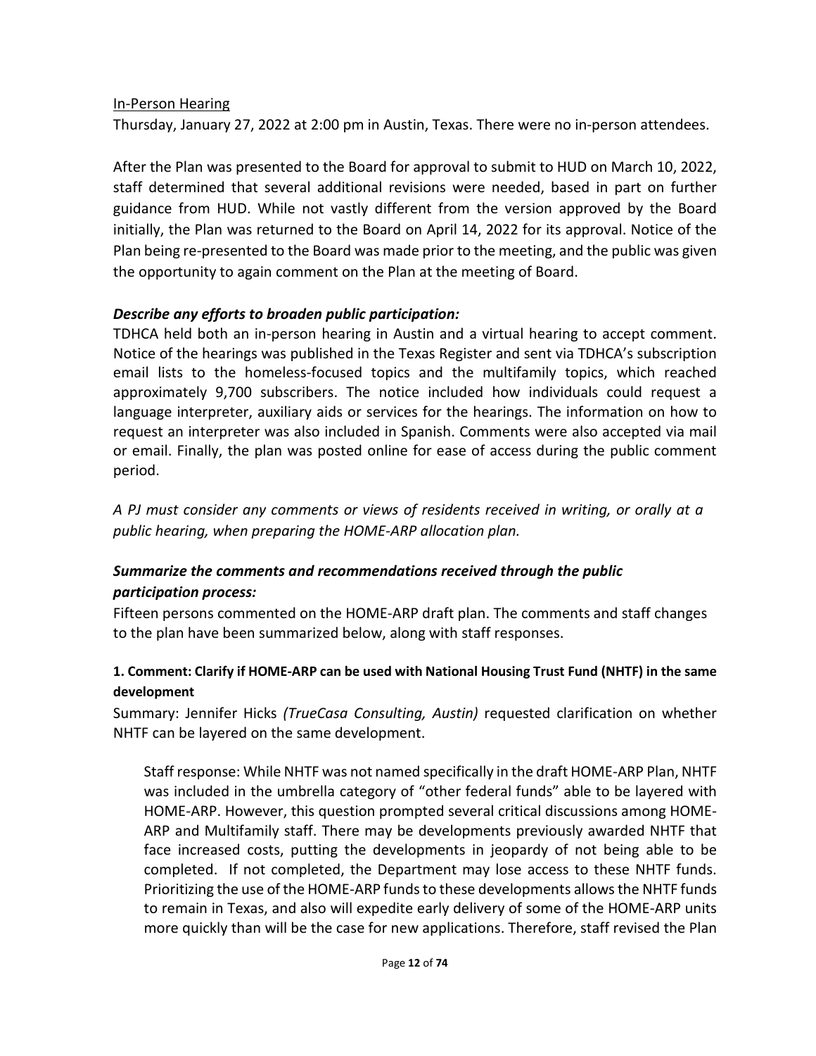<u>In-Person Hearing</u>

Thursday, January 27, 2022 at 2:00 pm in Austin, Texas. There were no in-person attendees.

After the Plan was presented to the Board for approval to submit to HUD on March 10, 2022, staff determined that several additional revisions were needed, based in part on further guidance from HUD. While not vastly different from the version approved by the Board initially, the Plan was returned to the Board on April 14, 2022 for its approval. Notice of the Plan being re-presented to the Board was made prior to the meeting, and the public was given the opportunity to again comment on the Plan at the meeting of Board.

***Describe any efforts to broaden public participation:***

TDHCA held both an in-person hearing in Austin and a virtual hearing to accept comment. Notice of the hearings was published in the Texas Register and sent via TDHCA's subscription email lists to the homeless-focused topics and the multifamily topics, which reached approximately 9,700 subscribers. The notice included how individuals could request a language interpreter, auxiliary aids or services for the hearings. The information on how to request an interpreter was also included in Spanish. Comments were also accepted via mail or email. Finally, the plan was posted online for ease of access during the public comment period.

*A PJ must consider any comments or views of residents received in writing, or orally at a public hearing, when preparing the HOME-ARP allocation plan.*

***Summarize the comments and recommendations received through the public participation process:***

Fifteen persons commented on the HOME-ARP draft plan. The comments and staff changes to the plan have been summarized below, along with staff responses.

**1. Comment: Clarify if HOME-ARP can be used with National Housing Trust Fund (NHTF) in the same development**

Summary: Jennifer Hicks *(TrueCasa Consulting, Austin)* requested clarification on whether NHTF can be layered on the same development.

> Staff response: While NHTF was not named specifically in the draft HOME-ARP Plan, NHTF was included in the umbrella category of "other federal funds" able to be layered with HOME-ARP. However, this question prompted several critical discussions among HOME-ARP and Multifamily staff. There may be developments previously awarded NHTF that face increased costs, putting the developments in jeopardy of not being able to be completed. If not completed, the Department may lose access to these NHTF funds. Prioritizing the use of the HOME-ARP funds to these developments allows the NHTF funds to remain in Texas, and also will expedite early delivery of some of the HOME-ARP units more quickly than will be the case for new applications. Therefore, staff revised the Plan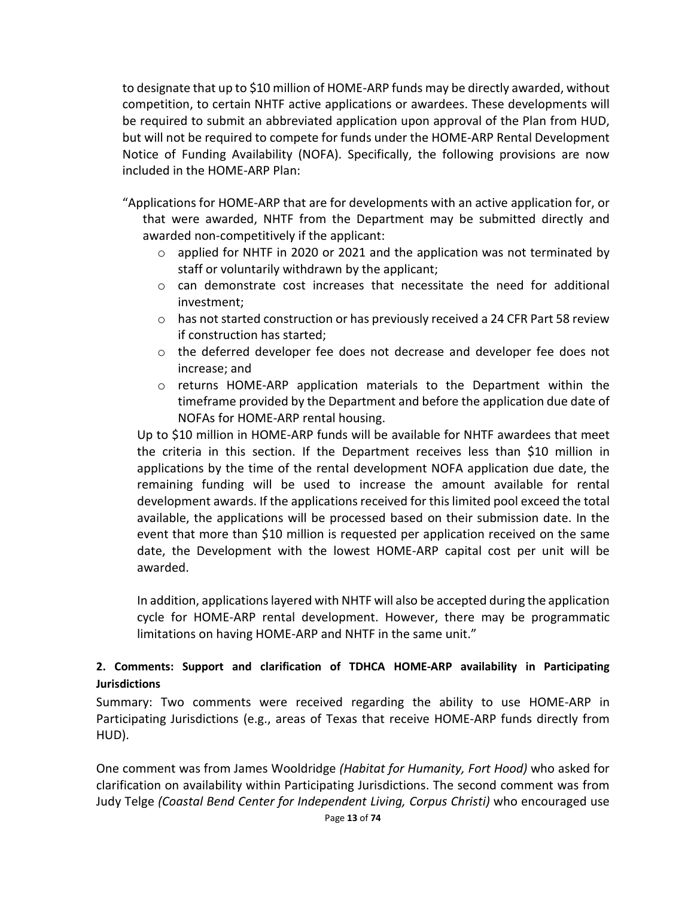to designate that up to $10 million of HOME-ARP funds may be directly awarded, without competition, to certain NHTF active applications or awardees. These developments will be required to submit an abbreviated application upon approval of the Plan from HUD, but will not be required to compete for funds under the HOME-ARP Rental Development Notice of Funding Availability (NOFA). Specifically, the following provisions are now included in the HOME-ARP Plan:

"Applications for HOME-ARP that are for developments with an active application for, or that were awarded, NHTF from the Department may be submitted directly and awarded non-competitively if the applicant:

- applied for NHTF in 2020 or 2021 and the application was not terminated by staff or voluntarily withdrawn by the applicant;
- can demonstrate cost increases that necessitate the need for additional investment;
- has not started construction or has previously received a 24 CFR Part 58 review if construction has started;
- the deferred developer fee does not decrease and developer fee does not increase; and
- returns HOME-ARP application materials to the Department within the timeframe provided by the Department and before the application due date of NOFAs for HOME-ARP rental housing.

Up to $10 million in HOME-ARP funds will be available for NHTF awardees that meet the criteria in this section. If the Department receives less than $10 million in applications by the time of the rental development NOFA application due date, the remaining funding will be used to increase the amount available for rental development awards. If the applications received for this limited pool exceed the total available, the applications will be processed based on their submission date. In the event that more than $10 million is requested per application received on the same date, the Development with the lowest HOME-ARP capital cost per unit will be awarded.

In addition, applications layered with NHTF will also be accepted during the application cycle for HOME-ARP rental development. However, there may be programmatic limitations on having HOME-ARP and NHTF in the same unit."

**2. Comments: Support and clarification of TDHCA HOME-ARP availability in Participating Jurisdictions**

Summary: Two comments were received regarding the ability to use HOME-ARP in Participating Jurisdictions (e.g., areas of Texas that receive HOME-ARP funds directly from HUD).

One comment was from James Wooldridge *(Habitat for Humanity, Fort Hood)* who asked for clarification on availability within Participating Jurisdictions. The second comment was from Judy Telge *(Coastal Bend Center for Independent Living, Corpus Christi)* who encouraged use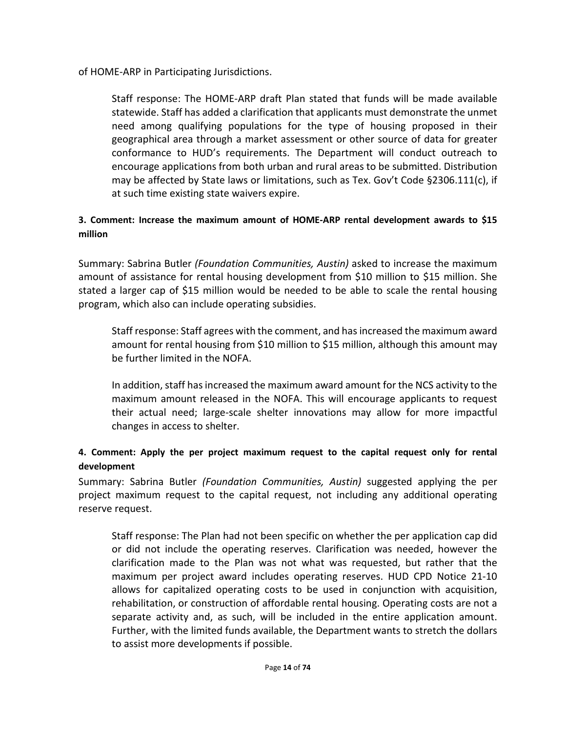of HOME-ARP in Participating Jurisdictions.

> Staff response: The HOME-ARP draft Plan stated that funds will be made available statewide. Staff has added a clarification that applicants must demonstrate the unmet need among qualifying populations for the type of housing proposed in their geographical area through a market assessment or other source of data for greater conformance to HUD's requirements. The Department will conduct outreach to encourage applications from both urban and rural areas to be submitted. Distribution may be affected by State laws or limitations, such as Tex. Gov't Code §2306.111(c), if at such time existing state waivers expire.

**3. Comment: Increase the maximum amount of HOME-ARP rental development awards to $15 million**

Summary: Sabrina Butler *(Foundation Communities, Austin)* asked to increase the maximum amount of assistance for rental housing development from $10 million to $15 million. She stated a larger cap of $15 million would be needed to be able to scale the rental housing program, which also can include operating subsidies.

> Staff response: Staff agrees with the comment, and has increased the maximum award amount for rental housing from $10 million to $15 million, although this amount may be further limited in the NOFA.
>
> In addition, staff has increased the maximum award amount for the NCS activity to the maximum amount released in the NOFA. This will encourage applicants to request their actual need; large-scale shelter innovations may allow for more impactful changes in access to shelter.

**4. Comment: Apply the per project maximum request to the capital request only for rental development**

Summary: Sabrina Butler *(Foundation Communities, Austin)* suggested applying the per project maximum request to the capital request, not including any additional operating reserve request.

> Staff response: The Plan had not been specific on whether the per application cap did or did not include the operating reserves. Clarification was needed, however the clarification made to the Plan was not what was requested, but rather that the maximum per project award includes operating reserves. HUD CPD Notice 21-10 allows for capitalized operating costs to be used in conjunction with acquisition, rehabilitation, or construction of affordable rental housing. Operating costs are not a separate activity and, as such, will be included in the entire application amount. Further, with the limited funds available, the Department wants to stretch the dollars to assist more developments if possible.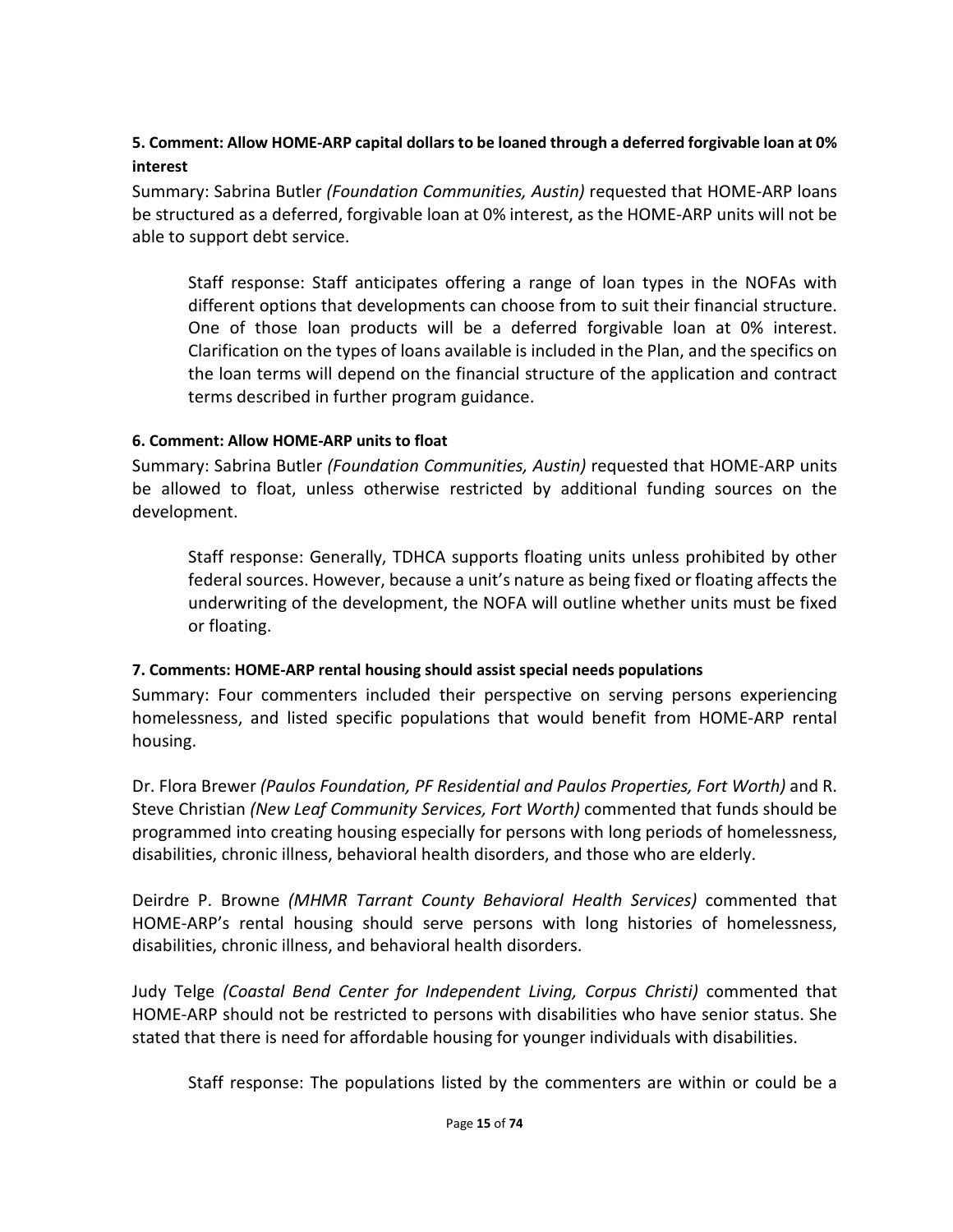**5. Comment: Allow HOME-ARP capital dollars to be loaned through a deferred forgivable loan at 0% interest**

Summary: Sabrina Butler *(Foundation Communities, Austin)* requested that HOME-ARP loans be structured as a deferred, forgivable loan at 0% interest, as the HOME-ARP units will not be able to support debt service.

> Staff response: Staff anticipates offering a range of loan types in the NOFAs with different options that developments can choose from to suit their financial structure. One of those loan products will be a deferred forgivable loan at 0% interest. Clarification on the types of loans available is included in the Plan, and the specifics on the loan terms will depend on the financial structure of the application and contract terms described in further program guidance.

**6. Comment: Allow HOME-ARP units to float**

Summary: Sabrina Butler *(Foundation Communities, Austin)* requested that HOME-ARP units be allowed to float, unless otherwise restricted by additional funding sources on the development.

> Staff response: Generally, TDHCA supports floating units unless prohibited by other federal sources. However, because a unit's nature as being fixed or floating affects the underwriting of the development, the NOFA will outline whether units must be fixed or floating.

**7. Comments: HOME-ARP rental housing should assist special needs populations**

Summary: Four commenters included their perspective on serving persons experiencing homelessness, and listed specific populations that would benefit from HOME-ARP rental housing.

Dr. Flora Brewer *(Paulos Foundation, PF Residential and Paulos Properties, Fort Worth)* and R. Steve Christian *(New Leaf Community Services, Fort Worth)* commented that funds should be programmed into creating housing especially for persons with long periods of homelessness, disabilities, chronic illness, behavioral health disorders, and those who are elderly.

Deirdre P. Browne *(MHMR Tarrant County Behavioral Health Services)* commented that HOME-ARP's rental housing should serve persons with long histories of homelessness, disabilities, chronic illness, and behavioral health disorders.

Judy Telge *(Coastal Bend Center for Independent Living, Corpus Christi)* commented that HOME-ARP should not be restricted to persons with disabilities who have senior status. She stated that there is need for affordable housing for younger individuals with disabilities.

> Staff response: The populations listed by the commenters are within or could be a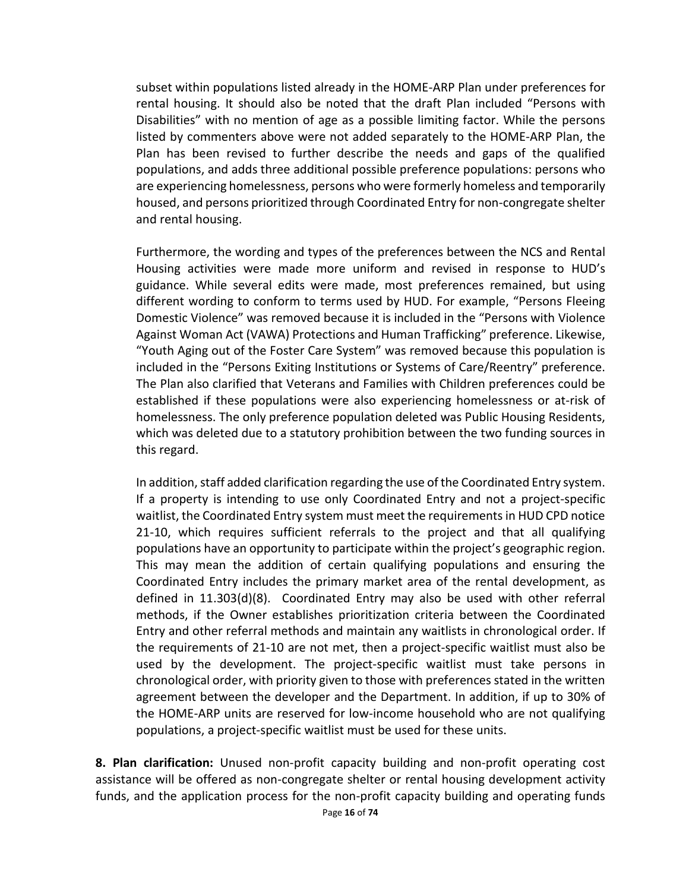subset within populations listed already in the HOME-ARP Plan under preferences for rental housing. It should also be noted that the draft Plan included "Persons with Disabilities" with no mention of age as a possible limiting factor. While the persons listed by commenters above were not added separately to the HOME-ARP Plan, the Plan has been revised to further describe the needs and gaps of the qualified populations, and adds three additional possible preference populations: persons who are experiencing homelessness, persons who were formerly homeless and temporarily housed, and persons prioritized through Coordinated Entry for non-congregate shelter and rental housing.

Furthermore, the wording and types of the preferences between the NCS and Rental Housing activities were made more uniform and revised in response to HUD's guidance. While several edits were made, most preferences remained, but using different wording to conform to terms used by HUD. For example, "Persons Fleeing Domestic Violence" was removed because it is included in the "Persons with Violence Against Woman Act (VAWA) Protections and Human Trafficking" preference. Likewise, "Youth Aging out of the Foster Care System" was removed because this population is included in the "Persons Exiting Institutions or Systems of Care/Reentry" preference. The Plan also clarified that Veterans and Families with Children preferences could be established if these populations were also experiencing homelessness or at-risk of homelessness. The only preference population deleted was Public Housing Residents, which was deleted due to a statutory prohibition between the two funding sources in this regard.

In addition, staff added clarification regarding the use of the Coordinated Entry system. If a property is intending to use only Coordinated Entry and not a project-specific waitlist, the Coordinated Entry system must meet the requirements in HUD CPD notice 21-10, which requires sufficient referrals to the project and that all qualifying populations have an opportunity to participate within the project's geographic region. This may mean the addition of certain qualifying populations and ensuring the Coordinated Entry includes the primary market area of the rental development, as defined in 11.303(d)(8). Coordinated Entry may also be used with other referral methods, if the Owner establishes prioritization criteria between the Coordinated Entry and other referral methods and maintain any waitlists in chronological order. If the requirements of 21-10 are not met, then a project-specific waitlist must also be used by the development. The project-specific waitlist must take persons in chronological order, with priority given to those with preferences stated in the written agreement between the developer and the Department. In addition, if up to 30% of the HOME-ARP units are reserved for low-income household who are not qualifying populations, a project-specific waitlist must be used for these units.

**8. Plan clarification:** Unused non-profit capacity building and non-profit operating cost assistance will be offered as non-congregate shelter or rental housing development activity funds, and the application process for the non-profit capacity building and operating funds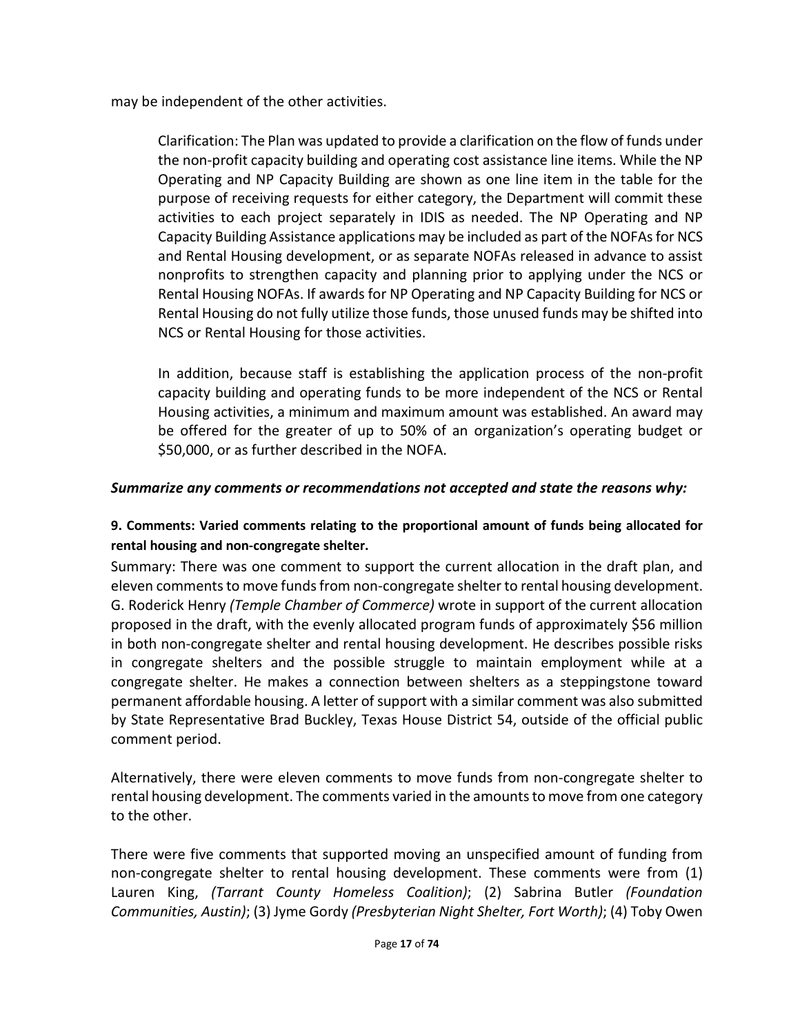may be independent of the other activities.

> Clarification: The Plan was updated to provide a clarification on the flow of funds under the non-profit capacity building and operating cost assistance line items. While the NP Operating and NP Capacity Building are shown as one line item in the table for the purpose of receiving requests for either category, the Department will commit these activities to each project separately in IDIS as needed. The NP Operating and NP Capacity Building Assistance applications may be included as part of the NOFAs for NCS and Rental Housing development, or as separate NOFAs released in advance to assist nonprofits to strengthen capacity and planning prior to applying under the NCS or Rental Housing NOFAs. If awards for NP Operating and NP Capacity Building for NCS or Rental Housing do not fully utilize those funds, those unused funds may be shifted into NCS or Rental Housing for those activities.
>
> In addition, because staff is establishing the application process of the non-profit capacity building and operating funds to be more independent of the NCS or Rental Housing activities, a minimum and maximum amount was established. An award may be offered for the greater of up to 50% of an organization's operating budget or $50,000, or as further described in the NOFA.

***Summarize any comments or recommendations not accepted and state the reasons why:***

**9. Comments: Varied comments relating to the proportional amount of funds being allocated for rental housing and non-congregate shelter.**

Summary: There was one comment to support the current allocation in the draft plan, and eleven comments to move funds from non-congregate shelter to rental housing development. G. Roderick Henry *(Temple Chamber of Commerce)* wrote in support of the current allocation proposed in the draft, with the evenly allocated program funds of approximately $56 million in both non-congregate shelter and rental housing development. He describes possible risks in congregate shelters and the possible struggle to maintain employment while at a congregate shelter. He makes a connection between shelters as a steppingstone toward permanent affordable housing. A letter of support with a similar comment was also submitted by State Representative Brad Buckley, Texas House District 54, outside of the official public comment period.

Alternatively, there were eleven comments to move funds from non-congregate shelter to rental housing development. The comments varied in the amounts to move from one category to the other.

There were five comments that supported moving an unspecified amount of funding from non-congregate shelter to rental housing development. These comments were from (1) Lauren King, *(Tarrant County Homeless Coalition)*; (2) Sabrina Butler *(Foundation Communities, Austin)*; (3) Jyme Gordy *(Presbyterian Night Shelter, Fort Worth)*; (4) Toby Owen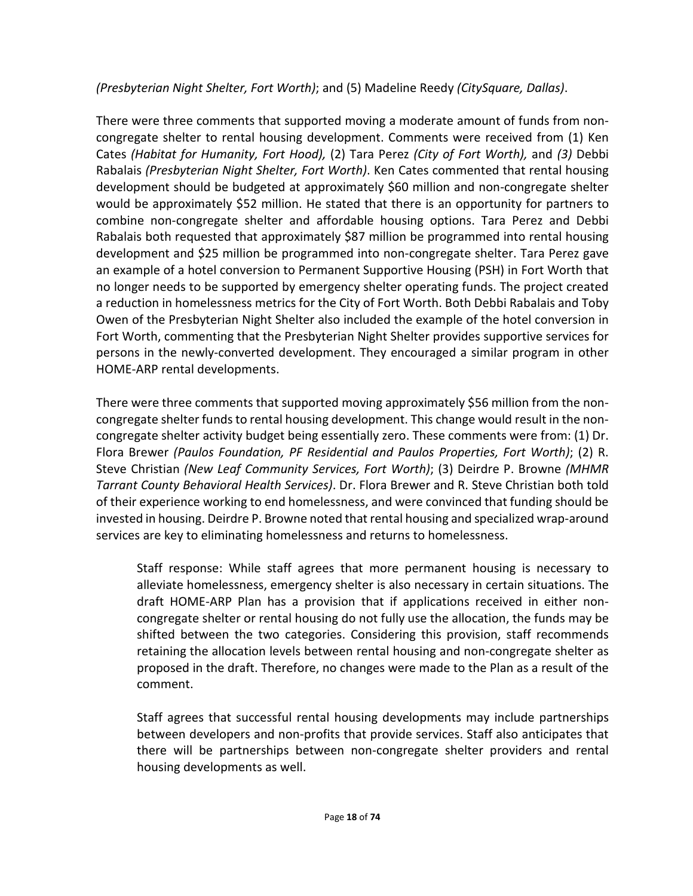*(Presbyterian Night Shelter, Fort Worth)*; and (5) Madeline Reedy *(CitySquare, Dallas)*.

There were three comments that supported moving a moderate amount of funds from non-congregate shelter to rental housing development. Comments were received from (1) Ken Cates *(Habitat for Humanity, Fort Hood),* (2) Tara Perez *(City of Fort Worth),* and *(3)* Debbi Rabalais *(Presbyterian Night Shelter, Fort Worth)*. Ken Cates commented that rental housing development should be budgeted at approximately $60 million and non-congregate shelter would be approximately $52 million. He stated that there is an opportunity for partners to combine non-congregate shelter and affordable housing options. Tara Perez and Debbi Rabalais both requested that approximately $87 million be programmed into rental housing development and $25 million be programmed into non-congregate shelter. Tara Perez gave an example of a hotel conversion to Permanent Supportive Housing (PSH) in Fort Worth that no longer needs to be supported by emergency shelter operating funds. The project created a reduction in homelessness metrics for the City of Fort Worth. Both Debbi Rabalais and Toby Owen of the Presbyterian Night Shelter also included the example of the hotel conversion in Fort Worth, commenting that the Presbyterian Night Shelter provides supportive services for persons in the newly-converted development. They encouraged a similar program in other HOME-ARP rental developments.

There were three comments that supported moving approximately $56 million from the non-congregate shelter funds to rental housing development. This change would result in the non-congregate shelter activity budget being essentially zero. These comments were from: (1) Dr. Flora Brewer *(Paulos Foundation, PF Residential and Paulos Properties, Fort Worth)*; (2) R. Steve Christian *(New Leaf Community Services, Fort Worth)*; (3) Deirdre P. Browne *(MHMR Tarrant County Behavioral Health Services)*. Dr. Flora Brewer and R. Steve Christian both told of their experience working to end homelessness, and were convinced that funding should be invested in housing. Deirdre P. Browne noted that rental housing and specialized wrap-around services are key to eliminating homelessness and returns to homelessness.

> Staff response: While staff agrees that more permanent housing is necessary to alleviate homelessness, emergency shelter is also necessary in certain situations. The draft HOME-ARP Plan has a provision that if applications received in either non-congregate shelter or rental housing do not fully use the allocation, the funds may be shifted between the two categories. Considering this provision, staff recommends retaining the allocation levels between rental housing and non-congregate shelter as proposed in the draft. Therefore, no changes were made to the Plan as a result of the comment.
>
> Staff agrees that successful rental housing developments may include partnerships between developers and non-profits that provide services. Staff also anticipates that there will be partnerships between non-congregate shelter providers and rental housing developments as well.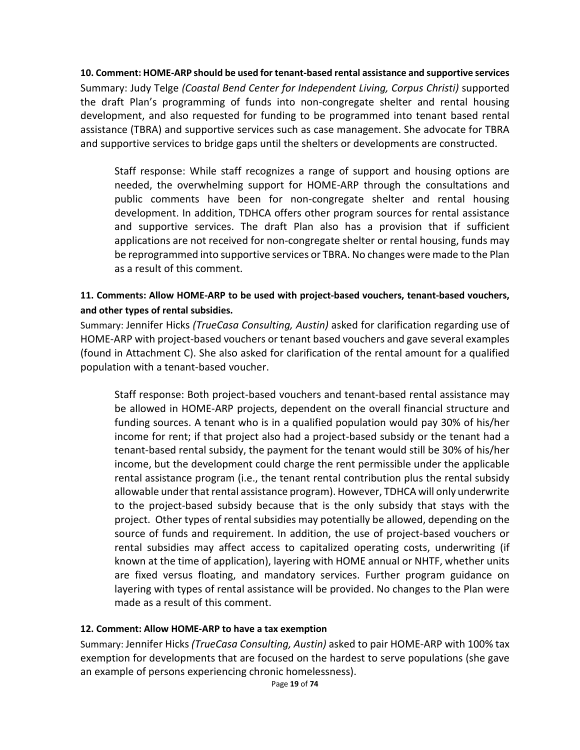**10. Comment: HOME-ARP should be used for tenant-based rental assistance and supportive services**

Summary: Judy Telge *(Coastal Bend Center for Independent Living, Corpus Christi)* supported the draft Plan's programming of funds into non-congregate shelter and rental housing development, and also requested for funding to be programmed into tenant based rental assistance (TBRA) and supportive services such as case management. She advocate for TBRA and supportive services to bridge gaps until the shelters or developments are constructed.

> Staff response: While staff recognizes a range of support and housing options are needed, the overwhelming support for HOME-ARP through the consultations and public comments have been for non-congregate shelter and rental housing development. In addition, TDHCA offers other program sources for rental assistance and supportive services. The draft Plan also has a provision that if sufficient applications are not received for non-congregate shelter or rental housing, funds may be reprogrammed into supportive services or TBRA. No changes were made to the Plan as a result of this comment.

**11. Comments: Allow HOME-ARP to be used with project-based vouchers, tenant-based vouchers, and other types of rental subsidies.**

Summary: Jennifer Hicks *(TrueCasa Consulting, Austin)* asked for clarification regarding use of HOME-ARP with project-based vouchers or tenant based vouchers and gave several examples (found in Attachment C). She also asked for clarification of the rental amount for a qualified population with a tenant-based voucher.

> Staff response: Both project-based vouchers and tenant-based rental assistance may be allowed in HOME-ARP projects, dependent on the overall financial structure and funding sources. A tenant who is in a qualified population would pay 30% of his/her income for rent; if that project also had a project-based subsidy or the tenant had a tenant-based rental subsidy, the payment for the tenant would still be 30% of his/her income, but the development could charge the rent permissible under the applicable rental assistance program (i.e., the tenant rental contribution plus the rental subsidy allowable under that rental assistance program). However, TDHCA will only underwrite to the project-based subsidy because that is the only subsidy that stays with the project. Other types of rental subsidies may potentially be allowed, depending on the source of funds and requirement. In addition, the use of project-based vouchers or rental subsidies may affect access to capitalized operating costs, underwriting (if known at the time of application), layering with HOME annual or NHTF, whether units are fixed versus floating, and mandatory services. Further program guidance on layering with types of rental assistance will be provided. No changes to the Plan were made as a result of this comment.

**12. Comment: Allow HOME-ARP to have a tax exemption**

Summary: Jennifer Hicks *(TrueCasa Consulting, Austin)* asked to pair HOME-ARP with 100% tax exemption for developments that are focused on the hardest to serve populations (she gave an example of persons experiencing chronic homelessness).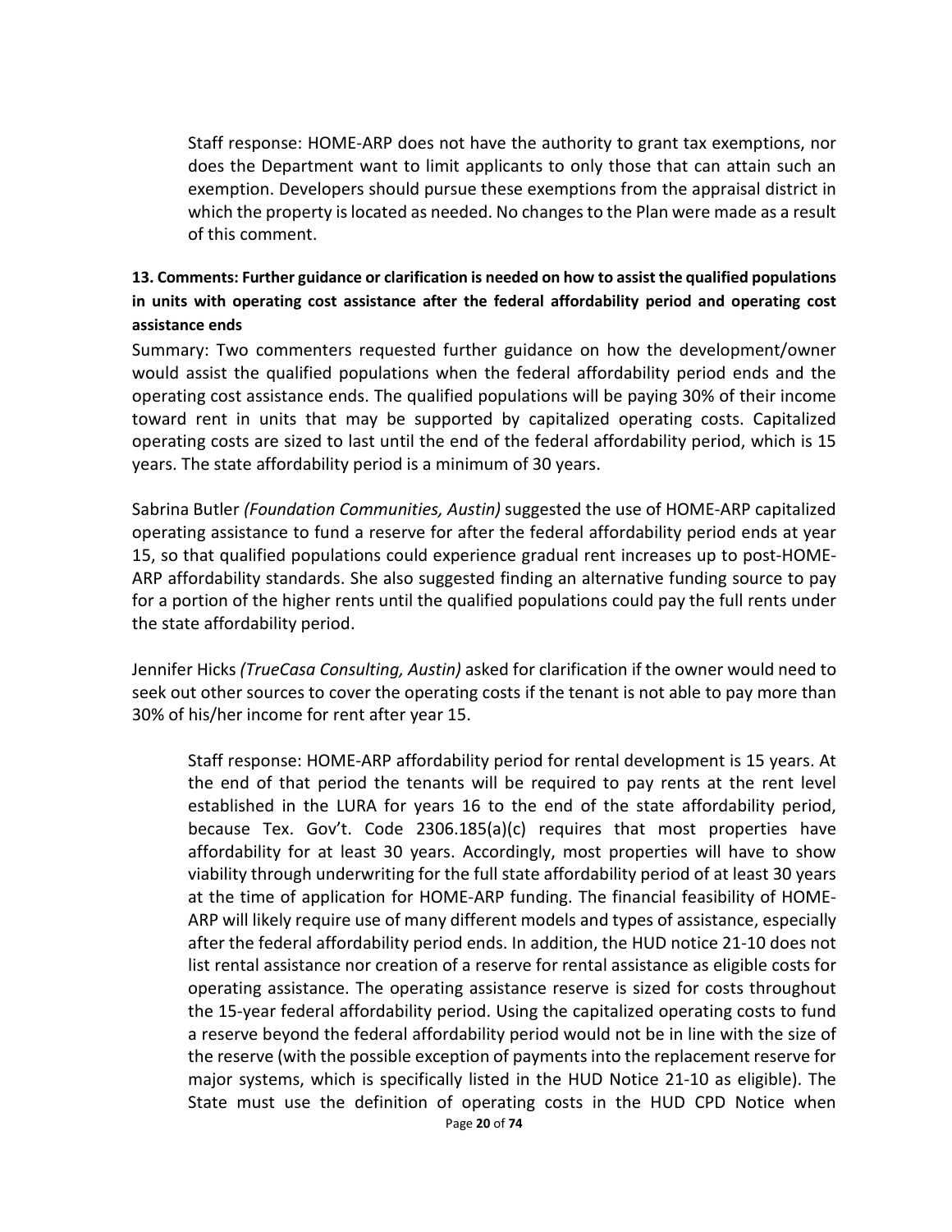Staff response: HOME-ARP does not have the authority to grant tax exemptions, nor does the Department want to limit applicants to only those that can attain such an exemption. Developers should pursue these exemptions from the appraisal district in which the property is located as needed. No changes to the Plan were made as a result of this comment.

**13. Comments: Further guidance or clarification is needed on how to assist the qualified populations in units with operating cost assistance after the federal affordability period and operating cost assistance ends**

Summary: Two commenters requested further guidance on how the development/owner would assist the qualified populations when the federal affordability period ends and the operating cost assistance ends. The qualified populations will be paying 30% of their income toward rent in units that may be supported by capitalized operating costs. Capitalized operating costs are sized to last until the end of the federal affordability period, which is 15 years. The state affordability period is a minimum of 30 years.

Sabrina Butler *(Foundation Communities, Austin)* suggested the use of HOME-ARP capitalized operating assistance to fund a reserve for after the federal affordability period ends at year 15, so that qualified populations could experience gradual rent increases up to post-HOME-ARP affordability standards. She also suggested finding an alternative funding source to pay for a portion of the higher rents until the qualified populations could pay the full rents under the state affordability period.

Jennifer Hicks *(TrueCasa Consulting, Austin)* asked for clarification if the owner would need to seek out other sources to cover the operating costs if the tenant is not able to pay more than 30% of his/her income for rent after year 15.

Staff response: HOME-ARP affordability period for rental development is 15 years. At the end of that period the tenants will be required to pay rents at the rent level established in the LURA for years 16 to the end of the state affordability period, because Tex. Gov't. Code 2306.185(a)(c) requires that most properties have affordability for at least 30 years. Accordingly, most properties will have to show viability through underwriting for the full state affordability period of at least 30 years at the time of application for HOME-ARP funding. The financial feasibility of HOME-ARP will likely require use of many different models and types of assistance, especially after the federal affordability period ends. In addition, the HUD notice 21-10 does not list rental assistance nor creation of a reserve for rental assistance as eligible costs for operating assistance. The operating assistance reserve is sized for costs throughout the 15-year federal affordability period. Using the capitalized operating costs to fund a reserve beyond the federal affordability period would not be in line with the size of the reserve (with the possible exception of payments into the replacement reserve for major systems, which is specifically listed in the HUD Notice 21-10 as eligible). The State must use the definition of operating costs in the HUD CPD Notice when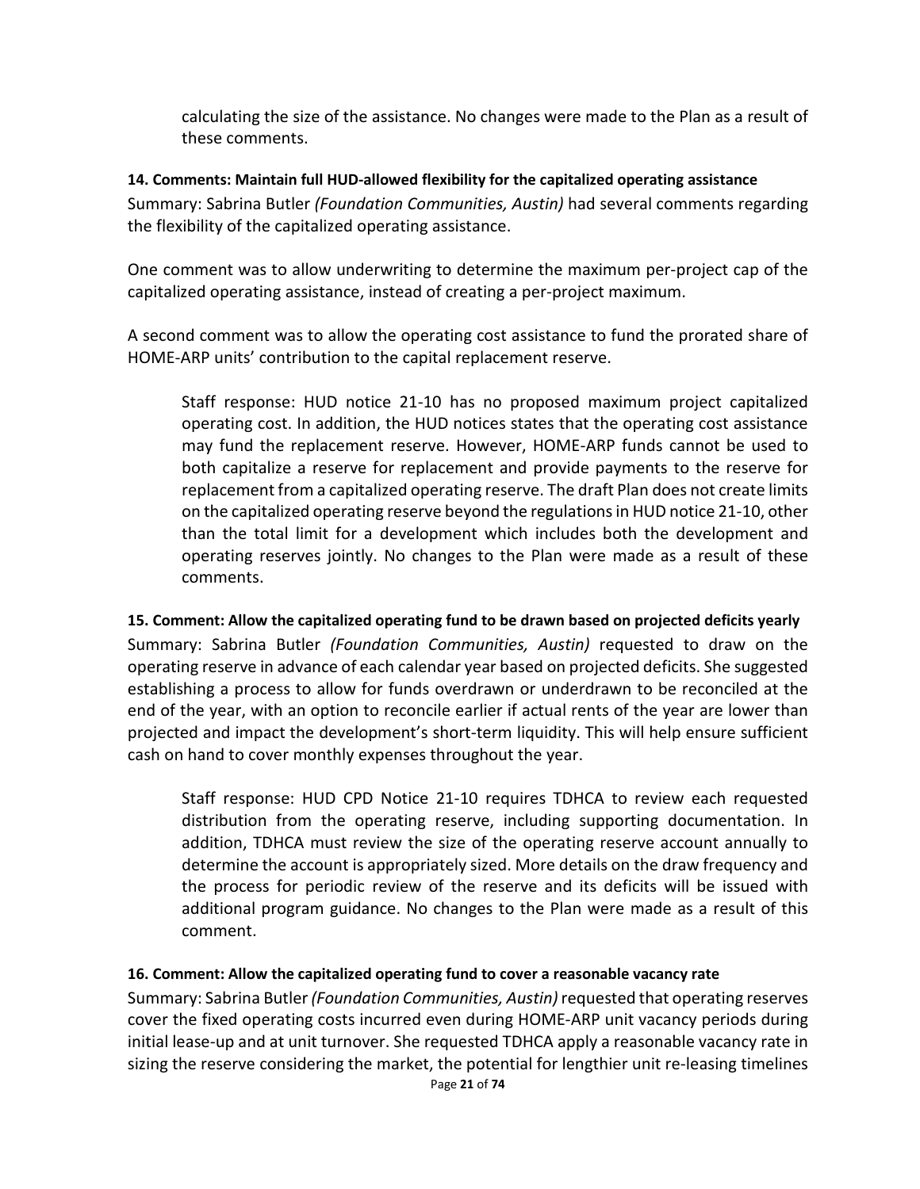calculating the size of the assistance. No changes were made to the Plan as a result of these comments.

**14. Comments: Maintain full HUD-allowed flexibility for the capitalized operating assistance**

Summary: Sabrina Butler *(Foundation Communities, Austin)* had several comments regarding the flexibility of the capitalized operating assistance.

One comment was to allow underwriting to determine the maximum per-project cap of the capitalized operating assistance, instead of creating a per-project maximum.

A second comment was to allow the operating cost assistance to fund the prorated share of HOME-ARP units' contribution to the capital replacement reserve.

> Staff response: HUD notice 21-10 has no proposed maximum project capitalized operating cost. In addition, the HUD notices states that the operating cost assistance may fund the replacement reserve. However, HOME-ARP funds cannot be used to both capitalize a reserve for replacement and provide payments to the reserve for replacement from a capitalized operating reserve. The draft Plan does not create limits on the capitalized operating reserve beyond the regulations in HUD notice 21-10, other than the total limit for a development which includes both the development and operating reserves jointly. No changes to the Plan were made as a result of these comments.

**15. Comment: Allow the capitalized operating fund to be drawn based on projected deficits yearly**

Summary: Sabrina Butler *(Foundation Communities, Austin)* requested to draw on the operating reserve in advance of each calendar year based on projected deficits. She suggested establishing a process to allow for funds overdrawn or underdrawn to be reconciled at the end of the year, with an option to reconcile earlier if actual rents of the year are lower than projected and impact the development's short-term liquidity. This will help ensure sufficient cash on hand to cover monthly expenses throughout the year.

> Staff response: HUD CPD Notice 21-10 requires TDHCA to review each requested distribution from the operating reserve, including supporting documentation. In addition, TDHCA must review the size of the operating reserve account annually to determine the account is appropriately sized. More details on the draw frequency and the process for periodic review of the reserve and its deficits will be issued with additional program guidance. No changes to the Plan were made as a result of this comment.

**16. Comment: Allow the capitalized operating fund to cover a reasonable vacancy rate**

Summary: Sabrina Butler *(Foundation Communities, Austin)* requested that operating reserves cover the fixed operating costs incurred even during HOME-ARP unit vacancy periods during initial lease-up and at unit turnover. She requested TDHCA apply a reasonable vacancy rate in sizing the reserve considering the market, the potential for lengthier unit re-leasing timelines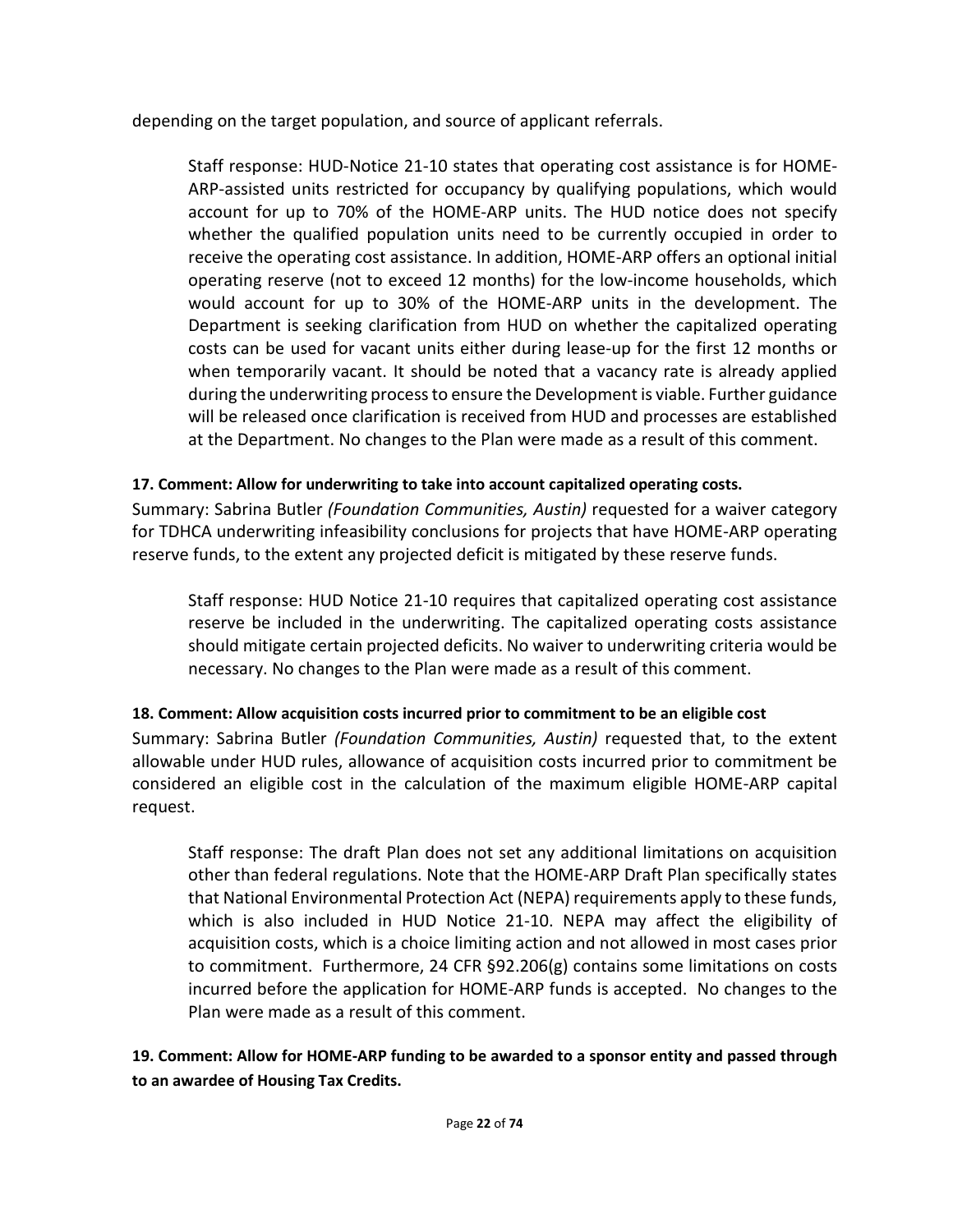depending on the target population, and source of applicant referrals.

> Staff response: HUD-Notice 21-10 states that operating cost assistance is for HOME-ARP-assisted units restricted for occupancy by qualifying populations, which would account for up to 70% of the HOME-ARP units. The HUD notice does not specify whether the qualified population units need to be currently occupied in order to receive the operating cost assistance. In addition, HOME-ARP offers an optional initial operating reserve (not to exceed 12 months) for the low-income households, which would account for up to 30% of the HOME-ARP units in the development. The Department is seeking clarification from HUD on whether the capitalized operating costs can be used for vacant units either during lease-up for the first 12 months or when temporarily vacant. It should be noted that a vacancy rate is already applied during the underwriting process to ensure the Development is viable. Further guidance will be released once clarification is received from HUD and processes are established at the Department. No changes to the Plan were made as a result of this comment.

**17. Comment: Allow for underwriting to take into account capitalized operating costs.**

Summary: Sabrina Butler *(Foundation Communities, Austin)* requested for a waiver category for TDHCA underwriting infeasibility conclusions for projects that have HOME-ARP operating reserve funds, to the extent any projected deficit is mitigated by these reserve funds.

> Staff response: HUD Notice 21-10 requires that capitalized operating cost assistance reserve be included in the underwriting. The capitalized operating costs assistance should mitigate certain projected deficits. No waiver to underwriting criteria would be necessary. No changes to the Plan were made as a result of this comment.

**18. Comment: Allow acquisition costs incurred prior to commitment to be an eligible cost**

Summary: Sabrina Butler *(Foundation Communities, Austin)* requested that, to the extent allowable under HUD rules, allowance of acquisition costs incurred prior to commitment be considered an eligible cost in the calculation of the maximum eligible HOME-ARP capital request.

> Staff response: The draft Plan does not set any additional limitations on acquisition other than federal regulations. Note that the HOME-ARP Draft Plan specifically states that National Environmental Protection Act (NEPA) requirements apply to these funds, which is also included in HUD Notice 21-10. NEPA may affect the eligibility of acquisition costs, which is a choice limiting action and not allowed in most cases prior to commitment. Furthermore, 24 CFR §92.206(g) contains some limitations on costs incurred before the application for HOME-ARP funds is accepted. No changes to the Plan were made as a result of this comment.

**19. Comment: Allow for HOME-ARP funding to be awarded to a sponsor entity and passed through to an awardee of Housing Tax Credits.**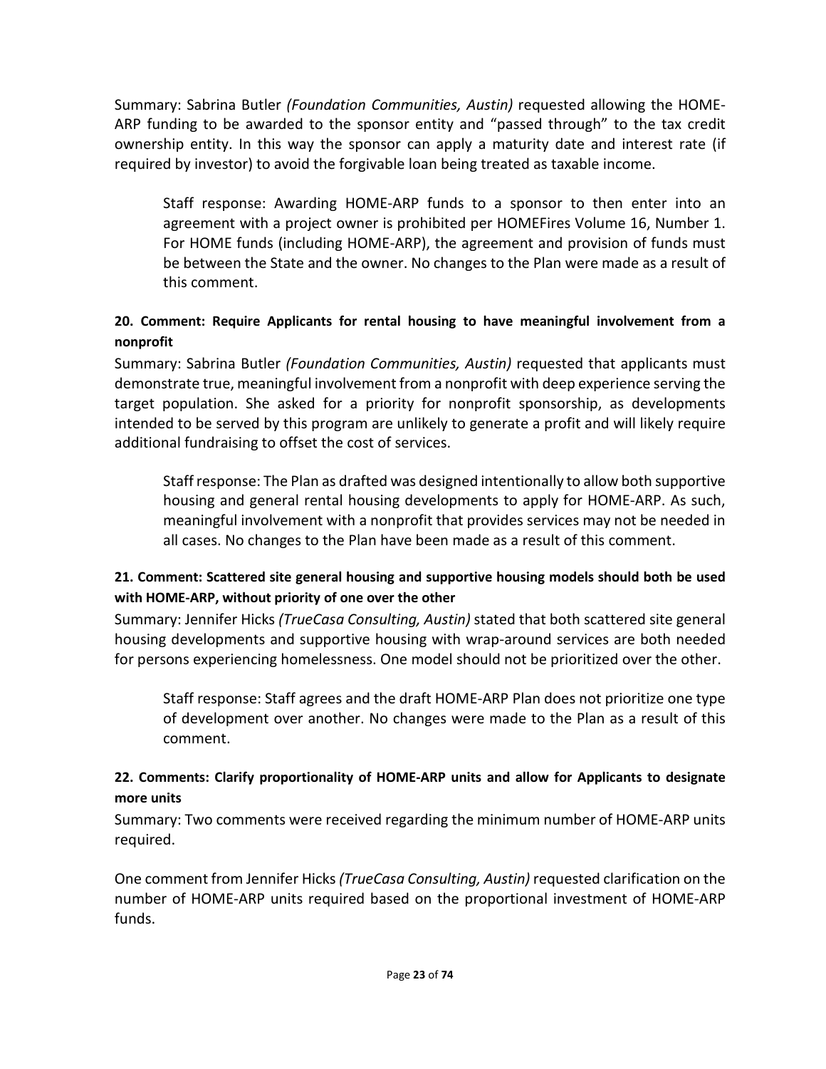Summary: Sabrina Butler *(Foundation Communities, Austin)* requested allowing the HOME-ARP funding to be awarded to the sponsor entity and "passed through" to the tax credit ownership entity. In this way the sponsor can apply a maturity date and interest rate (if required by investor) to avoid the forgivable loan being treated as taxable income.

> Staff response: Awarding HOME-ARP funds to a sponsor to then enter into an agreement with a project owner is prohibited per HOMEFires Volume 16, Number 1. For HOME funds (including HOME-ARP), the agreement and provision of funds must be between the State and the owner. No changes to the Plan were made as a result of this comment.

**20. Comment: Require Applicants for rental housing to have meaningful involvement from a nonprofit**

Summary: Sabrina Butler *(Foundation Communities, Austin)* requested that applicants must demonstrate true, meaningful involvement from a nonprofit with deep experience serving the target population. She asked for a priority for nonprofit sponsorship, as developments intended to be served by this program are unlikely to generate a profit and will likely require additional fundraising to offset the cost of services.

> Staff response: The Plan as drafted was designed intentionally to allow both supportive housing and general rental housing developments to apply for HOME-ARP. As such, meaningful involvement with a nonprofit that provides services may not be needed in all cases. No changes to the Plan have been made as a result of this comment.

**21. Comment: Scattered site general housing and supportive housing models should both be used with HOME-ARP, without priority of one over the other**

Summary: Jennifer Hicks *(TrueCasa Consulting, Austin)* stated that both scattered site general housing developments and supportive housing with wrap-around services are both needed for persons experiencing homelessness. One model should not be prioritized over the other.

> Staff response: Staff agrees and the draft HOME-ARP Plan does not prioritize one type of development over another. No changes were made to the Plan as a result of this comment.

**22. Comments: Clarify proportionality of HOME-ARP units and allow for Applicants to designate more units**

Summary: Two comments were received regarding the minimum number of HOME-ARP units required.

One comment from Jennifer Hicks *(TrueCasa Consulting, Austin)* requested clarification on the number of HOME-ARP units required based on the proportional investment of HOME-ARP funds.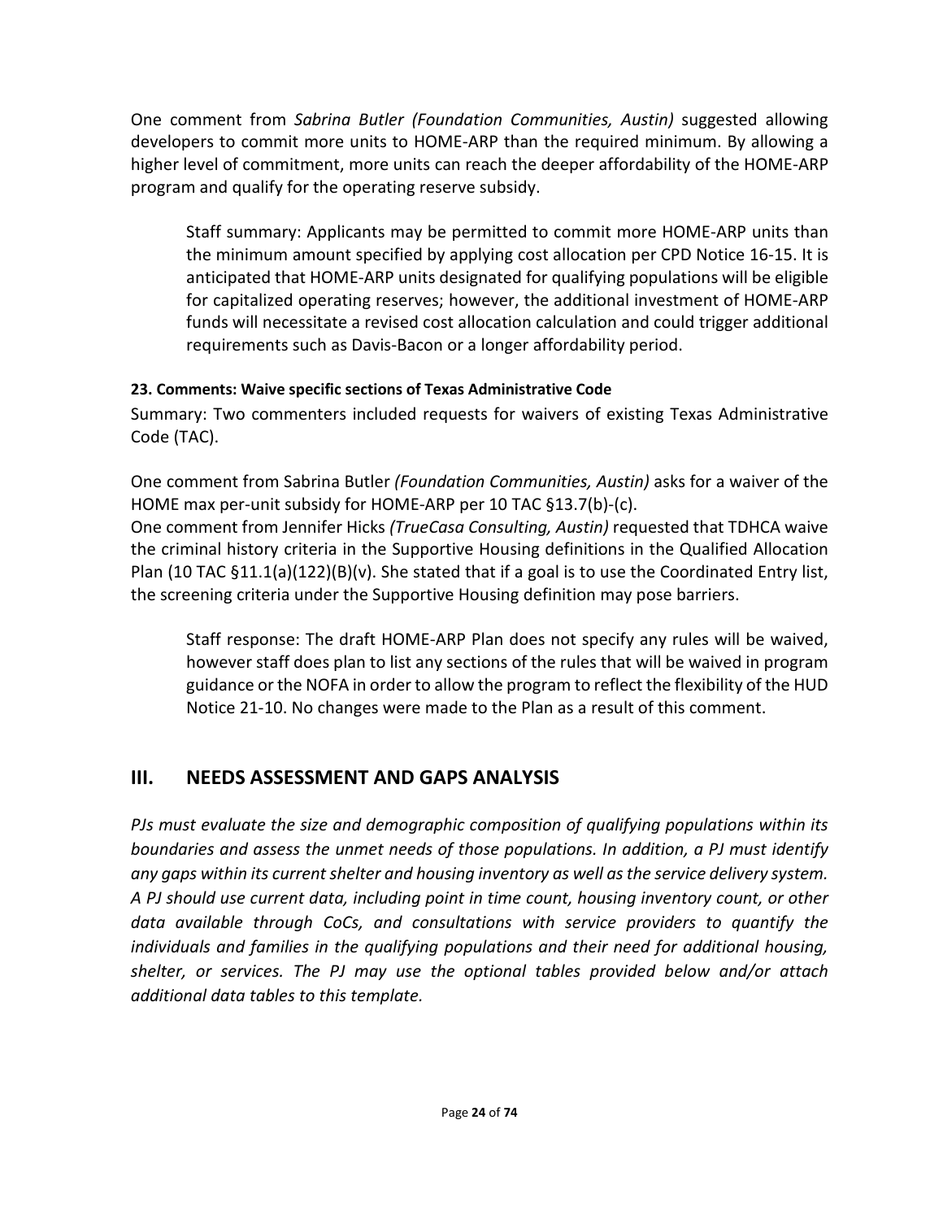One comment from *Sabrina Butler (Foundation Communities, Austin)* suggested allowing developers to commit more units to HOME-ARP than the required minimum. By allowing a higher level of commitment, more units can reach the deeper affordability of the HOME-ARP program and qualify for the operating reserve subsidy.

> Staff summary: Applicants may be permitted to commit more HOME-ARP units than the minimum amount specified by applying cost allocation per CPD Notice 16-15. It is anticipated that HOME-ARP units designated for qualifying populations will be eligible for capitalized operating reserves; however, the additional investment of HOME-ARP funds will necessitate a revised cost allocation calculation and could trigger additional requirements such as Davis-Bacon or a longer affordability period.

#### 23. Comments: Waive specific sections of Texas Administrative Code

Summary: Two commenters included requests for waivers of existing Texas Administrative Code (TAC).

One comment from Sabrina Butler *(Foundation Communities, Austin)* asks for a waiver of the HOME max per-unit subsidy for HOME-ARP per 10 TAC §13.7(b)-(c).
One comment from Jennifer Hicks *(TrueCasa Consulting, Austin)* requested that TDHCA waive the criminal history criteria in the Supportive Housing definitions in the Qualified Allocation Plan (10 TAC §11.1(a)(122)(B)(v). She stated that if a goal is to use the Coordinated Entry list, the screening criteria under the Supportive Housing definition may pose barriers.

> Staff response: The draft HOME-ARP Plan does not specify any rules will be waived, however staff does plan to list any sections of the rules that will be waived in program guidance or the NOFA in order to allow the program to reflect the flexibility of the HUD Notice 21-10. No changes were made to the Plan as a result of this comment.

## III. NEEDS ASSESSMENT AND GAPS ANALYSIS

*PJs must evaluate the size and demographic composition of qualifying populations within its boundaries and assess the unmet needs of those populations. In addition, a PJ must identify any gaps within its current shelter and housing inventory as well as the service delivery system. A PJ should use current data, including point in time count, housing inventory count, or other data available through CoCs, and consultations with service providers to quantify the individuals and families in the qualifying populations and their need for additional housing, shelter, or services. The PJ may use the optional tables provided below and/or attach additional data tables to this template.*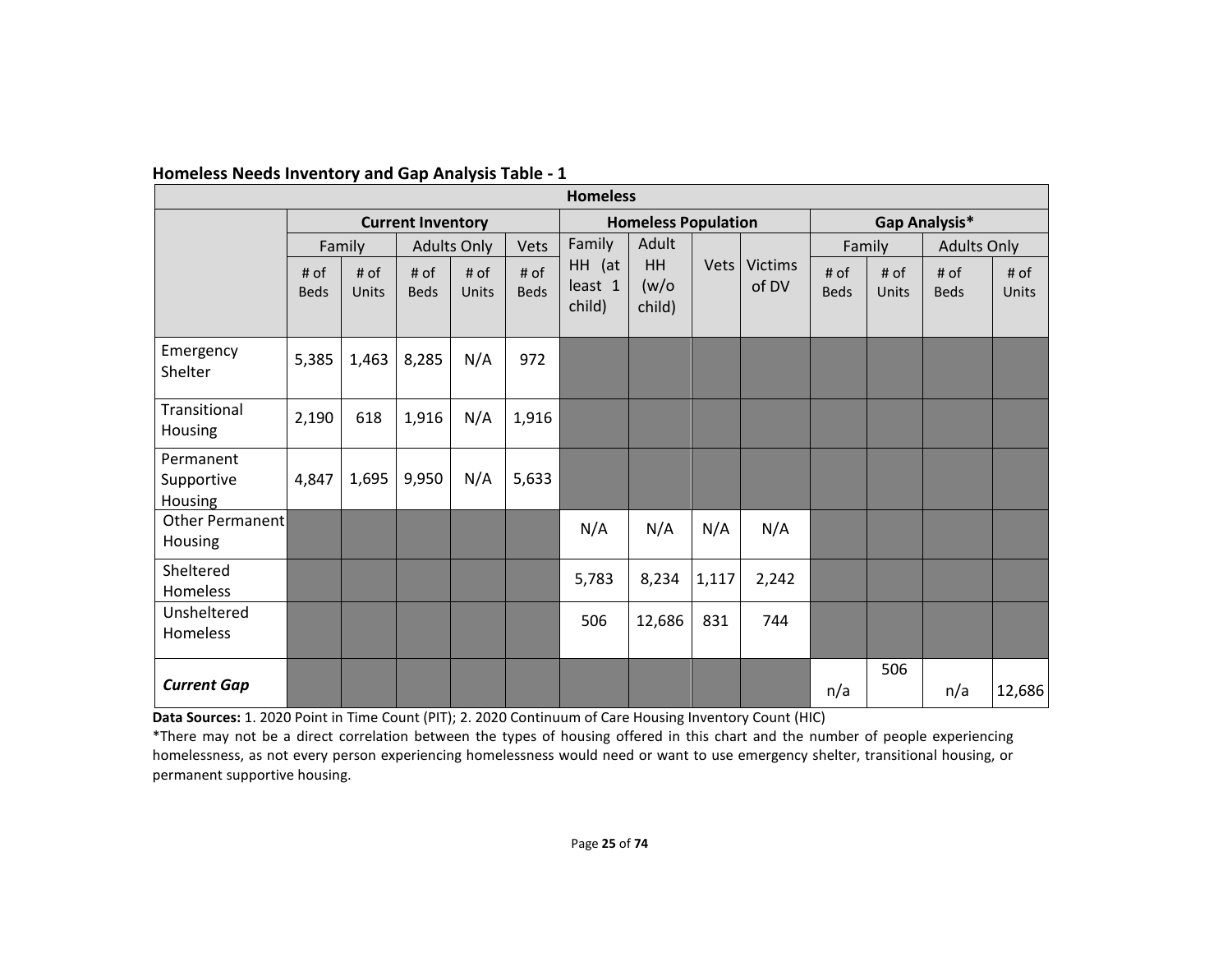## Homeless Needs Inventory and Gap Analysis Table - 1

| Homeless | | | | | | | | | | | | | |
|---|---|---|---|---|---|---|---|---|---|---|---|---|---|
| | Current Inventory | | | | | Homeless Population | | | | Gap Analysis* | | | |
| | Family | | Adults Only | | Vets | Family HH (at least 1 child) | Adult HH (w/o child) | Vets | Victims of DV | Family | | Adults Only | |
| | # of Beds | # of Units | # of Beds | # of Units | # of Beds | | | | | # of Beds | # of Units | # of Beds | # of Units |
| Emergency Shelter | 5,385 | 1,463 | 8,285 | N/A | 972 | | | | | | | | |
| Transitional Housing | 2,190 | 618 | 1,916 | N/A | 1,916 | | | | | | | | |
| Permanent Supportive Housing | 4,847 | 1,695 | 9,950 | N/A | 5,633 | | | | | | | | |
| Other Permanent Housing | | | | | | N/A | N/A | N/A | N/A | | | | |
| Sheltered Homeless | | | | | | 5,783 | 8,234 | 1,117 | 2,242 | | | | |
| Unsheltered Homeless | | | | | | 506 | 12,686 | 831 | 744 | | | | |
| ***Current Gap*** | | | | | | | | | | n/a | 506 | n/a | 12,686 |

**Data Sources:** 1. 2020 Point in Time Count (PIT); 2. 2020 Continuum of Care Housing Inventory Count (HIC)

*There may not be a direct correlation between the types of housing offered in this chart and the number of people experiencing homelessness, as not every person experiencing homelessness would need or want to use emergency shelter, transitional housing, or permanent supportive housing.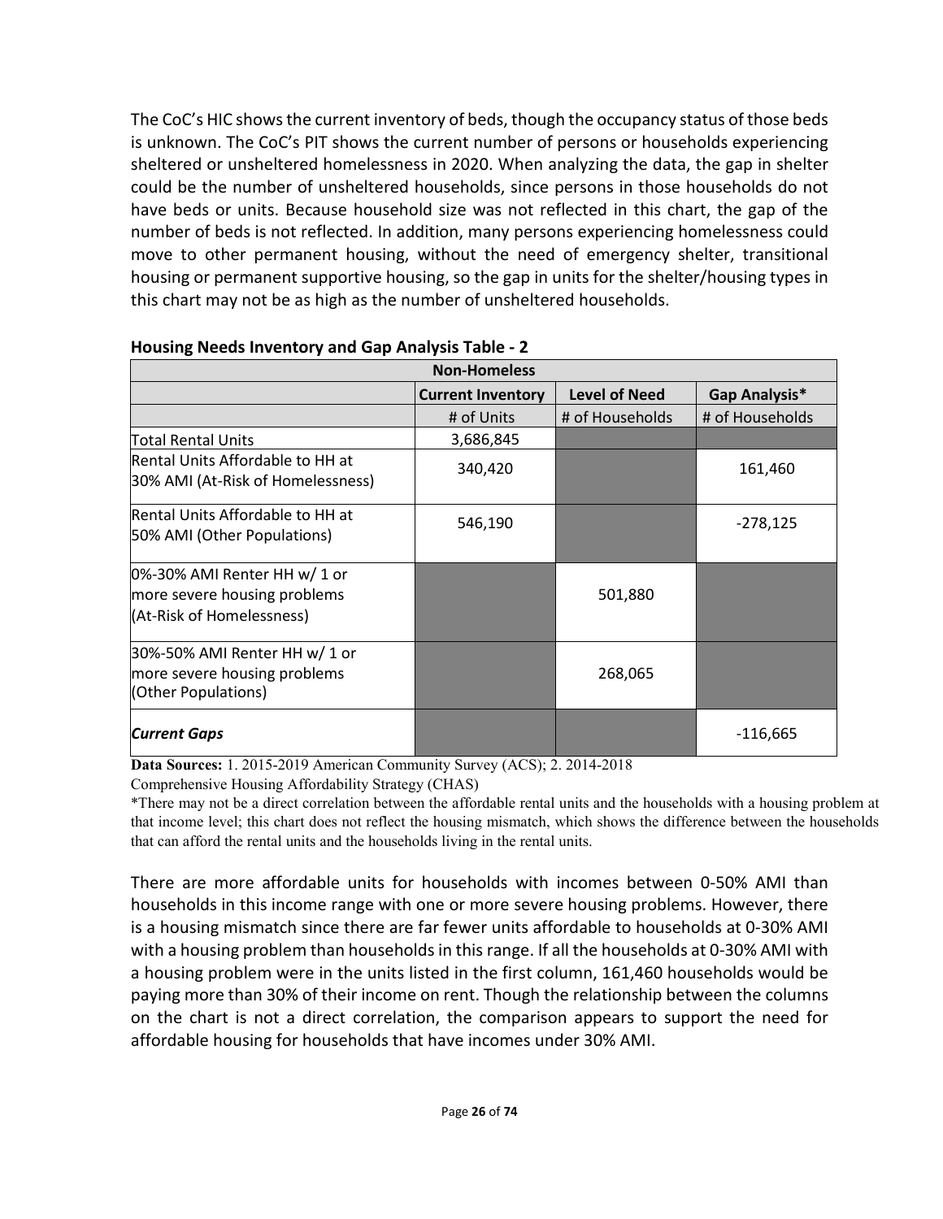The CoC's HIC shows the current inventory of beds, though the occupancy status of those beds is unknown. The CoC's PIT shows the current number of persons or households experiencing sheltered or unsheltered homelessness in 2020. When analyzing the data, the gap in shelter could be the number of unsheltered households, since persons in those households do not have beds or units. Because household size was not reflected in this chart, the gap of the number of beds is not reflected. In addition, many persons experiencing homelessness could move to other permanent housing, without the need of emergency shelter, transitional housing or permanent supportive housing, so the gap in units for the shelter/housing types in this chart may not be as high as the number of unsheltered households.

**Housing Needs Inventory and Gap Analysis Table - 2**

| Non-Homeless | | | |
|---|---|---|---|
| | **Current Inventory** | **Level of Need** | **Gap Analysis*** |
| | # of Units | # of Households | # of Households |
| Total Rental Units | 3,686,845 | | |
| Rental Units Affordable to HH at 30% AMI (At-Risk of Homelessness) | 340,420 | | 161,460 |
| Rental Units Affordable to HH at 50% AMI (Other Populations) | 546,190 | | -278,125 |
| 0%-30% AMI Renter HH w/ 1 or more severe housing problems (At-Risk of Homelessness) | | 501,880 | |
| 30%-50% AMI Renter HH w/ 1 or more severe housing problems (Other Populations) | | 268,065 | |
| ***Current Gaps*** | | | -116,665 |

**Data Sources:** 1. 2015-2019 American Community Survey (ACS); 2. 2014-2018 Comprehensive Housing Affordability Strategy (CHAS)

*There may not be a direct correlation between the affordable rental units and the households with a housing problem at that income level; this chart does not reflect the housing mismatch, which shows the difference between the households that can afford the rental units and the households living in the rental units.

There are more affordable units for households with incomes between 0-50% AMI than households in this income range with one or more severe housing problems. However, there is a housing mismatch since there are far fewer units affordable to households at 0-30% AMI with a housing problem than households in this range. If all the households at 0-30% AMI with a housing problem were in the units listed in the first column, 161,460 households would be paying more than 30% of their income on rent. Though the relationship between the columns on the chart is not a direct correlation, the comparison appears to support the need for affordable housing for households that have incomes under 30% AMI.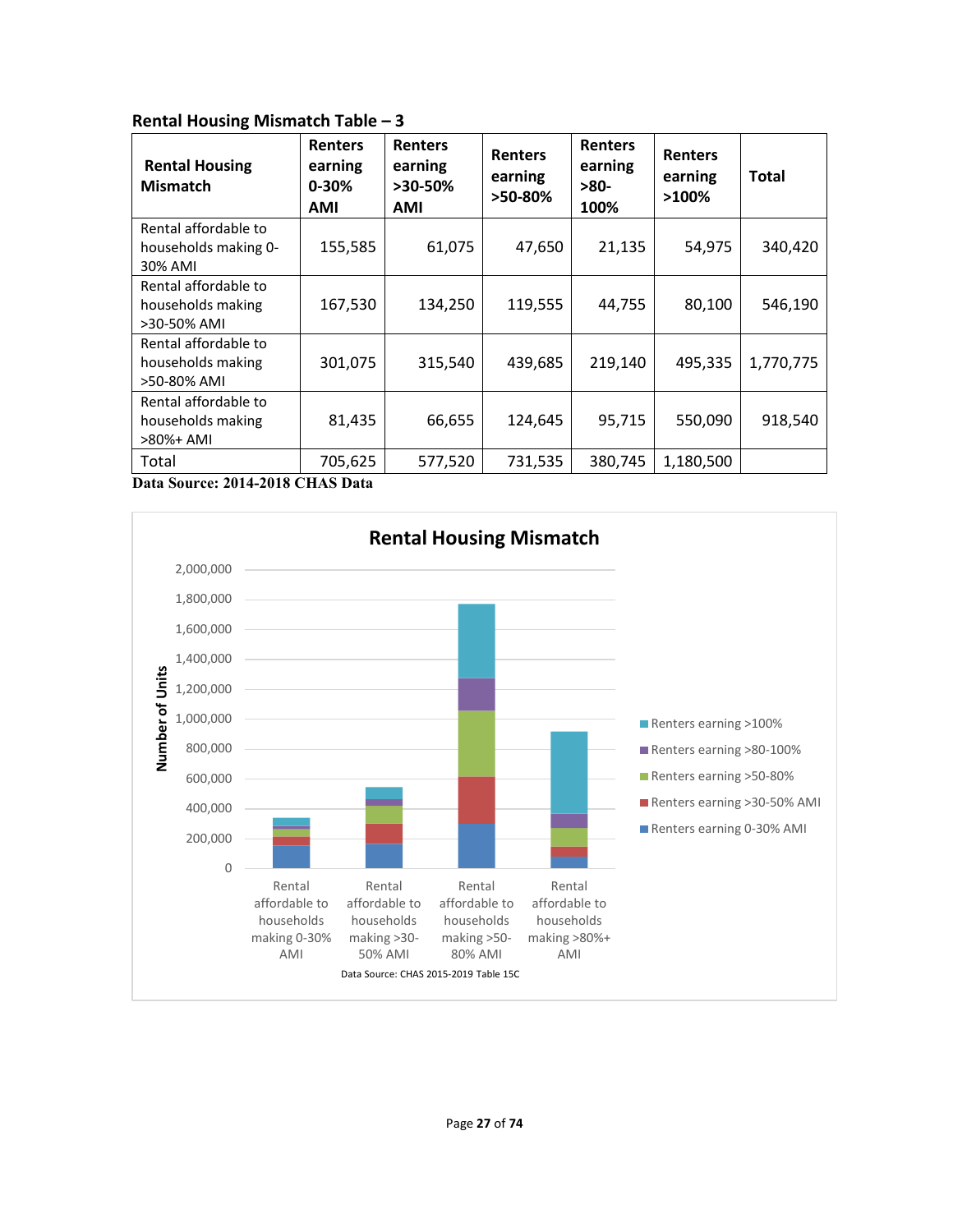**Rental Housing Mismatch Table – 3**

| Rental Housing Mismatch | Renters earning 0-30% AMI | Renters earning >30-50% AMI | Renters earning >50-80% | Renters earning >80-100% | Renters earning >100% | Total |
|---|---|---|---|---|---|---|
| Rental affordable to households making 0-30% AMI | 155,585 | 61,075 | 47,650 | 21,135 | 54,975 | 340,420 |
| Rental affordable to households making >30-50% AMI | 167,530 | 134,250 | 119,555 | 44,755 | 80,100 | 546,190 |
| Rental affordable to households making >50-80% AMI | 301,075 | 315,540 | 439,685 | 219,140 | 495,335 | 1,770,775 |
| Rental affordable to households making >80%+ AMI | 81,435 | 66,655 | 124,645 | 95,715 | 550,090 | 918,540 |
| Total | 705,625 | 577,520 | 731,535 | 380,745 | 1,180,500 | |

**Data Source: 2014-2018 CHAS Data**

**Rental Housing Mismatch**

Data Source: CHAS 2015-2019 Table 15C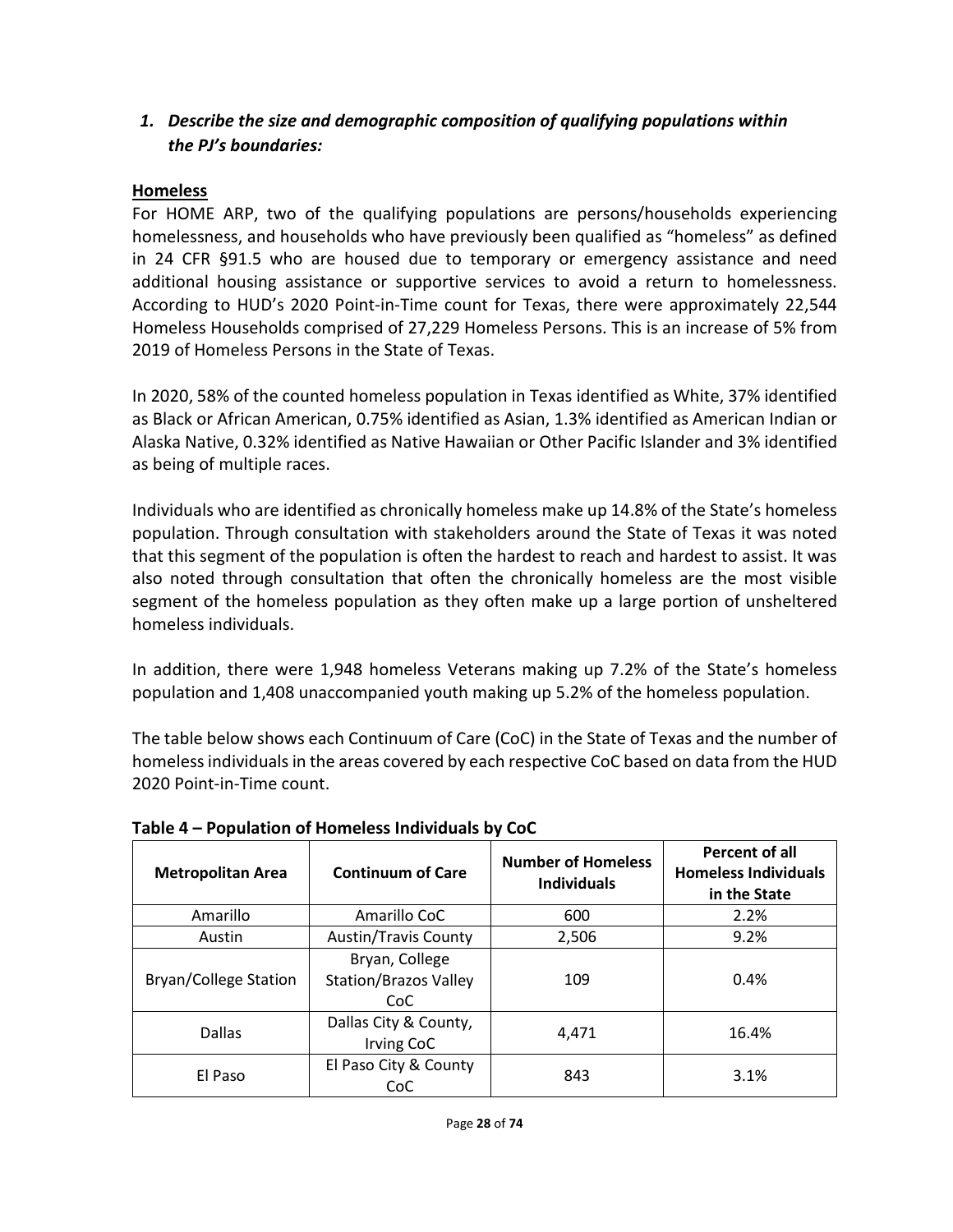### *1. Describe the size and demographic composition of qualifying populations within the PJ's boundaries:*

**Homeless**

For HOME ARP, two of the qualifying populations are persons/households experiencing homelessness, and households who have previously been qualified as "homeless" as defined in 24 CFR §91.5 who are housed due to temporary or emergency assistance and need additional housing assistance or supportive services to avoid a return to homelessness. According to HUD's 2020 Point-in-Time count for Texas, there were approximately 22,544 Homeless Households comprised of 27,229 Homeless Persons. This is an increase of 5% from 2019 of Homeless Persons in the State of Texas.

In 2020, 58% of the counted homeless population in Texas identified as White, 37% identified as Black or African American, 0.75% identified as Asian, 1.3% identified as American Indian or Alaska Native, 0.32% identified as Native Hawaiian or Other Pacific Islander and 3% identified as being of multiple races.

Individuals who are identified as chronically homeless make up 14.8% of the State's homeless population. Through consultation with stakeholders around the State of Texas it was noted that this segment of the population is often the hardest to reach and hardest to assist. It was also noted through consultation that often the chronically homeless are the most visible segment of the homeless population as they often make up a large portion of unsheltered homeless individuals.

In addition, there were 1,948 homeless Veterans making up 7.2% of the State's homeless population and 1,408 unaccompanied youth making up 5.2% of the homeless population.

The table below shows each Continuum of Care (CoC) in the State of Texas and the number of homeless individuals in the areas covered by each respective CoC based on data from the HUD 2020 Point-in-Time count.

**Table 4 – Population of Homeless Individuals by CoC**

| Metropolitan Area | Continuum of Care | Number of Homeless Individuals | Percent of all Homeless Individuals in the State |
|---|---|---|---|
| Amarillo | Amarillo CoC | 600 | 2.2% |
| Austin | Austin/Travis County | 2,506 | 9.2% |
| Bryan/College Station | Bryan, College Station/Brazos Valley CoC | 109 | 0.4% |
| Dallas | Dallas City & County, Irving CoC | 4,471 | 16.4% |
| El Paso | El Paso City & County CoC | 843 | 3.1% |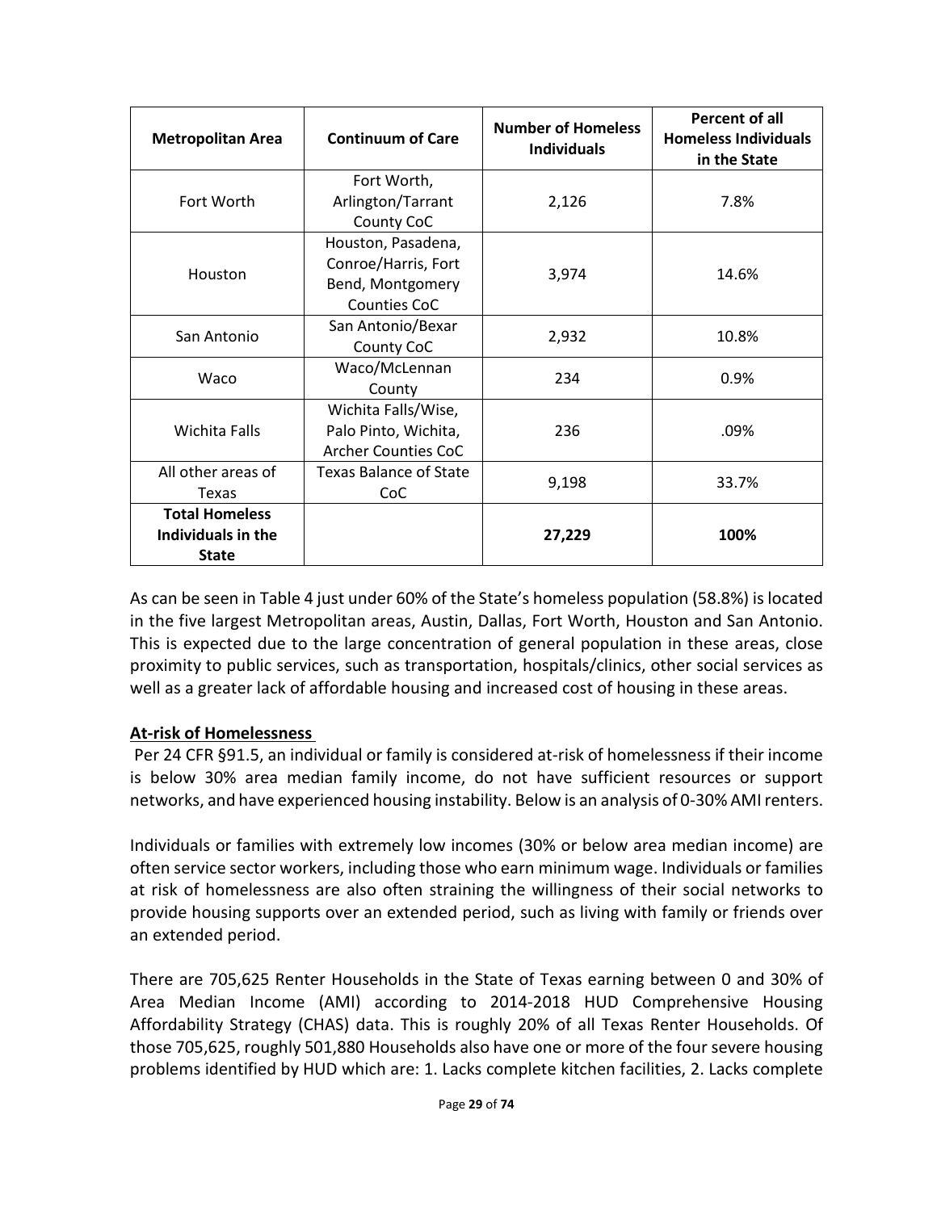| Metropolitan Area | Continuum of Care | Number of Homeless Individuals | Percent of all Homeless Individuals in the State |
|---|---|---|---|
| Fort Worth | Fort Worth, Arlington/Tarrant County CoC | 2,126 | 7.8% |
| Houston | Houston, Pasadena, Conroe/Harris, Fort Bend, Montgomery Counties CoC | 3,974 | 14.6% |
| San Antonio | San Antonio/Bexar County CoC | 2,932 | 10.8% |
| Waco | Waco/McLennan County | 234 | 0.9% |
| Wichita Falls | Wichita Falls/Wise, Palo Pinto, Wichita, Archer Counties CoC | 236 | .09% |
| All other areas of Texas | Texas Balance of State CoC | 9,198 | 33.7% |
| **Total Homeless Individuals in the State** | | **27,229** | **100%** |

As can be seen in Table 4 just under 60% of the State's homeless population (58.8%) is located in the five largest Metropolitan areas, Austin, Dallas, Fort Worth, Houston and San Antonio. This is expected due to the large concentration of general population in these areas, close proximity to public services, such as transportation, hospitals/clinics, other social services as well as a greater lack of affordable housing and increased cost of housing in these areas.

**At-risk of Homelessness**

Per 24 CFR §91.5, an individual or family is considered at-risk of homelessness if their income is below 30% area median family income, do not have sufficient resources or support networks, and have experienced housing instability. Below is an analysis of 0-30% AMI renters.

Individuals or families with extremely low incomes (30% or below area median income) are often service sector workers, including those who earn minimum wage. Individuals or families at risk of homelessness are also often straining the willingness of their social networks to provide housing supports over an extended period, such as living with family or friends over an extended period.

There are 705,625 Renter Households in the State of Texas earning between 0 and 30% of Area Median Income (AMI) according to 2014-2018 HUD Comprehensive Housing Affordability Strategy (CHAS) data. This is roughly 20% of all Texas Renter Households. Of those 705,625, roughly 501,880 Households also have one or more of the four severe housing problems identified by HUD which are: 1. Lacks complete kitchen facilities, 2. Lacks complete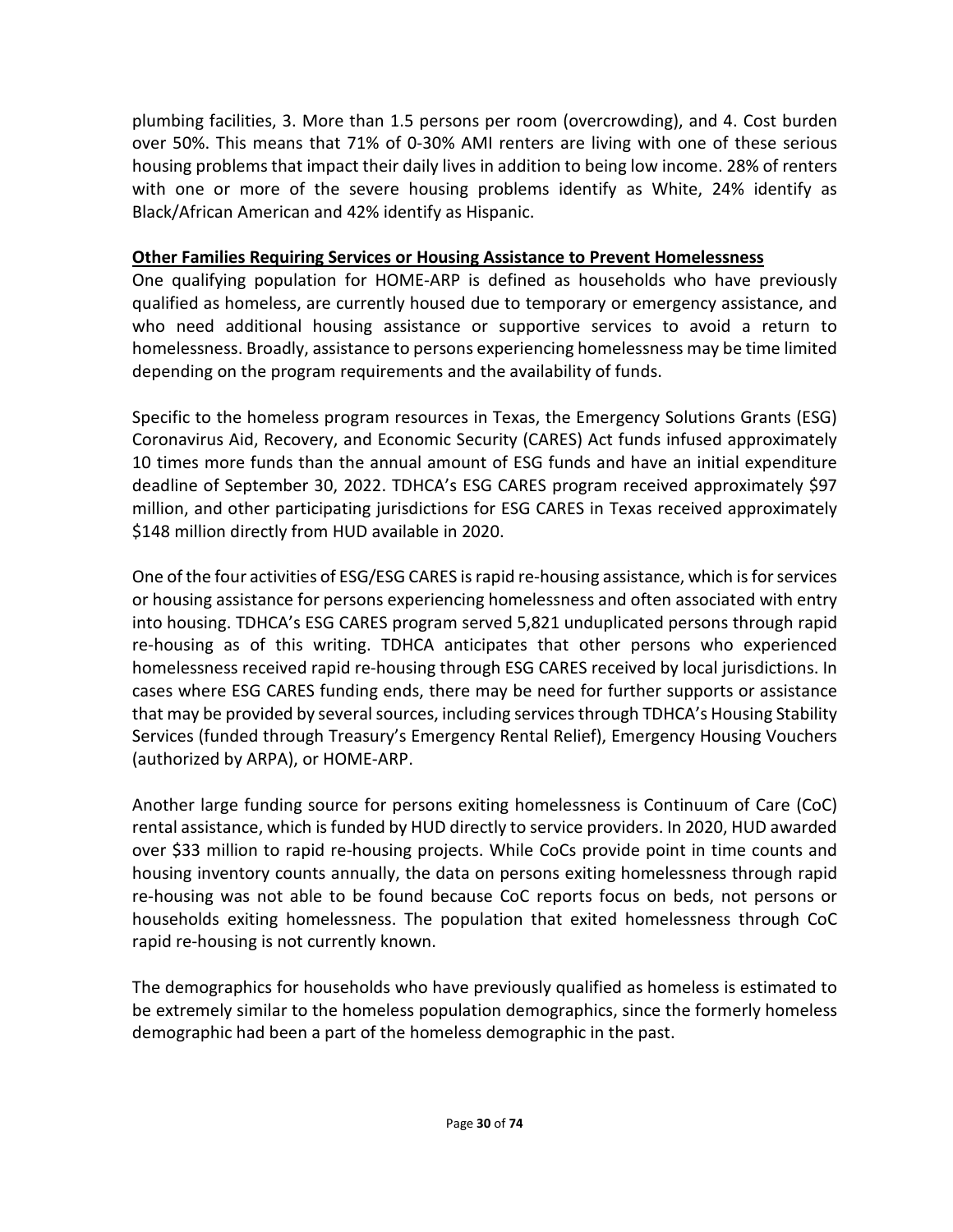plumbing facilities, 3. More than 1.5 persons per room (overcrowding), and 4. Cost burden over 50%. This means that 71% of 0-30% AMI renters are living with one of these serious housing problems that impact their daily lives in addition to being low income. 28% of renters with one or more of the severe housing problems identify as White, 24% identify as Black/African American and 42% identify as Hispanic.

## Other Families Requiring Services or Housing Assistance to Prevent Homelessness

One qualifying population for HOME-ARP is defined as households who have previously qualified as homeless, are currently housed due to temporary or emergency assistance, and who need additional housing assistance or supportive services to avoid a return to homelessness. Broadly, assistance to persons experiencing homelessness may be time limited depending on the program requirements and the availability of funds.

Specific to the homeless program resources in Texas, the Emergency Solutions Grants (ESG) Coronavirus Aid, Recovery, and Economic Security (CARES) Act funds infused approximately 10 times more funds than the annual amount of ESG funds and have an initial expenditure deadline of September 30, 2022. TDHCA's ESG CARES program received approximately $97 million, and other participating jurisdictions for ESG CARES in Texas received approximately $148 million directly from HUD available in 2020.

One of the four activities of ESG/ESG CARES is rapid re-housing assistance, which is for services or housing assistance for persons experiencing homelessness and often associated with entry into housing. TDHCA's ESG CARES program served 5,821 unduplicated persons through rapid re-housing as of this writing. TDHCA anticipates that other persons who experienced homelessness received rapid re-housing through ESG CARES received by local jurisdictions. In cases where ESG CARES funding ends, there may be need for further supports or assistance that may be provided by several sources, including services through TDHCA's Housing Stability Services (funded through Treasury's Emergency Rental Relief), Emergency Housing Vouchers (authorized by ARPA), or HOME-ARP.

Another large funding source for persons exiting homelessness is Continuum of Care (CoC) rental assistance, which is funded by HUD directly to service providers. In 2020, HUD awarded over $33 million to rapid re-housing projects. While CoCs provide point in time counts and housing inventory counts annually, the data on persons exiting homelessness through rapid re-housing was not able to be found because CoC reports focus on beds, not persons or households exiting homelessness. The population that exited homelessness through CoC rapid re-housing is not currently known.

The demographics for households who have previously qualified as homeless is estimated to be extremely similar to the homeless population demographics, since the formerly homeless demographic had been a part of the homeless demographic in the past.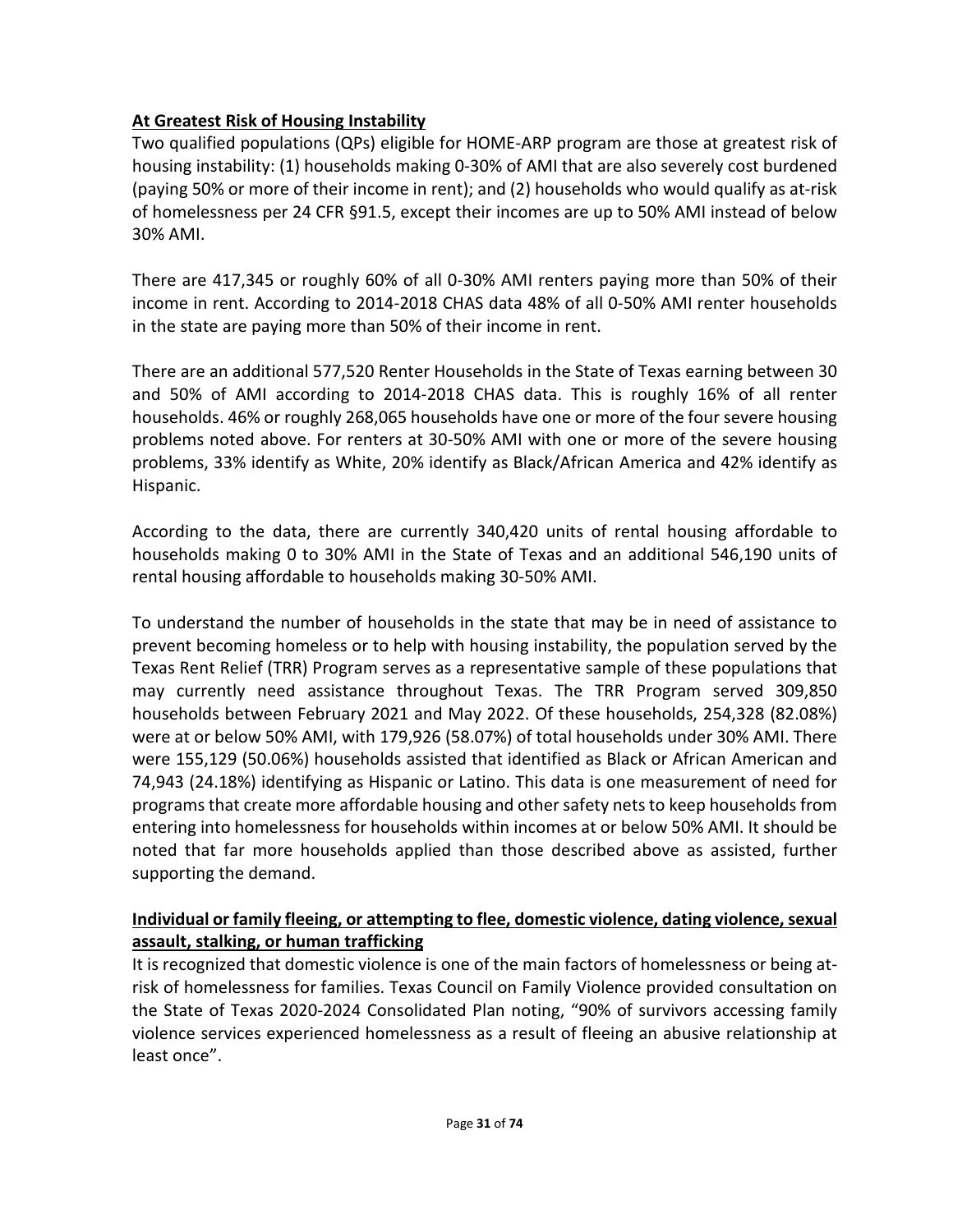## At Greatest Risk of Housing Instability

Two qualified populations (QPs) eligible for HOME-ARP program are those at greatest risk of housing instability: (1) households making 0-30% of AMI that are also severely cost burdened (paying 50% or more of their income in rent); and (2) households who would qualify as at-risk of homelessness per 24 CFR §91.5, except their incomes are up to 50% AMI instead of below 30% AMI.

There are 417,345 or roughly 60% of all 0-30% AMI renters paying more than 50% of their income in rent. According to 2014-2018 CHAS data 48% of all 0-50% AMI renter households in the state are paying more than 50% of their income in rent.

There are an additional 577,520 Renter Households in the State of Texas earning between 30 and 50% of AMI according to 2014-2018 CHAS data. This is roughly 16% of all renter households. 46% or roughly 268,065 households have one or more of the four severe housing problems noted above. For renters at 30-50% AMI with one or more of the severe housing problems, 33% identify as White, 20% identify as Black/African America and 42% identify as Hispanic.

According to the data, there are currently 340,420 units of rental housing affordable to households making 0 to 30% AMI in the State of Texas and an additional 546,190 units of rental housing affordable to households making 30-50% AMI.

To understand the number of households in the state that may be in need of assistance to prevent becoming homeless or to help with housing instability, the population served by the Texas Rent Relief (TRR) Program serves as a representative sample of these populations that may currently need assistance throughout Texas. The TRR Program served 309,850 households between February 2021 and May 2022. Of these households, 254,328 (82.08%) were at or below 50% AMI, with 179,926 (58.07%) of total households under 30% AMI. There were 155,129 (50.06%) households assisted that identified as Black or African American and 74,943 (24.18%) identifying as Hispanic or Latino. This data is one measurement of need for programs that create more affordable housing and other safety nets to keep households from entering into homelessness for households within incomes at or below 50% AMI. It should be noted that far more households applied than those described above as assisted, further supporting the demand.

## Individual or family fleeing, or attempting to flee, domestic violence, dating violence, sexual assault, stalking, or human trafficking

It is recognized that domestic violence is one of the main factors of homelessness or being at-risk of homelessness for families. Texas Council on Family Violence provided consultation on the State of Texas 2020-2024 Consolidated Plan noting, "90% of survivors accessing family violence services experienced homelessness as a result of fleeing an abusive relationship at least once".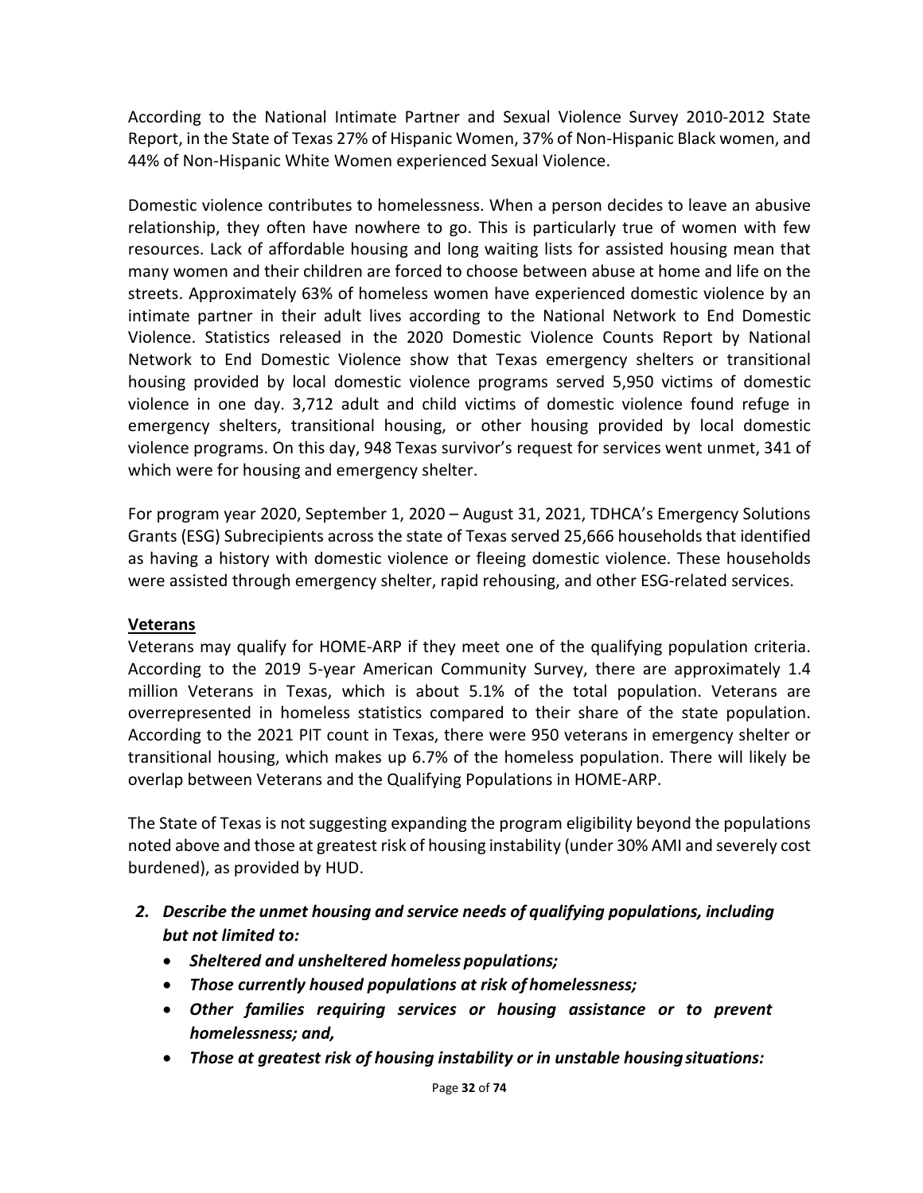According to the National Intimate Partner and Sexual Violence Survey 2010-2012 State Report, in the State of Texas 27% of Hispanic Women, 37% of Non-Hispanic Black women, and 44% of Non-Hispanic White Women experienced Sexual Violence.

Domestic violence contributes to homelessness. When a person decides to leave an abusive relationship, they often have nowhere to go. This is particularly true of women with few resources. Lack of affordable housing and long waiting lists for assisted housing mean that many women and their children are forced to choose between abuse at home and life on the streets. Approximately 63% of homeless women have experienced domestic violence by an intimate partner in their adult lives according to the National Network to End Domestic Violence. Statistics released in the 2020 Domestic Violence Counts Report by National Network to End Domestic Violence show that Texas emergency shelters or transitional housing provided by local domestic violence programs served 5,950 victims of domestic violence in one day. 3,712 adult and child victims of domestic violence found refuge in emergency shelters, transitional housing, or other housing provided by local domestic violence programs. On this day, 948 Texas survivor's request for services went unmet, 341 of which were for housing and emergency shelter.

For program year 2020, September 1, 2020 – August 31, 2021, TDHCA's Emergency Solutions Grants (ESG) Subrecipients across the state of Texas served 25,666 households that identified as having a history with domestic violence or fleeing domestic violence. These households were assisted through emergency shelter, rapid rehousing, and other ESG-related services.

**Veterans**

Veterans may qualify for HOME-ARP if they meet one of the qualifying population criteria. According to the 2019 5-year American Community Survey, there are approximately 1.4 million Veterans in Texas, which is about 5.1% of the total population. Veterans are overrepresented in homeless statistics compared to their share of the state population. According to the 2021 PIT count in Texas, there were 950 veterans in emergency shelter or transitional housing, which makes up 6.7% of the homeless population. There will likely be overlap between Veterans and the Qualifying Populations in HOME-ARP.

The State of Texas is not suggesting expanding the program eligibility beyond the populations noted above and those at greatest risk of housing instability (under 30% AMI and severely cost burdened), as provided by HUD.

2. ***Describe the unmet housing and service needs of qualifying populations, including but not limited to:***
   - ***Sheltered and unsheltered homeless populations;***
   - ***Those currently housed populations at risk of homelessness;***
   - ***Other families requiring services or housing assistance or to prevent homelessness; and,***
   - ***Those at greatest risk of housing instability or in unstable housing situations:***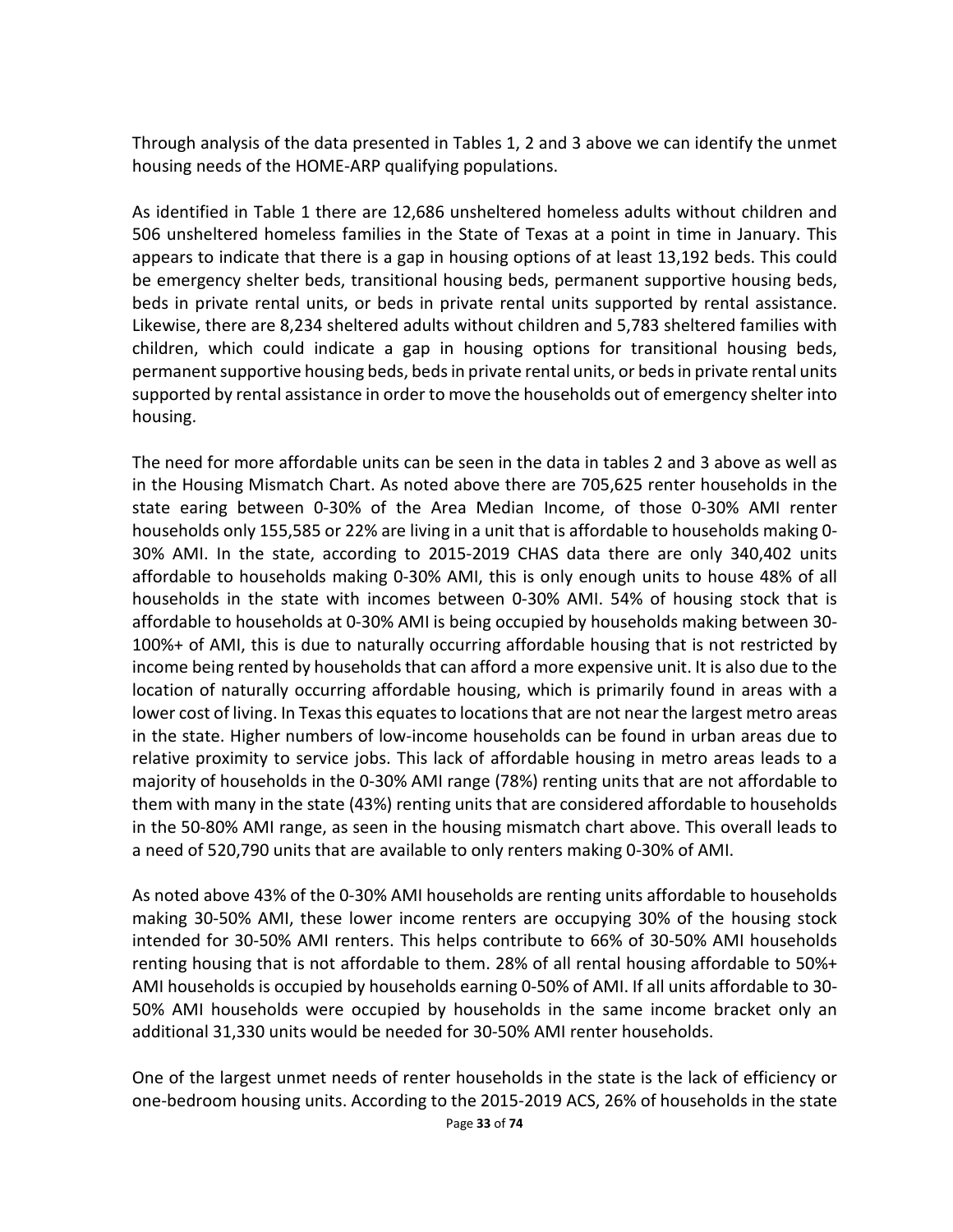Through analysis of the data presented in Tables 1, 2 and 3 above we can identify the unmet housing needs of the HOME-ARP qualifying populations.

As identified in Table 1 there are 12,686 unsheltered homeless adults without children and 506 unsheltered homeless families in the State of Texas at a point in time in January. This appears to indicate that there is a gap in housing options of at least 13,192 beds. This could be emergency shelter beds, transitional housing beds, permanent supportive housing beds, beds in private rental units, or beds in private rental units supported by rental assistance. Likewise, there are 8,234 sheltered adults without children and 5,783 sheltered families with children, which could indicate a gap in housing options for transitional housing beds, permanent supportive housing beds, beds in private rental units, or beds in private rental units supported by rental assistance in order to move the households out of emergency shelter into housing.

The need for more affordable units can be seen in the data in tables 2 and 3 above as well as in the Housing Mismatch Chart. As noted above there are 705,625 renter households in the state earing between 0-30% of the Area Median Income, of those 0-30% AMI renter households only 155,585 or 22% are living in a unit that is affordable to households making 0-30% AMI. In the state, according to 2015-2019 CHAS data there are only 340,402 units affordable to households making 0-30% AMI, this is only enough units to house 48% of all households in the state with incomes between 0-30% AMI. 54% of housing stock that is affordable to households at 0-30% AMI is being occupied by households making between 30-100%+ of AMI, this is due to naturally occurring affordable housing that is not restricted by income being rented by households that can afford a more expensive unit. It is also due to the location of naturally occurring affordable housing, which is primarily found in areas with a lower cost of living. In Texas this equates to locations that are not near the largest metro areas in the state. Higher numbers of low-income households can be found in urban areas due to relative proximity to service jobs. This lack of affordable housing in metro areas leads to a majority of households in the 0-30% AMI range (78%) renting units that are not affordable to them with many in the state (43%) renting units that are considered affordable to households in the 50-80% AMI range, as seen in the housing mismatch chart above. This overall leads to a need of 520,790 units that are available to only renters making 0-30% of AMI.

As noted above 43% of the 0-30% AMI households are renting units affordable to households making 30-50% AMI, these lower income renters are occupying 30% of the housing stock intended for 30-50% AMI renters. This helps contribute to 66% of 30-50% AMI households renting housing that is not affordable to them. 28% of all rental housing affordable to 50%+ AMI households is occupied by households earning 0-50% of AMI. If all units affordable to 30-50% AMI households were occupied by households in the same income bracket only an additional 31,330 units would be needed for 30-50% AMI renter households.

One of the largest unmet needs of renter households in the state is the lack of efficiency or one-bedroom housing units. According to the 2015-2019 ACS, 26% of households in the state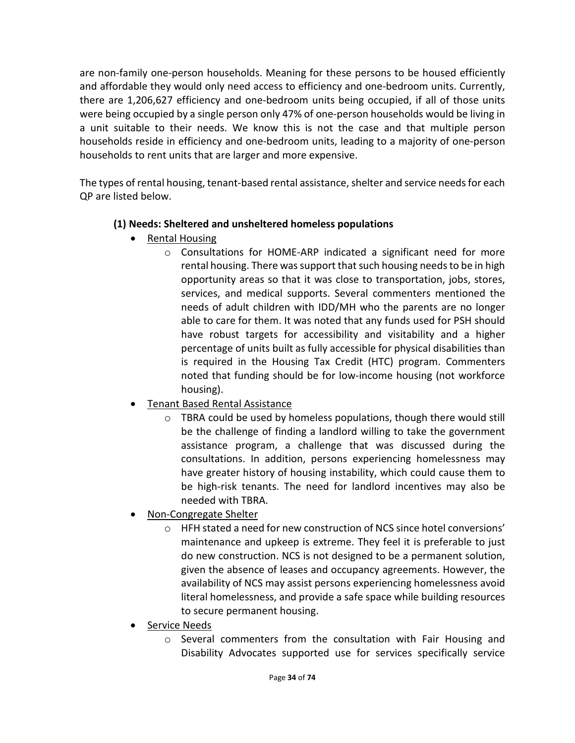are non-family one-person households. Meaning for these persons to be housed efficiently and affordable they would only need access to efficiency and one-bedroom units. Currently, there are 1,206,627 efficiency and one-bedroom units being occupied, if all of those units were being occupied by a single person only 47% of one-person households would be living in a unit suitable to their needs. We know this is not the case and that multiple person households reside in efficiency and one-bedroom units, leading to a majority of one-person households to rent units that are larger and more expensive.

The types of rental housing, tenant-based rental assistance, shelter and service needs for each QP are listed below.

**(1) Needs: Sheltered and unsheltered homeless populations**

- Rental Housing
  - Consultations for HOME-ARP indicated a significant need for more rental housing. There was support that such housing needs to be in high opportunity areas so that it was close to transportation, jobs, stores, services, and medical supports. Several commenters mentioned the needs of adult children with IDD/MH who the parents are no longer able to care for them. It was noted that any funds used for PSH should have robust targets for accessibility and visitability and a higher percentage of units built as fully accessible for physical disabilities than is required in the Housing Tax Credit (HTC) program. Commenters noted that funding should be for low-income housing (not workforce housing).
- Tenant Based Rental Assistance
  - TBRA could be used by homeless populations, though there would still be the challenge of finding a landlord willing to take the government assistance program, a challenge that was discussed during the consultations. In addition, persons experiencing homelessness may have greater history of housing instability, which could cause them to be high-risk tenants. The need for landlord incentives may also be needed with TBRA.
- Non-Congregate Shelter
  - HFH stated a need for new construction of NCS since hotel conversions' maintenance and upkeep is extreme. They feel it is preferable to just do new construction. NCS is not designed to be a permanent solution, given the absence of leases and occupancy agreements. However, the availability of NCS may assist persons experiencing homelessness avoid literal homelessness, and provide a safe space while building resources to secure permanent housing.
- Service Needs
  - Several commenters from the consultation with Fair Housing and Disability Advocates supported use for services specifically service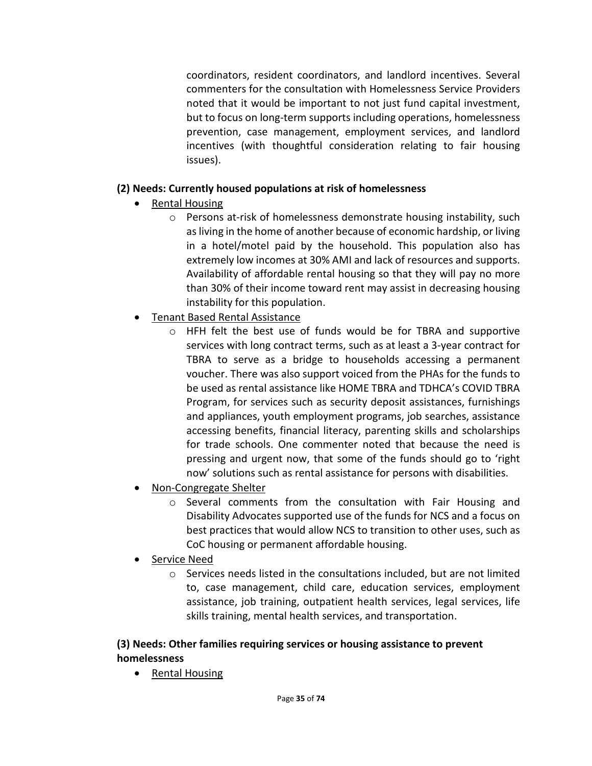coordinators, resident coordinators, and landlord incentives. Several commenters for the consultation with Homelessness Service Providers noted that it would be important to not just fund capital investment, but to focus on long-term supports including operations, homelessness prevention, case management, employment services, and landlord incentives (with thoughtful consideration relating to fair housing issues).

**(2) Needs: Currently housed populations at risk of homelessness**

- <u>Rental Housing</u>
    - Persons at-risk of homelessness demonstrate housing instability, such as living in the home of another because of economic hardship, or living in a hotel/motel paid by the household. This population also has extremely low incomes at 30% AMI and lack of resources and supports. Availability of affordable rental housing so that they will pay no more than 30% of their income toward rent may assist in decreasing housing instability for this population.
- <u>Tenant Based Rental Assistance</u>
    - HFH felt the best use of funds would be for TBRA and supportive services with long contract terms, such as at least a 3-year contract for TBRA to serve as a bridge to households accessing a permanent voucher. There was also support voiced from the PHAs for the funds to be used as rental assistance like HOME TBRA and TDHCA's COVID TBRA Program, for services such as security deposit assistances, furnishings and appliances, youth employment programs, job searches, assistance accessing benefits, financial literacy, parenting skills and scholarships for trade schools. One commenter noted that because the need is pressing and urgent now, that some of the funds should go to 'right now' solutions such as rental assistance for persons with disabilities.
- <u>Non-Congregate Shelter</u>
    - Several comments from the consultation with Fair Housing and Disability Advocates supported use of the funds for NCS and a focus on best practices that would allow NCS to transition to other uses, such as CoC housing or permanent affordable housing.
- <u>Service Need</u>
    - Services needs listed in the consultations included, but are not limited to, case management, child care, education services, employment assistance, job training, outpatient health services, legal services, life skills training, mental health services, and transportation.

**(3) Needs: Other families requiring services or housing assistance to prevent homelessness**

- <u>Rental Housing</u>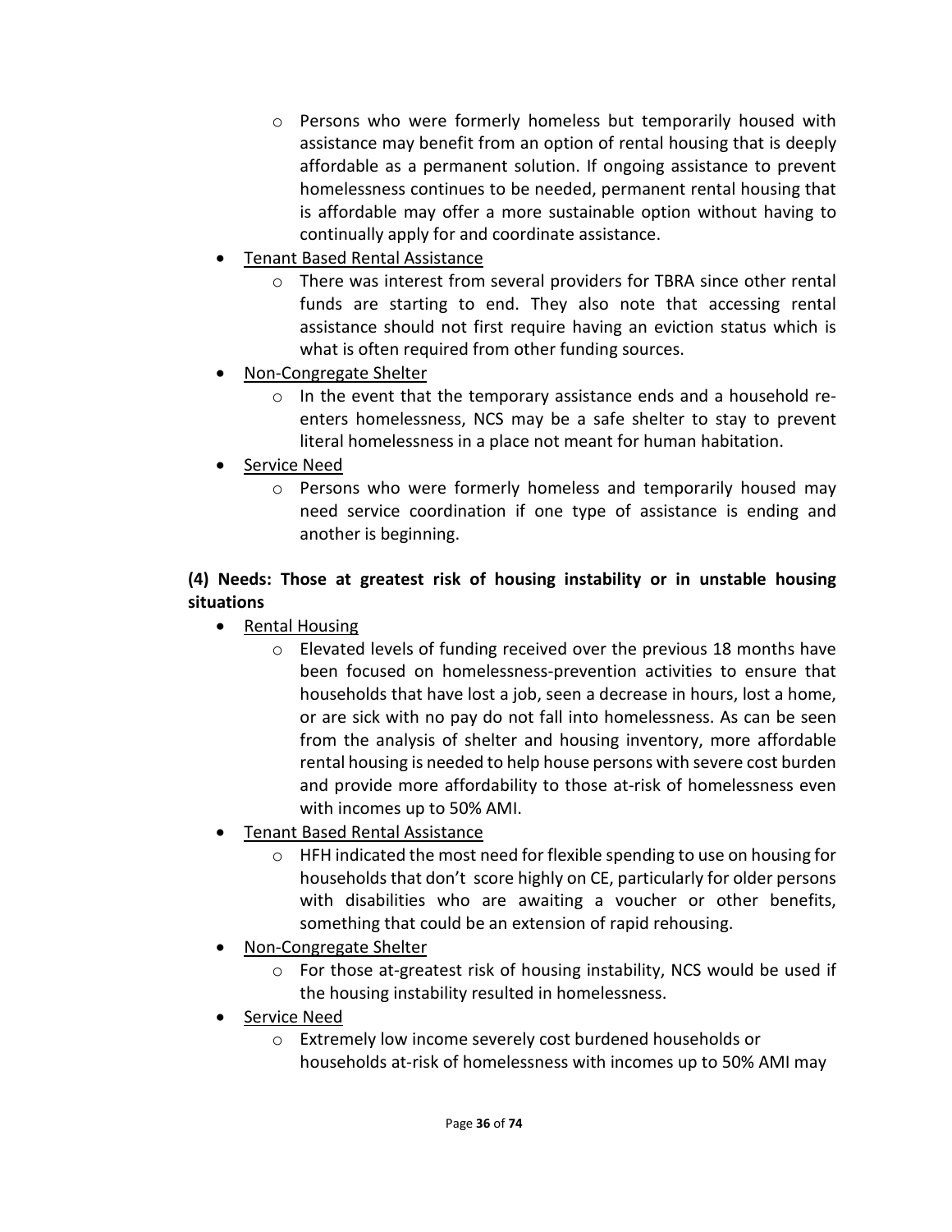- Persons who were formerly homeless but temporarily housed with assistance may benefit from an option of rental housing that is deeply affordable as a permanent solution. If ongoing assistance to prevent homelessness continues to be needed, permanent rental housing that is affordable may offer a more sustainable option without having to continually apply for and coordinate assistance.
- Tenant Based Rental Assistance
    - There was interest from several providers for TBRA since other rental funds are starting to end. They also note that accessing rental assistance should not first require having an eviction status which is what is often required from other funding sources.
- Non-Congregate Shelter
    - In the event that the temporary assistance ends and a household re-enters homelessness, NCS may be a safe shelter to stay to prevent literal homelessness in a place not meant for human habitation.
- Service Need
    - Persons who were formerly homeless and temporarily housed may need service coordination if one type of assistance is ending and another is beginning.

**(4) Needs: Those at greatest risk of housing instability or in unstable housing situations**

- Rental Housing
    - Elevated levels of funding received over the previous 18 months have been focused on homelessness-prevention activities to ensure that households that have lost a job, seen a decrease in hours, lost a home, or are sick with no pay do not fall into homelessness. As can be seen from the analysis of shelter and housing inventory, more affordable rental housing is needed to help house persons with severe cost burden and provide more affordability to those at-risk of homelessness even with incomes up to 50% AMI.
- Tenant Based Rental Assistance
    - HFH indicated the most need for flexible spending to use on housing for households that don't score highly on CE, particularly for older persons with disabilities who are awaiting a voucher or other benefits, something that could be an extension of rapid rehousing.
- Non-Congregate Shelter
    - For those at-greatest risk of housing instability, NCS would be used if the housing instability resulted in homelessness.
- Service Need
    - Extremely low income severely cost burdened households or households at-risk of homelessness with incomes up to 50% AMI may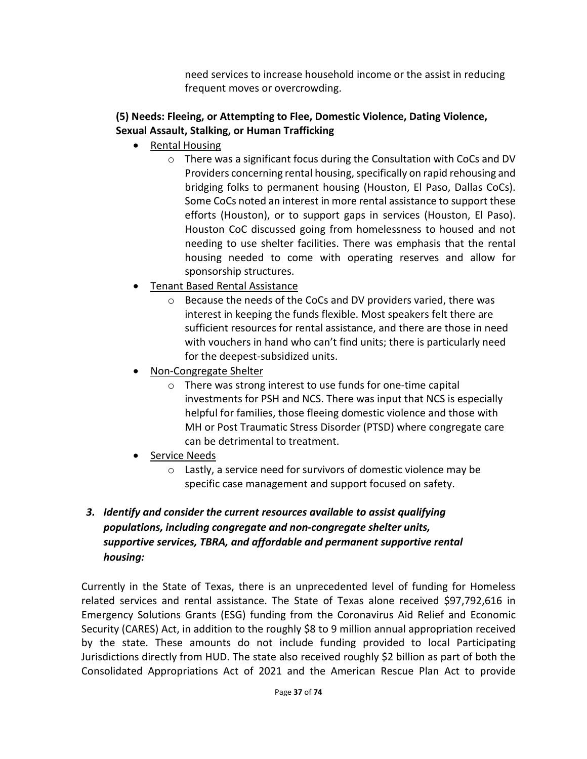need services to increase household income or the assist in reducing frequent moves or overcrowding.

**(5) Needs: Fleeing, or Attempting to Flee, Domestic Violence, Dating Violence, Sexual Assault, Stalking, or Human Trafficking**

- Rental Housing
  - There was a significant focus during the Consultation with CoCs and DV Providers concerning rental housing, specifically on rapid rehousing and bridging folks to permanent housing (Houston, El Paso, Dallas CoCs). Some CoCs noted an interest in more rental assistance to support these efforts (Houston), or to support gaps in services (Houston, El Paso). Houston CoC discussed going from homelessness to housed and not needing to use shelter facilities. There was emphasis that the rental housing needed to come with operating reserves and allow for sponsorship structures.
- Tenant Based Rental Assistance
  - Because the needs of the CoCs and DV providers varied, there was interest in keeping the funds flexible. Most speakers felt there are sufficient resources for rental assistance, and there are those in need with vouchers in hand who can't find units; there is particularly need for the deepest-subsidized units.
- Non-Congregate Shelter
  - There was strong interest to use funds for one-time capital investments for PSH and NCS. There was input that NCS is especially helpful for families, those fleeing domestic violence and those with MH or Post Traumatic Stress Disorder (PTSD) where congregate care can be detrimental to treatment.
- Service Needs
  - Lastly, a service need for survivors of domestic violence may be specific case management and support focused on safety.

### *3. Identify and consider the current resources available to assist qualifying populations, including congregate and non-congregate shelter units, supportive services, TBRA, and affordable and permanent supportive rental housing:*

Currently in the State of Texas, there is an unprecedented level of funding for Homeless related services and rental assistance. The State of Texas alone received $97,792,616 in Emergency Solutions Grants (ESG) funding from the Coronavirus Aid Relief and Economic Security (CARES) Act, in addition to the roughly $8 to 9 million annual appropriation received by the state. These amounts do not include funding provided to local Participating Jurisdictions directly from HUD. The state also received roughly $2 billion as part of both the Consolidated Appropriations Act of 2021 and the American Rescue Plan Act to provide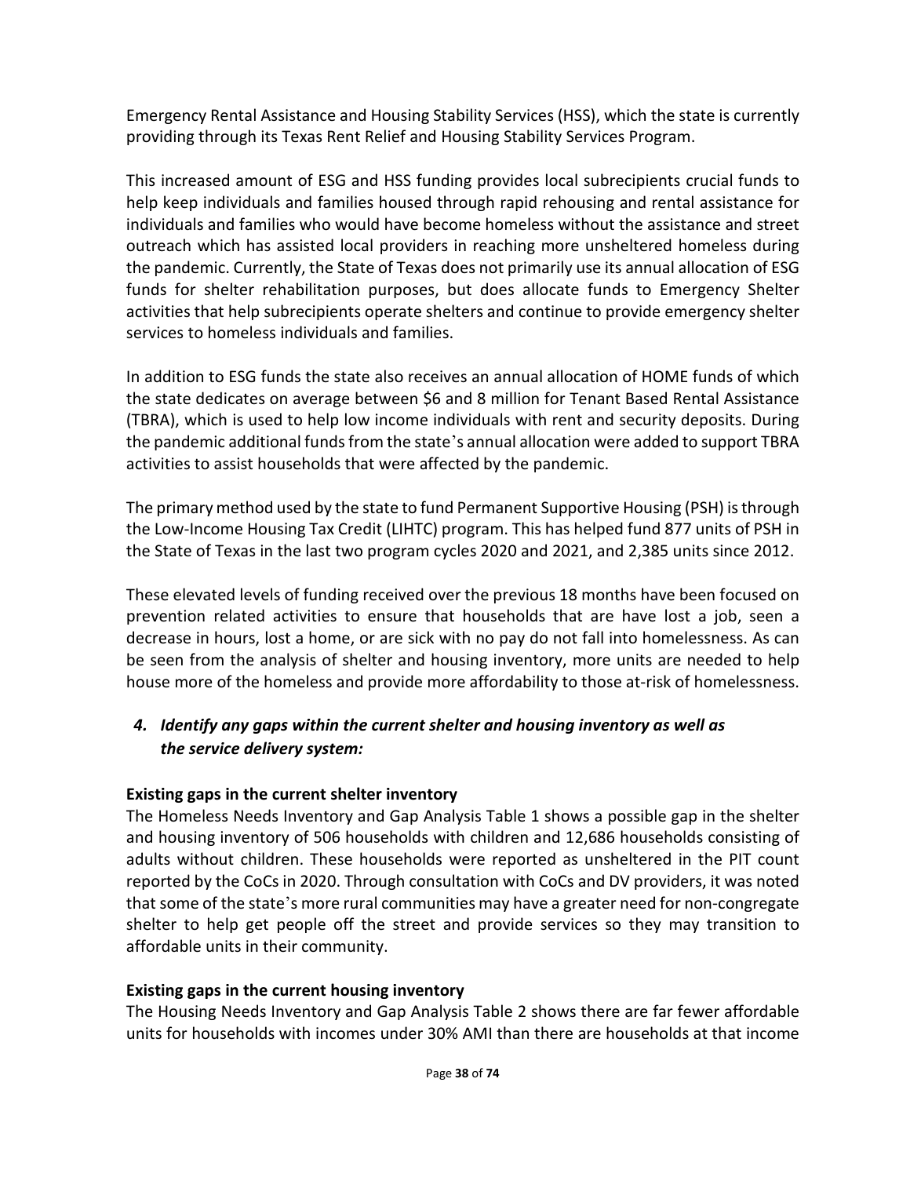Emergency Rental Assistance and Housing Stability Services (HSS), which the state is currently providing through its Texas Rent Relief and Housing Stability Services Program.

This increased amount of ESG and HSS funding provides local subrecipients crucial funds to help keep individuals and families housed through rapid rehousing and rental assistance for individuals and families who would have become homeless without the assistance and street outreach which has assisted local providers in reaching more unsheltered homeless during the pandemic. Currently, the State of Texas does not primarily use its annual allocation of ESG funds for shelter rehabilitation purposes, but does allocate funds to Emergency Shelter activities that help subrecipients operate shelters and continue to provide emergency shelter services to homeless individuals and families.

In addition to ESG funds the state also receives an annual allocation of HOME funds of which the state dedicates on average between $6 and 8 million for Tenant Based Rental Assistance (TBRA), which is used to help low income individuals with rent and security deposits. During the pandemic additional funds from the state's annual allocation were added to support TBRA activities to assist households that were affected by the pandemic.

The primary method used by the state to fund Permanent Supportive Housing (PSH) is through the Low-Income Housing Tax Credit (LIHTC) program. This has helped fund 877 units of PSH in the State of Texas in the last two program cycles 2020 and 2021, and 2,385 units since 2012.

These elevated levels of funding received over the previous 18 months have been focused on prevention related activities to ensure that households that are have lost a job, seen a decrease in hours, lost a home, or are sick with no pay do not fall into homelessness. As can be seen from the analysis of shelter and housing inventory, more units are needed to help house more of the homeless and provide more affordability to those at-risk of homelessness.

### *4. Identify any gaps within the current shelter and housing inventory as well as the service delivery system:*

**Existing gaps in the current shelter inventory**

The Homeless Needs Inventory and Gap Analysis Table 1 shows a possible gap in the shelter and housing inventory of 506 households with children and 12,686 households consisting of adults without children. These households were reported as unsheltered in the PIT count reported by the CoCs in 2020. Through consultation with CoCs and DV providers, it was noted that some of the state's more rural communities may have a greater need for non-congregate shelter to help get people off the street and provide services so they may transition to affordable units in their community.

**Existing gaps in the current housing inventory**

The Housing Needs Inventory and Gap Analysis Table 2 shows there are far fewer affordable units for households with incomes under 30% AMI than there are households at that income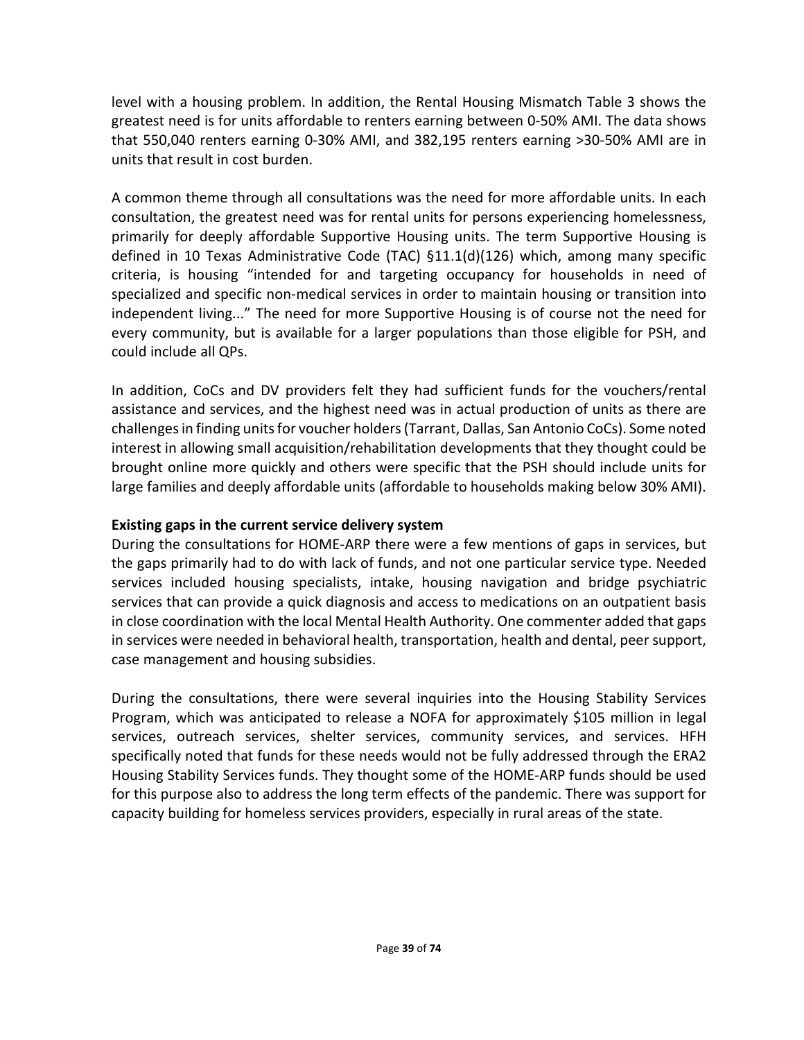level with a housing problem. In addition, the Rental Housing Mismatch Table 3 shows the greatest need is for units affordable to renters earning between 0-50% AMI. The data shows that 550,040 renters earning 0-30% AMI, and 382,195 renters earning >30-50% AMI are in units that result in cost burden.

A common theme through all consultations was the need for more affordable units. In each consultation, the greatest need was for rental units for persons experiencing homelessness, primarily for deeply affordable Supportive Housing units. The term Supportive Housing is defined in 10 Texas Administrative Code (TAC) §11.1(d)(126) which, among many specific criteria, is housing "intended for and targeting occupancy for households in need of specialized and specific non-medical services in order to maintain housing or transition into independent living..." The need for more Supportive Housing is of course not the need for every community, but is available for a larger populations than those eligible for PSH, and could include all QPs.

In addition, CoCs and DV providers felt they had sufficient funds for the vouchers/rental assistance and services, and the highest need was in actual production of units as there are challenges in finding units for voucher holders (Tarrant, Dallas, San Antonio CoCs). Some noted interest in allowing small acquisition/rehabilitation developments that they thought could be brought online more quickly and others were specific that the PSH should include units for large families and deeply affordable units (affordable to households making below 30% AMI).

**Existing gaps in the current service delivery system**

During the consultations for HOME-ARP there were a few mentions of gaps in services, but the gaps primarily had to do with lack of funds, and not one particular service type. Needed services included housing specialists, intake, housing navigation and bridge psychiatric services that can provide a quick diagnosis and access to medications on an outpatient basis in close coordination with the local Mental Health Authority. One commenter added that gaps in services were needed in behavioral health, transportation, health and dental, peer support, case management and housing subsidies.

During the consultations, there were several inquiries into the Housing Stability Services Program, which was anticipated to release a NOFA for approximately $105 million in legal services, outreach services, shelter services, community services, and services. HFH specifically noted that funds for these needs would not be fully addressed through the ERA2 Housing Stability Services funds. They thought some of the HOME-ARP funds should be used for this purpose also to address the long term effects of the pandemic. There was support for capacity building for homeless services providers, especially in rural areas of the state.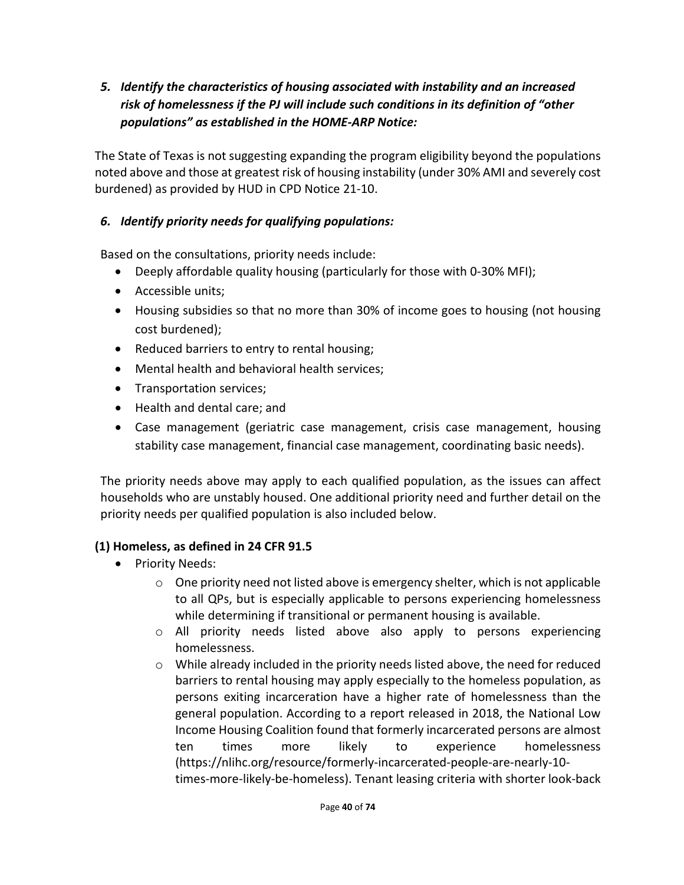### *5. Identify the characteristics of housing associated with instability and an increased risk of homelessness if the PJ will include such conditions in its definition of "other populations" as established in the HOME-ARP Notice:*

The State of Texas is not suggesting expanding the program eligibility beyond the populations noted above and those at greatest risk of housing instability (under 30% AMI and severely cost burdened) as provided by HUD in CPD Notice 21-10.

### *6. Identify priority needs for qualifying populations:*

Based on the consultations, priority needs include:

- Deeply affordable quality housing (particularly for those with 0-30% MFI);
- Accessible units;
- Housing subsidies so that no more than 30% of income goes to housing (not housing cost burdened);
- Reduced barriers to entry to rental housing;
- Mental health and behavioral health services;
- Transportation services;
- Health and dental care; and
- Case management (geriatric case management, crisis case management, housing stability case management, financial case management, coordinating basic needs).

The priority needs above may apply to each qualified population, as the issues can affect households who are unstably housed. One additional priority need and further detail on the priority needs per qualified population is also included below.

**(1) Homeless, as defined in 24 CFR 91.5**

- Priority Needs:
  - One priority need not listed above is emergency shelter, which is not applicable to all QPs, but is especially applicable to persons experiencing homelessness while determining if transitional or permanent housing is available.
  - All priority needs listed above also apply to persons experiencing homelessness.
  - While already included in the priority needs listed above, the need for reduced barriers to rental housing may apply especially to the homeless population, as persons exiting incarceration have a higher rate of homelessness than the general population. According to a report released in 2018, the National Low Income Housing Coalition found that formerly incarcerated persons are almost ten times more likely to experience homelessness (https://nlihc.org/resource/formerly-incarcerated-people-are-nearly-10-times-more-likely-be-homeless). Tenant leasing criteria with shorter look-back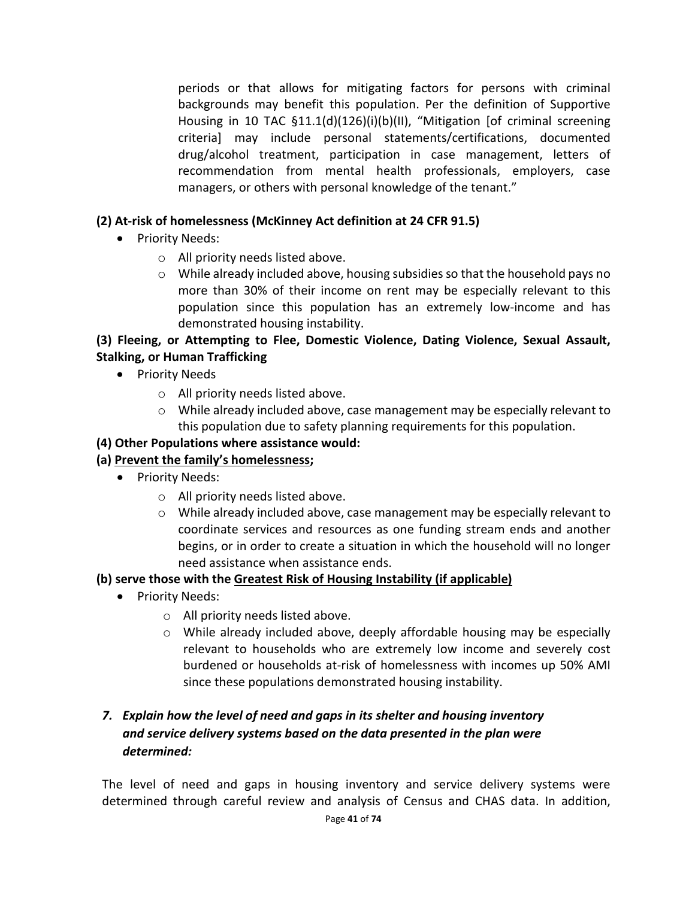periods or that allows for mitigating factors for persons with criminal backgrounds may benefit this population. Per the definition of Supportive Housing in 10 TAC §11.1(d)(126)(i)(b)(II), "Mitigation [of criminal screening criteria] may include personal statements/certifications, documented drug/alcohol treatment, participation in case management, letters of recommendation from mental health professionals, employers, case managers, or others with personal knowledge of the tenant."

**(2) At-risk of homelessness (McKinney Act definition at 24 CFR 91.5)**

- Priority Needs:
  - All priority needs listed above.
  - While already included above, housing subsidies so that the household pays no more than 30% of their income on rent may be especially relevant to this population since this population has an extremely low-income and has demonstrated housing instability.

**(3) Fleeing, or Attempting to Flee, Domestic Violence, Dating Violence, Sexual Assault, Stalking, or Human Trafficking**

- Priority Needs
  - All priority needs listed above.
  - While already included above, case management may be especially relevant to this population due to safety planning requirements for this population.

**(4) Other Populations where assistance would:**

**(a) <u>Prevent the family's homelessness</u>;**

- Priority Needs:
  - All priority needs listed above.
  - While already included above, case management may be especially relevant to coordinate services and resources as one funding stream ends and another begins, or in order to create a situation in which the household will no longer need assistance when assistance ends.

**(b) serve those with the <u>Greatest Risk of Housing Instability (if applicable)</u>**

- Priority Needs:
  - All priority needs listed above.
  - While already included above, deeply affordable housing may be especially relevant to households who are extremely low income and severely cost burdened or households at-risk of homelessness with incomes up 50% AMI since these populations demonstrated housing instability.

***7. Explain how the level of need and gaps in its shelter and housing inventory and service delivery systems based on the data presented in the plan were determined:***

The level of need and gaps in housing inventory and service delivery systems were determined through careful review and analysis of Census and CHAS data. In addition,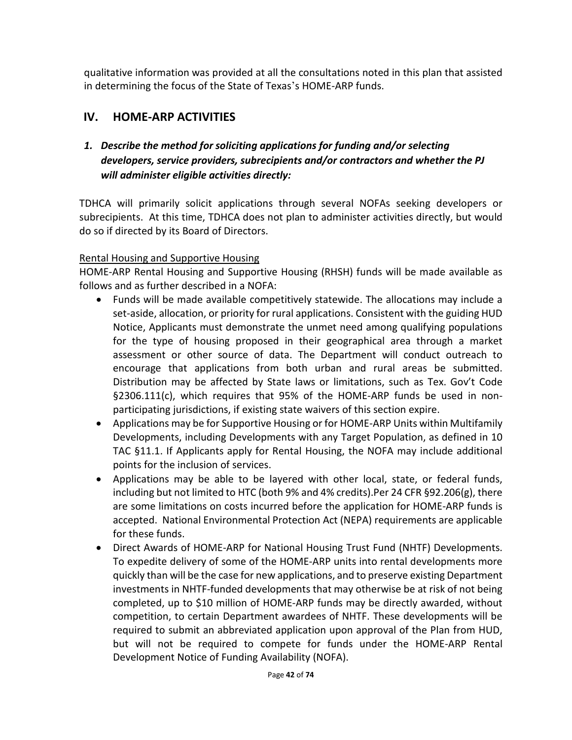qualitative information was provided at all the consultations noted in this plan that assisted in determining the focus of the State of Texas's HOME-ARP funds.

## IV. HOME-ARP ACTIVITIES

### *1. Describe the method for soliciting applications for funding and/or selecting developers, service providers, subrecipients and/or contractors and whether the PJ will administer eligible activities directly:*

TDHCA will primarily solicit applications through several NOFAs seeking developers or subrecipients. At this time, TDHCA does not plan to administer activities directly, but would do so if directed by its Board of Directors.

<u>Rental Housing and Supportive Housing</u>

HOME-ARP Rental Housing and Supportive Housing (RHSH) funds will be made available as follows and as further described in a NOFA:

- Funds will be made available competitively statewide. The allocations may include a set-aside, allocation, or priority for rural applications. Consistent with the guiding HUD Notice, Applicants must demonstrate the unmet need among qualifying populations for the type of housing proposed in their geographical area through a market assessment or other source of data. The Department will conduct outreach to encourage that applications from both urban and rural areas be submitted. Distribution may be affected by State laws or limitations, such as Tex. Gov't Code §2306.111(c), which requires that 95% of the HOME-ARP funds be used in non-participating jurisdictions, if existing state waivers of this section expire.
- Applications may be for Supportive Housing or for HOME-ARP Units within Multifamily Developments, including Developments with any Target Population, as defined in 10 TAC §11.1. If Applicants apply for Rental Housing, the NOFA may include additional points for the inclusion of services.
- Applications may be able to be layered with other local, state, or federal funds, including but not limited to HTC (both 9% and 4% credits).Per 24 CFR §92.206(g), there are some limitations on costs incurred before the application for HOME-ARP funds is accepted. National Environmental Protection Act (NEPA) requirements are applicable for these funds.
- Direct Awards of HOME-ARP for National Housing Trust Fund (NHTF) Developments. To expedite delivery of some of the HOME-ARP units into rental developments more quickly than will be the case for new applications, and to preserve existing Department investments in NHTF-funded developments that may otherwise be at risk of not being completed, up to $10 million of HOME-ARP funds may be directly awarded, without competition, to certain Department awardees of NHTF. These developments will be required to submit an abbreviated application upon approval of the Plan from HUD, but will not be required to compete for funds under the HOME-ARP Rental Development Notice of Funding Availability (NOFA).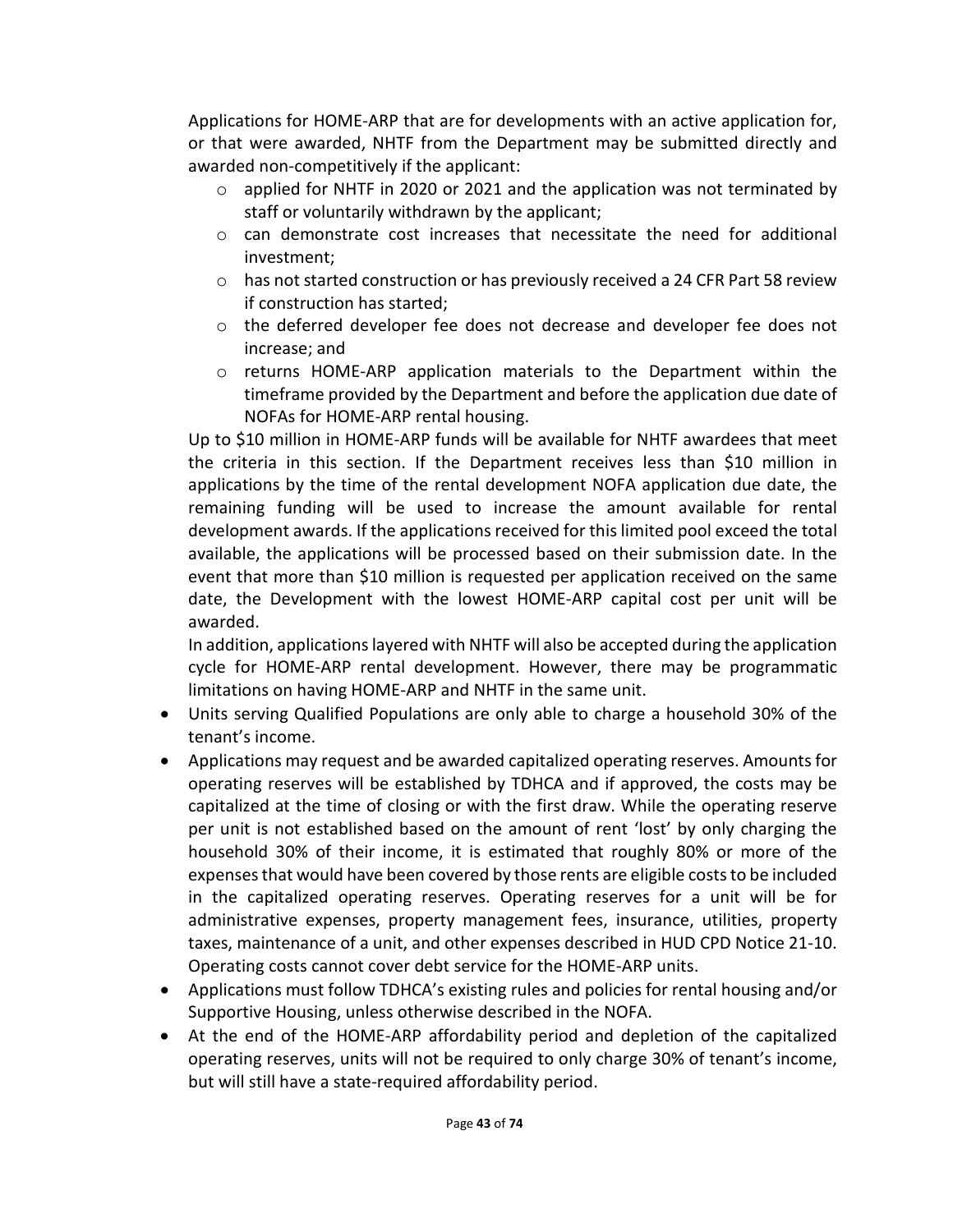Applications for HOME-ARP that are for developments with an active application for, or that were awarded, NHTF from the Department may be submitted directly and awarded non-competitively if the applicant:

- applied for NHTF in 2020 or 2021 and the application was not terminated by staff or voluntarily withdrawn by the applicant;
- can demonstrate cost increases that necessitate the need for additional investment;
- has not started construction or has previously received a 24 CFR Part 58 review if construction has started;
- the deferred developer fee does not decrease and developer fee does not increase; and
- returns HOME-ARP application materials to the Department within the timeframe provided by the Department and before the application due date of NOFAs for HOME-ARP rental housing.

Up to $10 million in HOME-ARP funds will be available for NHTF awardees that meet the criteria in this section. If the Department receives less than $10 million in applications by the time of the rental development NOFA application due date, the remaining funding will be used to increase the amount available for rental development awards. If the applications received for this limited pool exceed the total available, the applications will be processed based on their submission date. In the event that more than $10 million is requested per application received on the same date, the Development with the lowest HOME-ARP capital cost per unit will be awarded.

In addition, applications layered with NHTF will also be accepted during the application cycle for HOME-ARP rental development. However, there may be programmatic limitations on having HOME-ARP and NHTF in the same unit.

- Units serving Qualified Populations are only able to charge a household 30% of the tenant's income.
- Applications may request and be awarded capitalized operating reserves. Amounts for operating reserves will be established by TDHCA and if approved, the costs may be capitalized at the time of closing or with the first draw. While the operating reserve per unit is not established based on the amount of rent 'lost' by only charging the household 30% of their income, it is estimated that roughly 80% or more of the expenses that would have been covered by those rents are eligible costs to be included in the capitalized operating reserves. Operating reserves for a unit will be for administrative expenses, property management fees, insurance, utilities, property taxes, maintenance of a unit, and other expenses described in HUD CPD Notice 21-10. Operating costs cannot cover debt service for the HOME-ARP units.
- Applications must follow TDHCA's existing rules and policies for rental housing and/or Supportive Housing, unless otherwise described in the NOFA.
- At the end of the HOME-ARP affordability period and depletion of the capitalized operating reserves, units will not be required to only charge 30% of tenant's income, but will still have a state-required affordability period.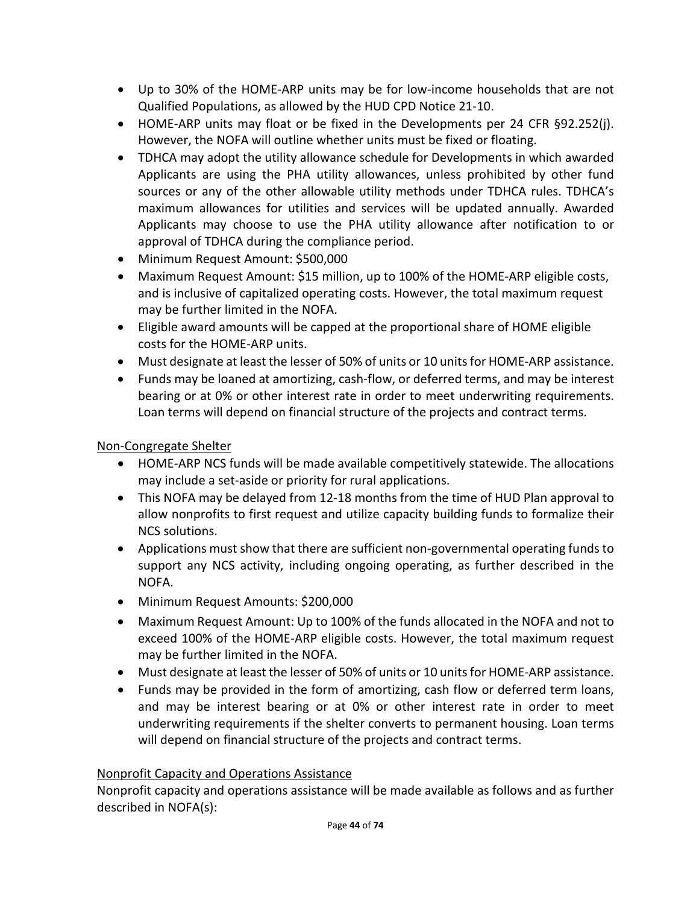- Up to 30% of the HOME-ARP units may be for low-income households that are not Qualified Populations, as allowed by the HUD CPD Notice 21-10.
- HOME-ARP units may float or be fixed in the Developments per 24 CFR §92.252(j). However, the NOFA will outline whether units must be fixed or floating.
- TDHCA may adopt the utility allowance schedule for Developments in which awarded Applicants are using the PHA utility allowances, unless prohibited by other fund sources or any of the other allowable utility methods under TDHCA rules. TDHCA's maximum allowances for utilities and services will be updated annually. Awarded Applicants may choose to use the PHA utility allowance after notification to or approval of TDHCA during the compliance period.
- Minimum Request Amount: $500,000
- Maximum Request Amount: $15 million, up to 100% of the HOME-ARP eligible costs, and is inclusive of capitalized operating costs. However, the total maximum request may be further limited in the NOFA.
- Eligible award amounts will be capped at the proportional share of HOME eligible costs for the HOME-ARP units.
- Must designate at least the lesser of 50% of units or 10 units for HOME-ARP assistance.
- Funds may be loaned at amortizing, cash-flow, or deferred terms, and may be interest bearing or at 0% or other interest rate in order to meet underwriting requirements. Loan terms will depend on financial structure of the projects and contract terms.

<u>Non-Congregate Shelter</u>

- HOME-ARP NCS funds will be made available competitively statewide. The allocations may include a set-aside or priority for rural applications.
- This NOFA may be delayed from 12-18 months from the time of HUD Plan approval to allow nonprofits to first request and utilize capacity building funds to formalize their NCS solutions.
- Applications must show that there are sufficient non-governmental operating funds to support any NCS activity, including ongoing operating, as further described in the NOFA.
- Minimum Request Amounts: $200,000
- Maximum Request Amount: Up to 100% of the funds allocated in the NOFA and not to exceed 100% of the HOME-ARP eligible costs. However, the total maximum request may be further limited in the NOFA.
- Must designate at least the lesser of 50% of units or 10 units for HOME-ARP assistance.
- Funds may be provided in the form of amortizing, cash flow or deferred term loans, and may be interest bearing or at 0% or other interest rate in order to meet underwriting requirements if the shelter converts to permanent housing. Loan terms will depend on financial structure of the projects and contract terms.

<u>Nonprofit Capacity and Operations Assistance</u>

Nonprofit capacity and operations assistance will be made available as follows and as further described in NOFA(s):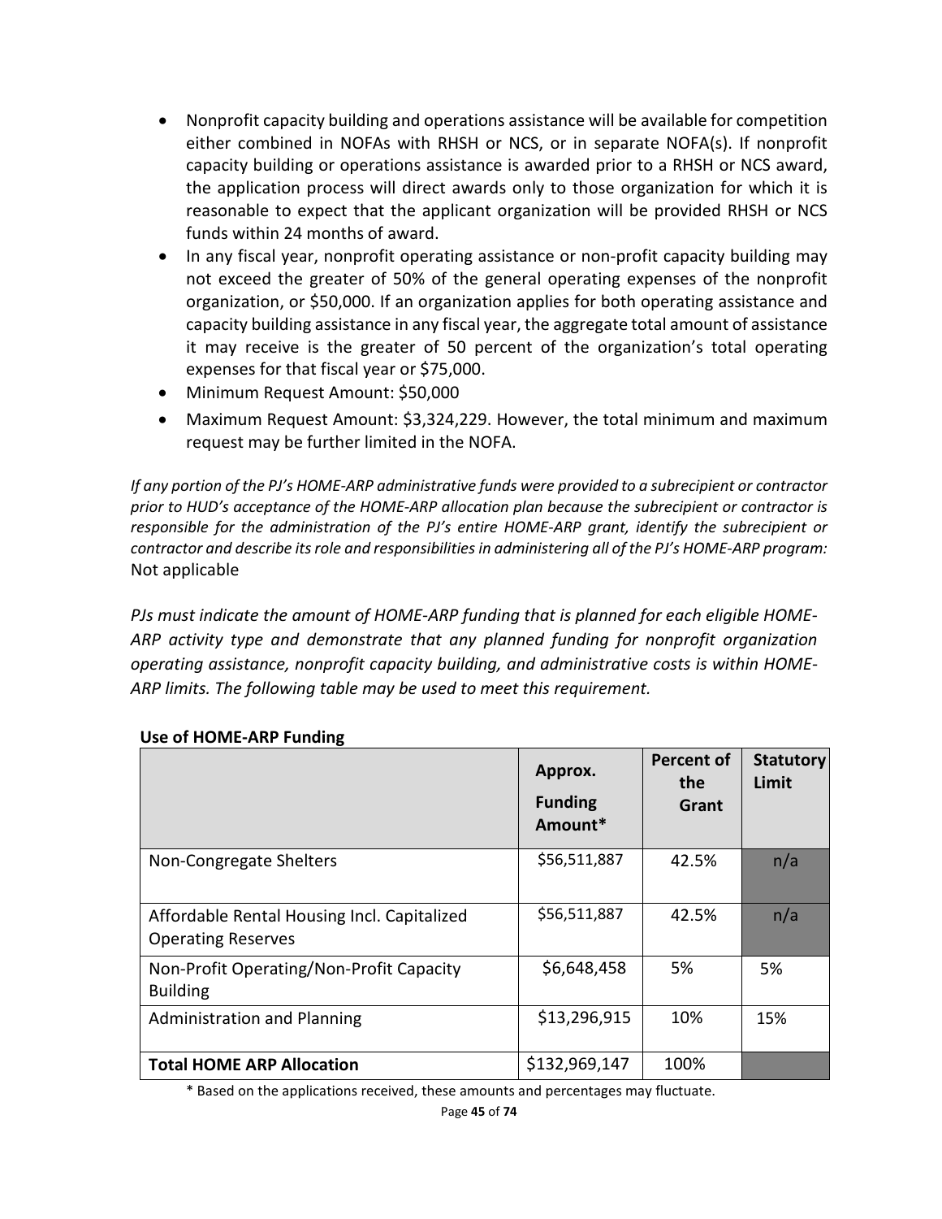- Nonprofit capacity building and operations assistance will be available for competition either combined in NOFAs with RHSH or NCS, or in separate NOFA(s). If nonprofit capacity building or operations assistance is awarded prior to a RHSH or NCS award, the application process will direct awards only to those organization for which it is reasonable to expect that the applicant organization will be provided RHSH or NCS funds within 24 months of award.
- In any fiscal year, nonprofit operating assistance or non-profit capacity building may not exceed the greater of 50% of the general operating expenses of the nonprofit organization, or $50,000. If an organization applies for both operating assistance and capacity building assistance in any fiscal year, the aggregate total amount of assistance it may receive is the greater of 50 percent of the organization's total operating expenses for that fiscal year or $75,000.
- Minimum Request Amount: $50,000
- Maximum Request Amount: $3,324,229. However, the total minimum and maximum request may be further limited in the NOFA.

*If any portion of the PJ's HOME-ARP administrative funds were provided to a subrecipient or contractor prior to HUD's acceptance of the HOME-ARP allocation plan because the subrecipient or contractor is responsible for the administration of the PJ's entire HOME-ARP grant, identify the subrecipient or contractor and describe its role and responsibilities in administering all of the PJ's HOME-ARP program:* Not applicable

*PJs must indicate the amount of HOME-ARP funding that is planned for each eligible HOME-ARP activity type and demonstrate that any planned funding for nonprofit organization operating assistance, nonprofit capacity building, and administrative costs is within HOME-ARP limits. The following table may be used to meet this requirement.*

**Use of HOME-ARP Funding**

| | Approx. Funding Amount* | Percent of the Grant | Statutory Limit |
|---|---|---|---|
| Non-Congregate Shelters | $56,511,887 | 42.5% | n/a |
| Affordable Rental Housing Incl. Capitalized Operating Reserves | $56,511,887 | 42.5% | n/a |
| Non-Profit Operating/Non-Profit Capacity Building | $6,648,458 | 5% | 5% |
| Administration and Planning | $13,296,915 | 10% | 15% |
| **Total HOME ARP Allocation** | $132,969,147 | 100% | |

\* Based on the applications received, these amounts and percentages may fluctuate.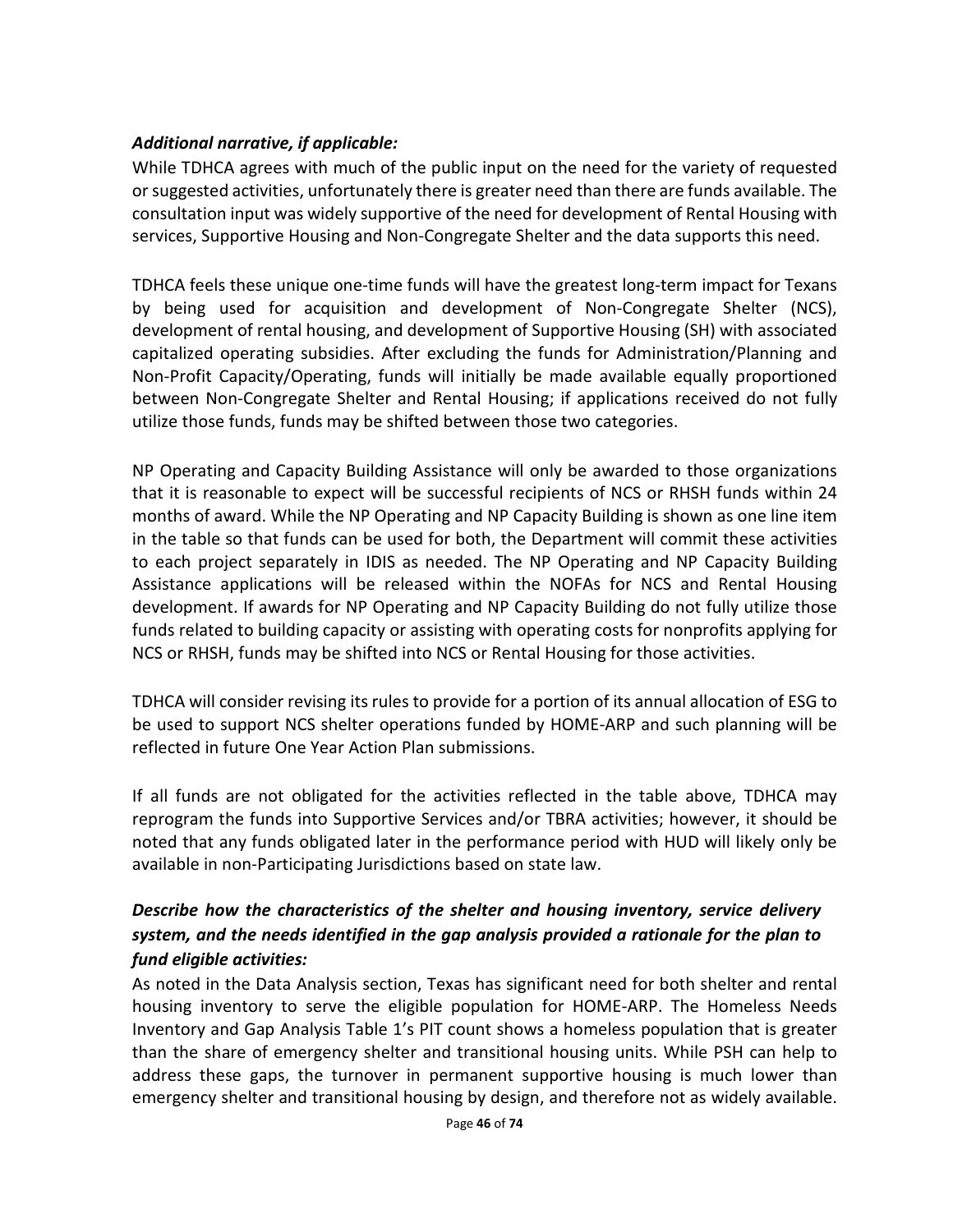***Additional narrative, if applicable:***

While TDHCA agrees with much of the public input on the need for the variety of requested or suggested activities, unfortunately there is greater need than there are funds available. The consultation input was widely supportive of the need for development of Rental Housing with services, Supportive Housing and Non-Congregate Shelter and the data supports this need.

TDHCA feels these unique one-time funds will have the greatest long-term impact for Texans by being used for acquisition and development of Non-Congregate Shelter (NCS), development of rental housing, and development of Supportive Housing (SH) with associated capitalized operating subsidies. After excluding the funds for Administration/Planning and Non-Profit Capacity/Operating, funds will initially be made available equally proportioned between Non-Congregate Shelter and Rental Housing; if applications received do not fully utilize those funds, funds may be shifted between those two categories.

NP Operating and Capacity Building Assistance will only be awarded to those organizations that it is reasonable to expect will be successful recipients of NCS or RHSH funds within 24 months of award. While the NP Operating and NP Capacity Building is shown as one line item in the table so that funds can be used for both, the Department will commit these activities to each project separately in IDIS as needed. The NP Operating and NP Capacity Building Assistance applications will be released within the NOFAs for NCS and Rental Housing development. If awards for NP Operating and NP Capacity Building do not fully utilize those funds related to building capacity or assisting with operating costs for nonprofits applying for NCS or RHSH, funds may be shifted into NCS or Rental Housing for those activities.

TDHCA will consider revising its rules to provide for a portion of its annual allocation of ESG to be used to support NCS shelter operations funded by HOME-ARP and such planning will be reflected in future One Year Action Plan submissions.

If all funds are not obligated for the activities reflected in the table above, TDHCA may reprogram the funds into Supportive Services and/or TBRA activities; however, it should be noted that any funds obligated later in the performance period with HUD will likely only be available in non-Participating Jurisdictions based on state law.

***Describe how the characteristics of the shelter and housing inventory, service delivery system, and the needs identified in the gap analysis provided a rationale for the plan to fund eligible activities:***

As noted in the Data Analysis section, Texas has significant need for both shelter and rental housing inventory to serve the eligible population for HOME-ARP. The Homeless Needs Inventory and Gap Analysis Table 1's PIT count shows a homeless population that is greater than the share of emergency shelter and transitional housing units. While PSH can help to address these gaps, the turnover in permanent supportive housing is much lower than emergency shelter and transitional housing by design, and therefore not as widely available.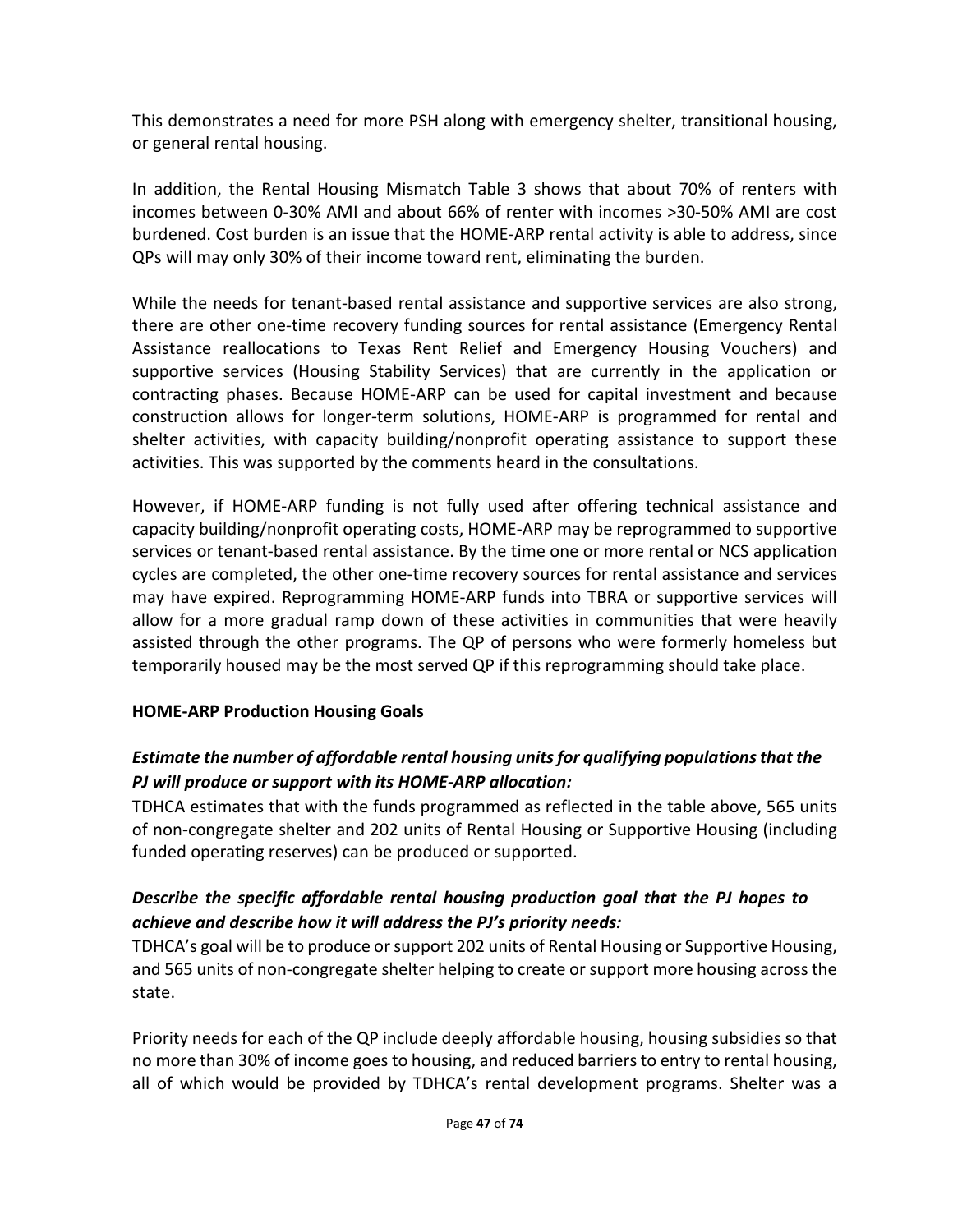This demonstrates a need for more PSH along with emergency shelter, transitional housing, or general rental housing.

In addition, the Rental Housing Mismatch Table 3 shows that about 70% of renters with incomes between 0-30% AMI and about 66% of renter with incomes >30-50% AMI are cost burdened. Cost burden is an issue that the HOME-ARP rental activity is able to address, since QPs will may only 30% of their income toward rent, eliminating the burden.

While the needs for tenant-based rental assistance and supportive services are also strong, there are other one-time recovery funding sources for rental assistance (Emergency Rental Assistance reallocations to Texas Rent Relief and Emergency Housing Vouchers) and supportive services (Housing Stability Services) that are currently in the application or contracting phases. Because HOME-ARP can be used for capital investment and because construction allows for longer-term solutions, HOME-ARP is programmed for rental and shelter activities, with capacity building/nonprofit operating assistance to support these activities. This was supported by the comments heard in the consultations.

However, if HOME-ARP funding is not fully used after offering technical assistance and capacity building/nonprofit operating costs, HOME-ARP may be reprogrammed to supportive services or tenant-based rental assistance. By the time one or more rental or NCS application cycles are completed, the other one-time recovery sources for rental assistance and services may have expired. Reprogramming HOME-ARP funds into TBRA or supportive services will allow for a more gradual ramp down of these activities in communities that were heavily assisted through the other programs. The QP of persons who were formerly homeless but temporarily housed may be the most served QP if this reprogramming should take place.

**HOME-ARP Production Housing Goals**

***Estimate the number of affordable rental housing units for qualifying populations that the PJ will produce or support with its HOME-ARP allocation:***

TDHCA estimates that with the funds programmed as reflected in the table above, 565 units of non-congregate shelter and 202 units of Rental Housing or Supportive Housing (including funded operating reserves) can be produced or supported.

***Describe the specific affordable rental housing production goal that the PJ hopes to achieve and describe how it will address the PJ's priority needs:***

TDHCA's goal will be to produce or support 202 units of Rental Housing or Supportive Housing, and 565 units of non-congregate shelter helping to create or support more housing across the state.

Priority needs for each of the QP include deeply affordable housing, housing subsidies so that no more than 30% of income goes to housing, and reduced barriers to entry to rental housing, all of which would be provided by TDHCA's rental development programs. Shelter was a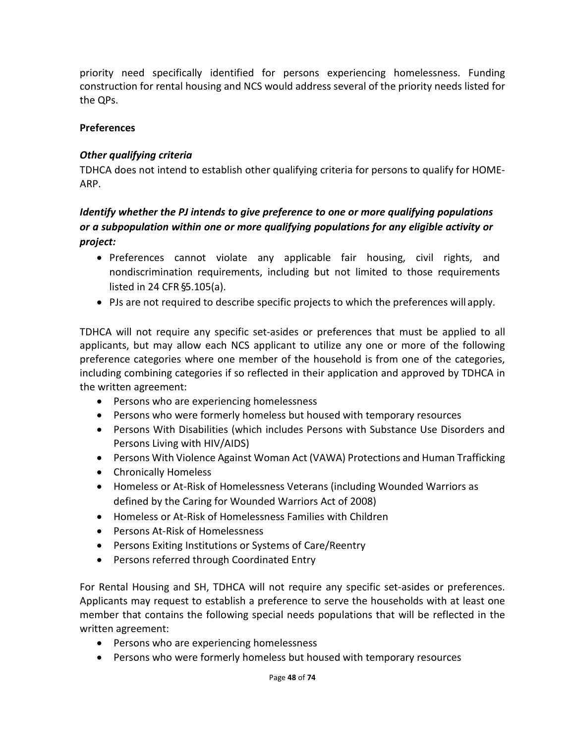priority need specifically identified for persons experiencing homelessness. Funding construction for rental housing and NCS would address several of the priority needs listed for the QPs.

**Preferences**

***Other qualifying criteria***

TDHCA does not intend to establish other qualifying criteria for persons to qualify for HOME-ARP.

***Identify whether the PJ intends to give preference to one or more qualifying populations or a subpopulation within one or more qualifying populations for any eligible activity or project:***

- Preferences cannot violate any applicable fair housing, civil rights, and nondiscrimination requirements, including but not limited to those requirements listed in 24 CFR §5.105(a).
- PJs are not required to describe specific projects to which the preferences will apply.

TDHCA will not require any specific set-asides or preferences that must be applied to all applicants, but may allow each NCS applicant to utilize any one or more of the following preference categories where one member of the household is from one of the categories, including combining categories if so reflected in their application and approved by TDHCA in the written agreement:

- Persons who are experiencing homelessness
- Persons who were formerly homeless but housed with temporary resources
- Persons With Disabilities (which includes Persons with Substance Use Disorders and Persons Living with HIV/AIDS)
- Persons With Violence Against Woman Act (VAWA) Protections and Human Trafficking
- Chronically Homeless
- Homeless or At-Risk of Homelessness Veterans (including Wounded Warriors as defined by the Caring for Wounded Warriors Act of 2008)
- Homeless or At-Risk of Homelessness Families with Children
- Persons At-Risk of Homelessness
- Persons Exiting Institutions or Systems of Care/Reentry
- Persons referred through Coordinated Entry

For Rental Housing and SH, TDHCA will not require any specific set-asides or preferences. Applicants may request to establish a preference to serve the households with at least one member that contains the following special needs populations that will be reflected in the written agreement:

- Persons who are experiencing homelessness
- Persons who were formerly homeless but housed with temporary resources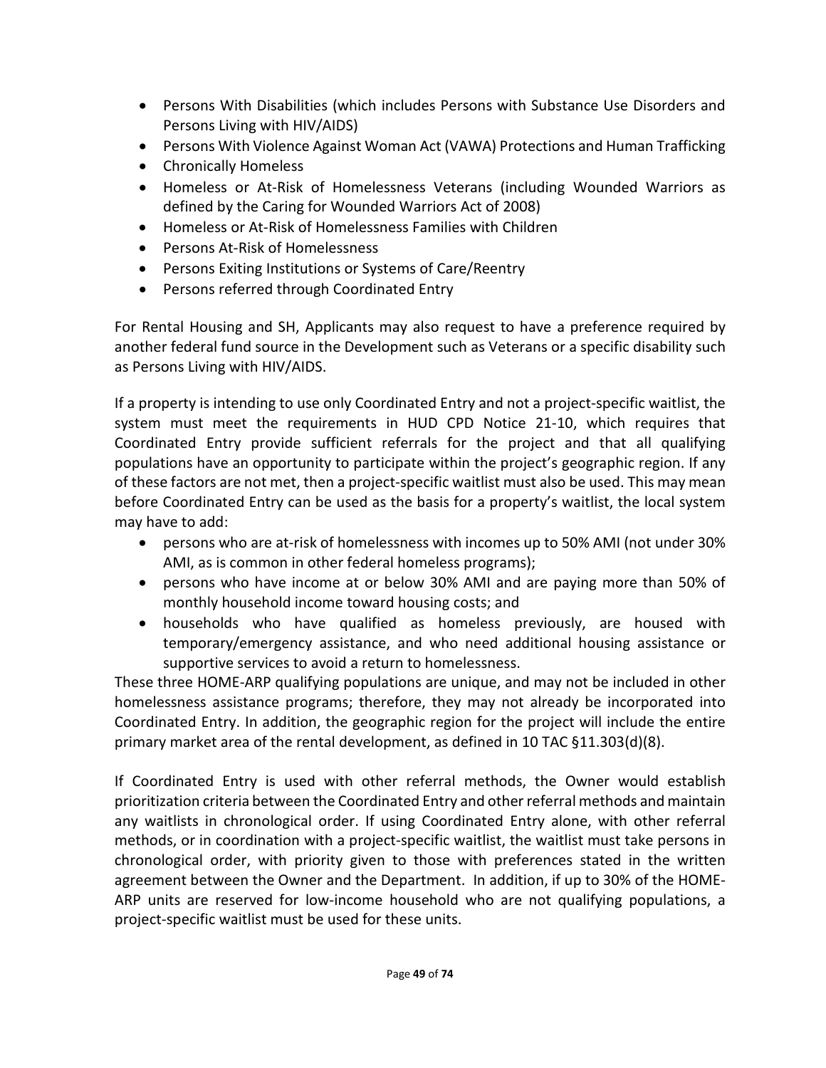- Persons With Disabilities (which includes Persons with Substance Use Disorders and Persons Living with HIV/AIDS)
- Persons With Violence Against Woman Act (VAWA) Protections and Human Trafficking
- Chronically Homeless
- Homeless or At-Risk of Homelessness Veterans (including Wounded Warriors as defined by the Caring for Wounded Warriors Act of 2008)
- Homeless or At-Risk of Homelessness Families with Children
- Persons At-Risk of Homelessness
- Persons Exiting Institutions or Systems of Care/Reentry
- Persons referred through Coordinated Entry

For Rental Housing and SH, Applicants may also request to have a preference required by another federal fund source in the Development such as Veterans or a specific disability such as Persons Living with HIV/AIDS.

If a property is intending to use only Coordinated Entry and not a project-specific waitlist, the system must meet the requirements in HUD CPD Notice 21-10, which requires that Coordinated Entry provide sufficient referrals for the project and that all qualifying populations have an opportunity to participate within the project's geographic region. If any of these factors are not met, then a project-specific waitlist must also be used. This may mean before Coordinated Entry can be used as the basis for a property's waitlist, the local system may have to add:

- persons who are at-risk of homelessness with incomes up to 50% AMI (not under 30% AMI, as is common in other federal homeless programs);
- persons who have income at or below 30% AMI and are paying more than 50% of monthly household income toward housing costs; and
- households who have qualified as homeless previously, are housed with temporary/emergency assistance, and who need additional housing assistance or supportive services to avoid a return to homelessness.

These three HOME-ARP qualifying populations are unique, and may not be included in other homelessness assistance programs; therefore, they may not already be incorporated into Coordinated Entry. In addition, the geographic region for the project will include the entire primary market area of the rental development, as defined in 10 TAC §11.303(d)(8).

If Coordinated Entry is used with other referral methods, the Owner would establish prioritization criteria between the Coordinated Entry and other referral methods and maintain any waitlists in chronological order. If using Coordinated Entry alone, with other referral methods, or in coordination with a project-specific waitlist, the waitlist must take persons in chronological order, with priority given to those with preferences stated in the written agreement between the Owner and the Department. In addition, if up to 30% of the HOME-ARP units are reserved for low-income household who are not qualifying populations, a project-specific waitlist must be used for these units.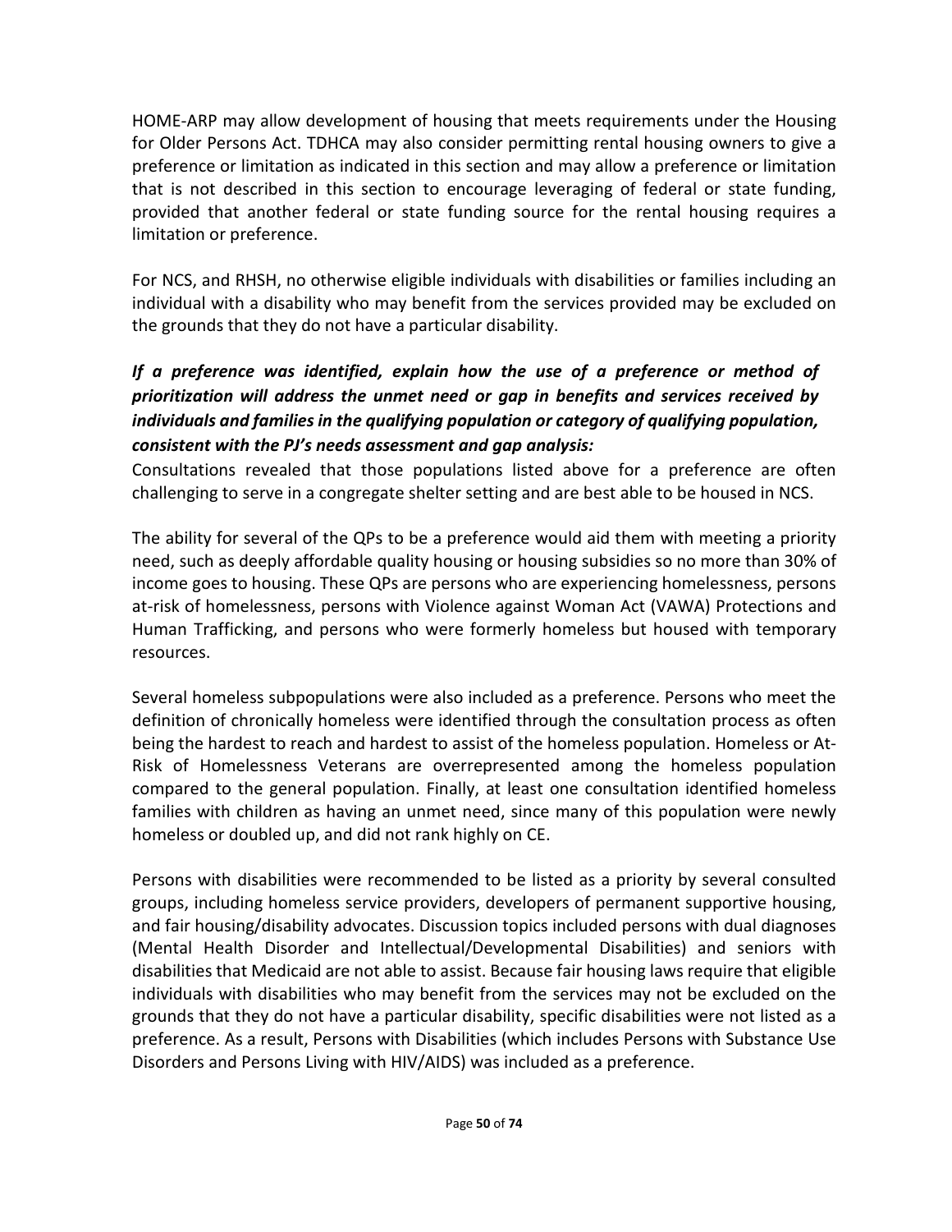HOME-ARP may allow development of housing that meets requirements under the Housing for Older Persons Act. TDHCA may also consider permitting rental housing owners to give a preference or limitation as indicated in this section and may allow a preference or limitation that is not described in this section to encourage leveraging of federal or state funding, provided that another federal or state funding source for the rental housing requires a limitation or preference.

For NCS, and RHSH, no otherwise eligible individuals with disabilities or families including an individual with a disability who may benefit from the services provided may be excluded on the grounds that they do not have a particular disability.

***If a preference was identified, explain how the use of a preference or method of prioritization will address the unmet need or gap in benefits and services received by individuals and families in the qualifying population or category of qualifying population, consistent with the PJ's needs assessment and gap analysis:***

Consultations revealed that those populations listed above for a preference are often challenging to serve in a congregate shelter setting and are best able to be housed in NCS.

The ability for several of the QPs to be a preference would aid them with meeting a priority need, such as deeply affordable quality housing or housing subsidies so no more than 30% of income goes to housing. These QPs are persons who are experiencing homelessness, persons at-risk of homelessness, persons with Violence against Woman Act (VAWA) Protections and Human Trafficking, and persons who were formerly homeless but housed with temporary resources.

Several homeless subpopulations were also included as a preference. Persons who meet the definition of chronically homeless were identified through the consultation process as often being the hardest to reach and hardest to assist of the homeless population. Homeless or At-Risk of Homelessness Veterans are overrepresented among the homeless population compared to the general population. Finally, at least one consultation identified homeless families with children as having an unmet need, since many of this population were newly homeless or doubled up, and did not rank highly on CE.

Persons with disabilities were recommended to be listed as a priority by several consulted groups, including homeless service providers, developers of permanent supportive housing, and fair housing/disability advocates. Discussion topics included persons with dual diagnoses (Mental Health Disorder and Intellectual/Developmental Disabilities) and seniors with disabilities that Medicaid are not able to assist. Because fair housing laws require that eligible individuals with disabilities who may benefit from the services may not be excluded on the grounds that they do not have a particular disability, specific disabilities were not listed as a preference. As a result, Persons with Disabilities (which includes Persons with Substance Use Disorders and Persons Living with HIV/AIDS) was included as a preference.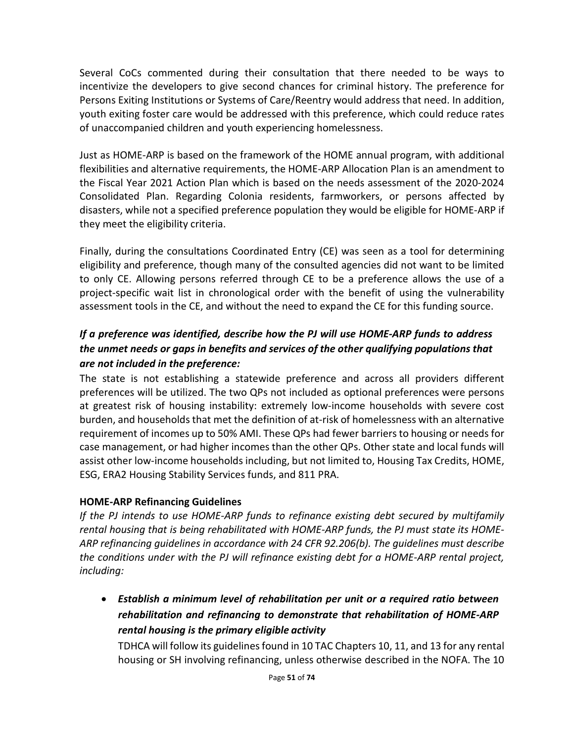Several CoCs commented during their consultation that there needed to be ways to incentivize the developers to give second chances for criminal history. The preference for Persons Exiting Institutions or Systems of Care/Reentry would address that need. In addition, youth exiting foster care would be addressed with this preference, which could reduce rates of unaccompanied children and youth experiencing homelessness.

Just as HOME-ARP is based on the framework of the HOME annual program, with additional flexibilities and alternative requirements, the HOME-ARP Allocation Plan is an amendment to the Fiscal Year 2021 Action Plan which is based on the needs assessment of the 2020-2024 Consolidated Plan. Regarding Colonia residents, farmworkers, or persons affected by disasters, while not a specified preference population they would be eligible for HOME-ARP if they meet the eligibility criteria.

Finally, during the consultations Coordinated Entry (CE) was seen as a tool for determining eligibility and preference, though many of the consulted agencies did not want to be limited to only CE. Allowing persons referred through CE to be a preference allows the use of a project-specific wait list in chronological order with the benefit of using the vulnerability assessment tools in the CE, and without the need to expand the CE for this funding source.

***If a preference was identified, describe how the PJ will use HOME-ARP funds to address the unmet needs or gaps in benefits and services of the other qualifying populations that are not included in the preference:***

The state is not establishing a statewide preference and across all providers different preferences will be utilized. The two QPs not included as optional preferences were persons at greatest risk of housing instability: extremely low-income households with severe cost burden, and households that met the definition of at-risk of homelessness with an alternative requirement of incomes up to 50% AMI. These QPs had fewer barriers to housing or needs for case management, or had higher incomes than the other QPs. Other state and local funds will assist other low-income households including, but not limited to, Housing Tax Credits, HOME, ESG, ERA2 Housing Stability Services funds, and 811 PRA.

**HOME-ARP Refinancing Guidelines**

*If the PJ intends to use HOME-ARP funds to refinance existing debt secured by multifamily rental housing that is being rehabilitated with HOME-ARP funds, the PJ must state its HOME-ARP refinancing guidelines in accordance with 24 CFR 92.206(b). The guidelines must describe the conditions under with the PJ will refinance existing debt for a HOME-ARP rental project, including:*

- ***Establish a minimum level of rehabilitation per unit or a required ratio between rehabilitation and refinancing to demonstrate that rehabilitation of HOME-ARP rental housing is the primary eligible activity***

  TDHCA will follow its guidelines found in 10 TAC Chapters 10, 11, and 13 for any rental housing or SH involving refinancing, unless otherwise described in the NOFA. The 10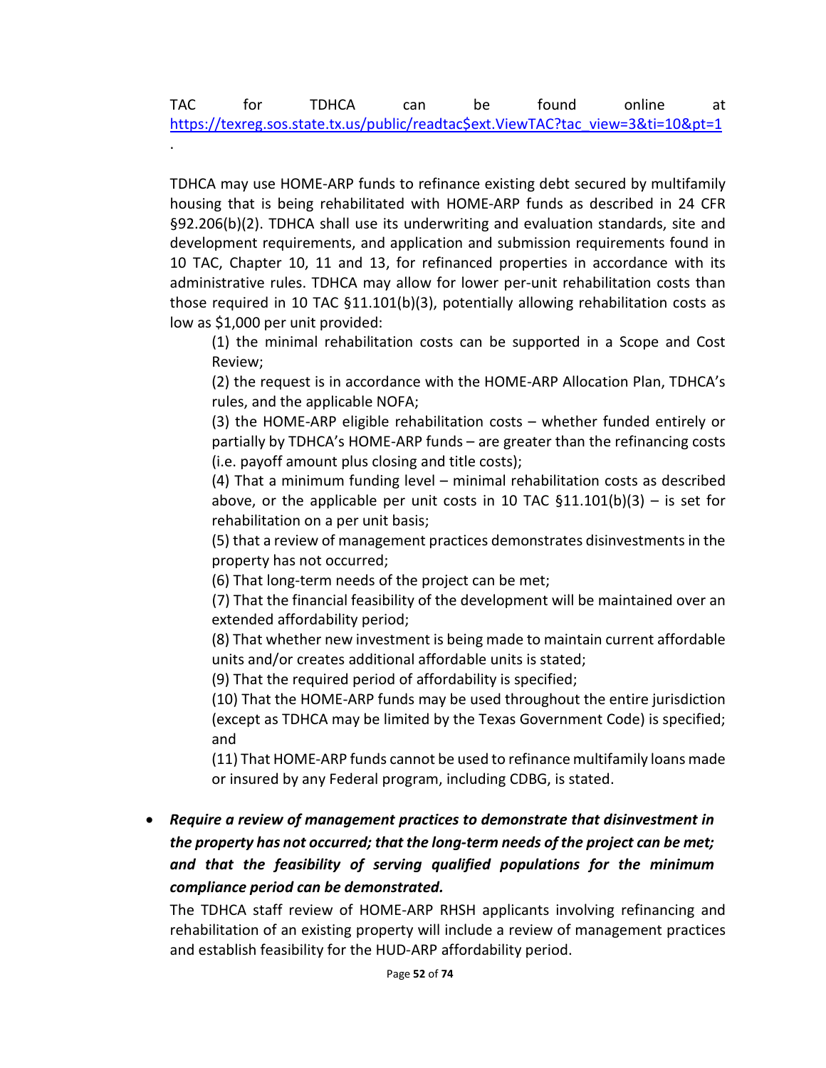TAC for TDHCA can be found online at https://texreg.sos.state.tx.us/public/readtac$ext.ViewTAC?tac_view=3&ti=10&pt=1.

TDHCA may use HOME-ARP funds to refinance existing debt secured by multifamily housing that is being rehabilitated with HOME-ARP funds as described in 24 CFR §92.206(b)(2). TDHCA shall use its underwriting and evaluation standards, site and development requirements, and application and submission requirements found in 10 TAC, Chapter 10, 11 and 13, for refinanced properties in accordance with its administrative rules. TDHCA may allow for lower per-unit rehabilitation costs than those required in 10 TAC §11.101(b)(3), potentially allowing rehabilitation costs as low as $1,000 per unit provided:

(1) the minimal rehabilitation costs can be supported in a Scope and Cost Review;

(2) the request is in accordance with the HOME-ARP Allocation Plan, TDHCA's rules, and the applicable NOFA;

(3) the HOME-ARP eligible rehabilitation costs – whether funded entirely or partially by TDHCA's HOME-ARP funds – are greater than the refinancing costs (i.e. payoff amount plus closing and title costs);

(4) That a minimum funding level – minimal rehabilitation costs as described above, or the applicable per unit costs in 10 TAC §11.101(b)(3) – is set for rehabilitation on a per unit basis;

(5) that a review of management practices demonstrates disinvestments in the property has not occurred;

(6) That long-term needs of the project can be met;

(7) That the financial feasibility of the development will be maintained over an extended affordability period;

(8) That whether new investment is being made to maintain current affordable units and/or creates additional affordable units is stated;

(9) That the required period of affordability is specified;

(10) That the HOME-ARP funds may be used throughout the entire jurisdiction (except as TDHCA may be limited by the Texas Government Code) is specified; and

(11) That HOME-ARP funds cannot be used to refinance multifamily loans made or insured by any Federal program, including CDBG, is stated.

- ***Require a review of management practices to demonstrate that disinvestment in the property has not occurred; that the long-term needs of the project can be met; and that the feasibility of serving qualified populations for the minimum compliance period can be demonstrated.***

  The TDHCA staff review of HOME-ARP RHSH applicants involving refinancing and rehabilitation of an existing property will include a review of management practices and establish feasibility for the HUD-ARP affordability period.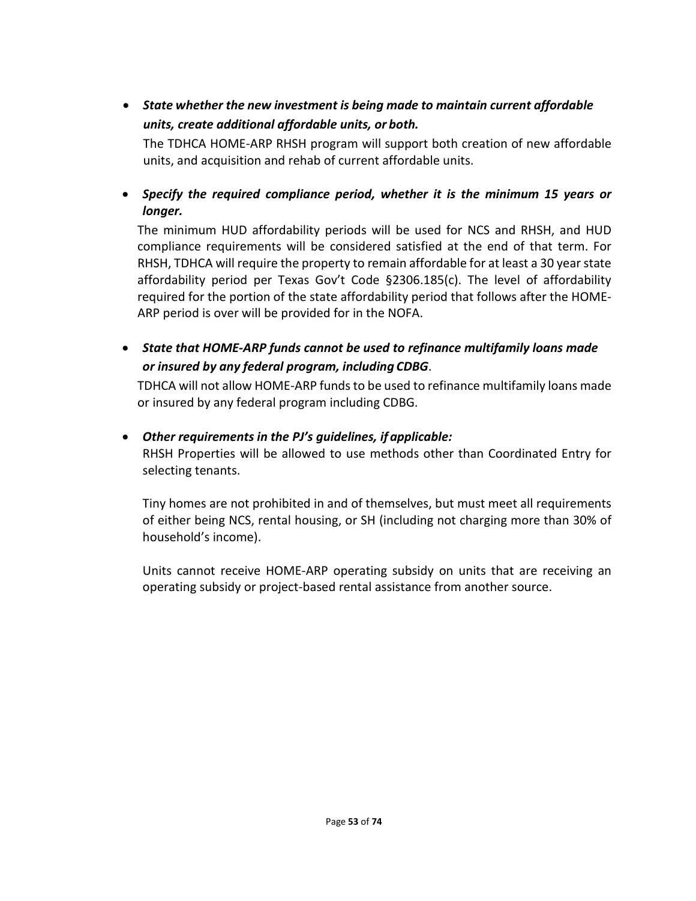- ***State whether the new investment is being made to maintain current affordable units, create additional affordable units, or both.***

  The TDHCA HOME-ARP RHSH program will support both creation of new affordable units, and acquisition and rehab of current affordable units.

- ***Specify the required compliance period, whether it is the minimum 15 years or longer.***

  The minimum HUD affordability periods will be used for NCS and RHSH, and HUD compliance requirements will be considered satisfied at the end of that term. For RHSH, TDHCA will require the property to remain affordable for at least a 30 year state affordability period per Texas Gov't Code §2306.185(c). The level of affordability required for the portion of the state affordability period that follows after the HOME-ARP period is over will be provided for in the NOFA.

- ***State that HOME-ARP funds cannot be used to refinance multifamily loans made or insured by any federal program, including CDBG*.**

  TDHCA will not allow HOME-ARP funds to be used to refinance multifamily loans made or insured by any federal program including CDBG.

- ***Other requirements in the PJ's guidelines, if applicable:***

  RHSH Properties will be allowed to use methods other than Coordinated Entry for selecting tenants.

  Tiny homes are not prohibited in and of themselves, but must meet all requirements of either being NCS, rental housing, or SH (including not charging more than 30% of household's income).

  Units cannot receive HOME-ARP operating subsidy on units that are receiving an operating subsidy or project-based rental assistance from another source.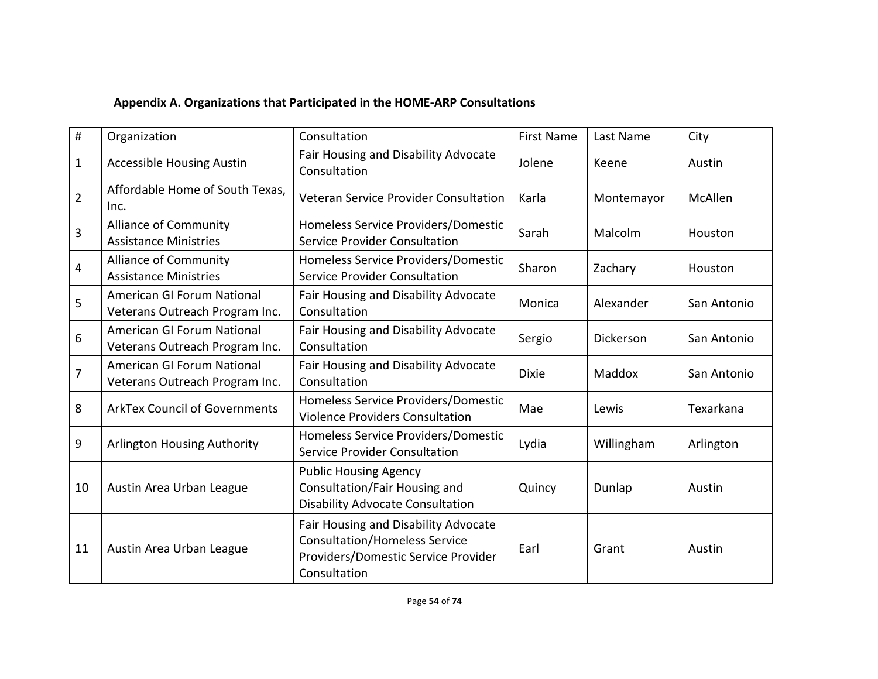**Appendix A. Organizations that Participated in the HOME-ARP Consultations**

| # | Organization | Consultation | First Name | Last Name | City |
|---|---|---|---|---|---|
| 1 | Accessible Housing Austin | Fair Housing and Disability Advocate Consultation | Jolene | Keene | Austin |
| 2 | Affordable Home of South Texas, Inc. | Veteran Service Provider Consultation | Karla | Montemayor | McAllen |
| 3 | Alliance of Community Assistance Ministries | Homeless Service Providers/Domestic Service Provider Consultation | Sarah | Malcolm | Houston |
| 4 | Alliance of Community Assistance Ministries | Homeless Service Providers/Domestic Service Provider Consultation | Sharon | Zachary | Houston |
| 5 | American GI Forum National Veterans Outreach Program Inc. | Fair Housing and Disability Advocate Consultation | Monica | Alexander | San Antonio |
| 6 | American GI Forum National Veterans Outreach Program Inc. | Fair Housing and Disability Advocate Consultation | Sergio | Dickerson | San Antonio |
| 7 | American GI Forum National Veterans Outreach Program Inc. | Fair Housing and Disability Advocate Consultation | Dixie | Maddox | San Antonio |
| 8 | ArkTex Council of Governments | Homeless Service Providers/Domestic Violence Providers Consultation | Mae | Lewis | Texarkana |
| 9 | Arlington Housing Authority | Homeless Service Providers/Domestic Service Provider Consultation | Lydia | Willingham | Arlington |
| 10 | Austin Area Urban League | Public Housing Agency Consultation/Fair Housing and Disability Advocate Consultation | Quincy | Dunlap | Austin |
| 11 | Austin Area Urban League | Fair Housing and Disability Advocate Consultation/Homeless Service Providers/Domestic Service Provider Consultation | Earl | Grant | Austin |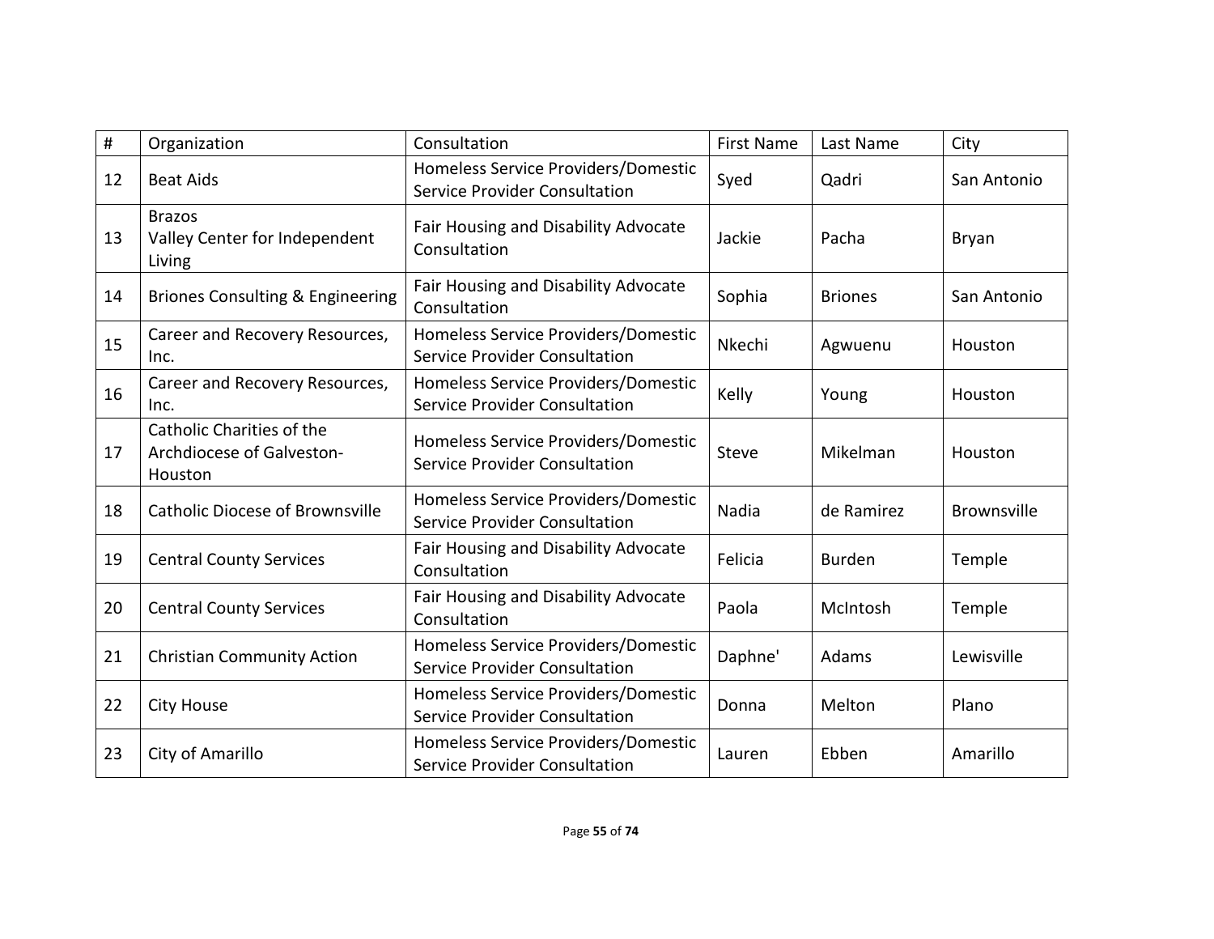| # | Organization | Consultation | First Name | Last Name | City |
|---|---|---|---|---|---|
| 12 | Beat Aids | Homeless Service Providers/Domestic Service Provider Consultation | Syed | Qadri | San Antonio |
| 13 | Brazos Valley Center for Independent Living | Fair Housing and Disability Advocate Consultation | Jackie | Pacha | Bryan |
| 14 | Briones Consulting & Engineering | Fair Housing and Disability Advocate Consultation | Sophia | Briones | San Antonio |
| 15 | Career and Recovery Resources, Inc. | Homeless Service Providers/Domestic Service Provider Consultation | Nkechi | Agwuenu | Houston |
| 16 | Career and Recovery Resources, Inc. | Homeless Service Providers/Domestic Service Provider Consultation | Kelly | Young | Houston |
| 17 | Catholic Charities of the Archdiocese of Galveston-Houston | Homeless Service Providers/Domestic Service Provider Consultation | Steve | Mikelman | Houston |
| 18 | Catholic Diocese of Brownsville | Homeless Service Providers/Domestic Service Provider Consultation | Nadia | de Ramirez | Brownsville |
| 19 | Central County Services | Fair Housing and Disability Advocate Consultation | Felicia | Burden | Temple |
| 20 | Central County Services | Fair Housing and Disability Advocate Consultation | Paola | McIntosh | Temple |
| 21 | Christian Community Action | Homeless Service Providers/Domestic Service Provider Consultation | Daphne' | Adams | Lewisville |
| 22 | City House | Homeless Service Providers/Domestic Service Provider Consultation | Donna | Melton | Plano |
| 23 | City of Amarillo | Homeless Service Providers/Domestic Service Provider Consultation | Lauren | Ebben | Amarillo |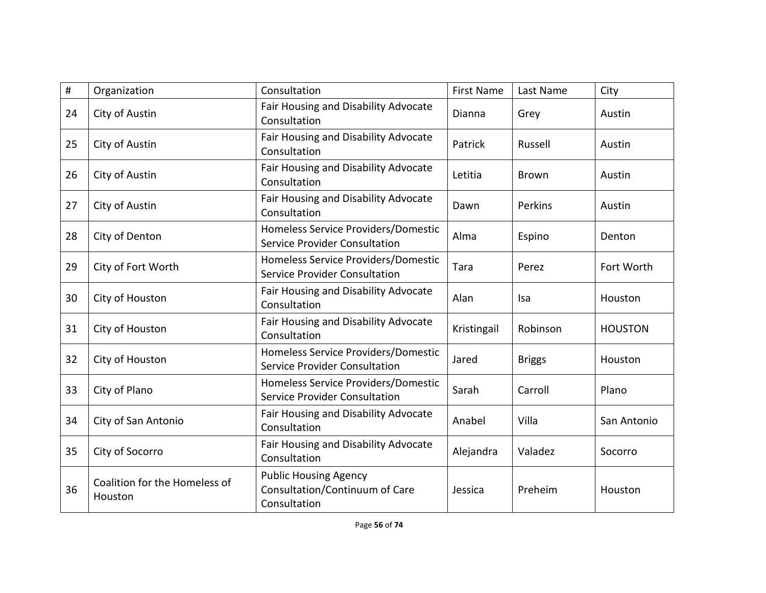| # | Organization | Consultation | First Name | Last Name | City |
|---|---|---|---|---|---|
| 24 | City of Austin | Fair Housing and Disability Advocate Consultation | Dianna | Grey | Austin |
| 25 | City of Austin | Fair Housing and Disability Advocate Consultation | Patrick | Russell | Austin |
| 26 | City of Austin | Fair Housing and Disability Advocate Consultation | Letitia | Brown | Austin |
| 27 | City of Austin | Fair Housing and Disability Advocate Consultation | Dawn | Perkins | Austin |
| 28 | City of Denton | Homeless Service Providers/Domestic Service Provider Consultation | Alma | Espino | Denton |
| 29 | City of Fort Worth | Homeless Service Providers/Domestic Service Provider Consultation | Tara | Perez | Fort Worth |
| 30 | City of Houston | Fair Housing and Disability Advocate Consultation | Alan | Isa | Houston |
| 31 | City of Houston | Fair Housing and Disability Advocate Consultation | Kristingail | Robinson | HOUSTON |
| 32 | City of Houston | Homeless Service Providers/Domestic Service Provider Consultation | Jared | Briggs | Houston |
| 33 | City of Plano | Homeless Service Providers/Domestic Service Provider Consultation | Sarah | Carroll | Plano |
| 34 | City of San Antonio | Fair Housing and Disability Advocate Consultation | Anabel | Villa | San Antonio |
| 35 | City of Socorro | Fair Housing and Disability Advocate Consultation | Alejandra | Valadez | Socorro |
| 36 | Coalition for the Homeless of Houston | Public Housing Agency Consultation/Continuum of Care Consultation | Jessica | Preheim | Houston |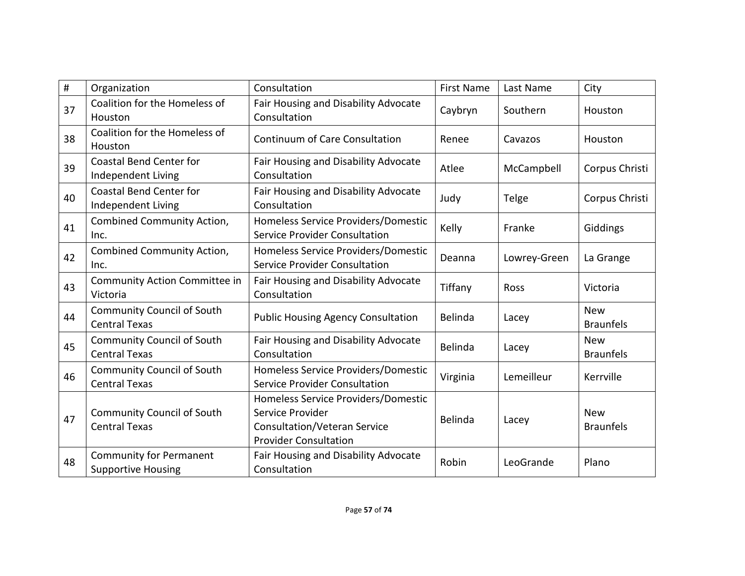| # | Organization | Consultation | First Name | Last Name | City |
|---|---|---|---|---|---|
| 37 | Coalition for the Homeless of Houston | Fair Housing and Disability Advocate Consultation | Caybryn | Southern | Houston |
| 38 | Coalition for the Homeless of Houston | Continuum of Care Consultation | Renee | Cavazos | Houston |
| 39 | Coastal Bend Center for Independent Living | Fair Housing and Disability Advocate Consultation | Atlee | McCampbell | Corpus Christi |
| 40 | Coastal Bend Center for Independent Living | Fair Housing and Disability Advocate Consultation | Judy | Telge | Corpus Christi |
| 41 | Combined Community Action, Inc. | Homeless Service Providers/Domestic Service Provider Consultation | Kelly | Franke | Giddings |
| 42 | Combined Community Action, Inc. | Homeless Service Providers/Domestic Service Provider Consultation | Deanna | Lowrey-Green | La Grange |
| 43 | Community Action Committee in Victoria | Fair Housing and Disability Advocate Consultation | Tiffany | Ross | Victoria |
| 44 | Community Council of South Central Texas | Public Housing Agency Consultation | Belinda | Lacey | New Braunfels |
| 45 | Community Council of South Central Texas | Fair Housing and Disability Advocate Consultation | Belinda | Lacey | New Braunfels |
| 46 | Community Council of South Central Texas | Homeless Service Providers/Domestic Service Provider Consultation | Virginia | Lemeilleur | Kerrville |
| 47 | Community Council of South Central Texas | Homeless Service Providers/Domestic Service Provider Consultation/Veteran Service Provider Consultation | Belinda | Lacey | New Braunfels |
| 48 | Community for Permanent Supportive Housing | Fair Housing and Disability Advocate Consultation | Robin | LeoGrande | Plano |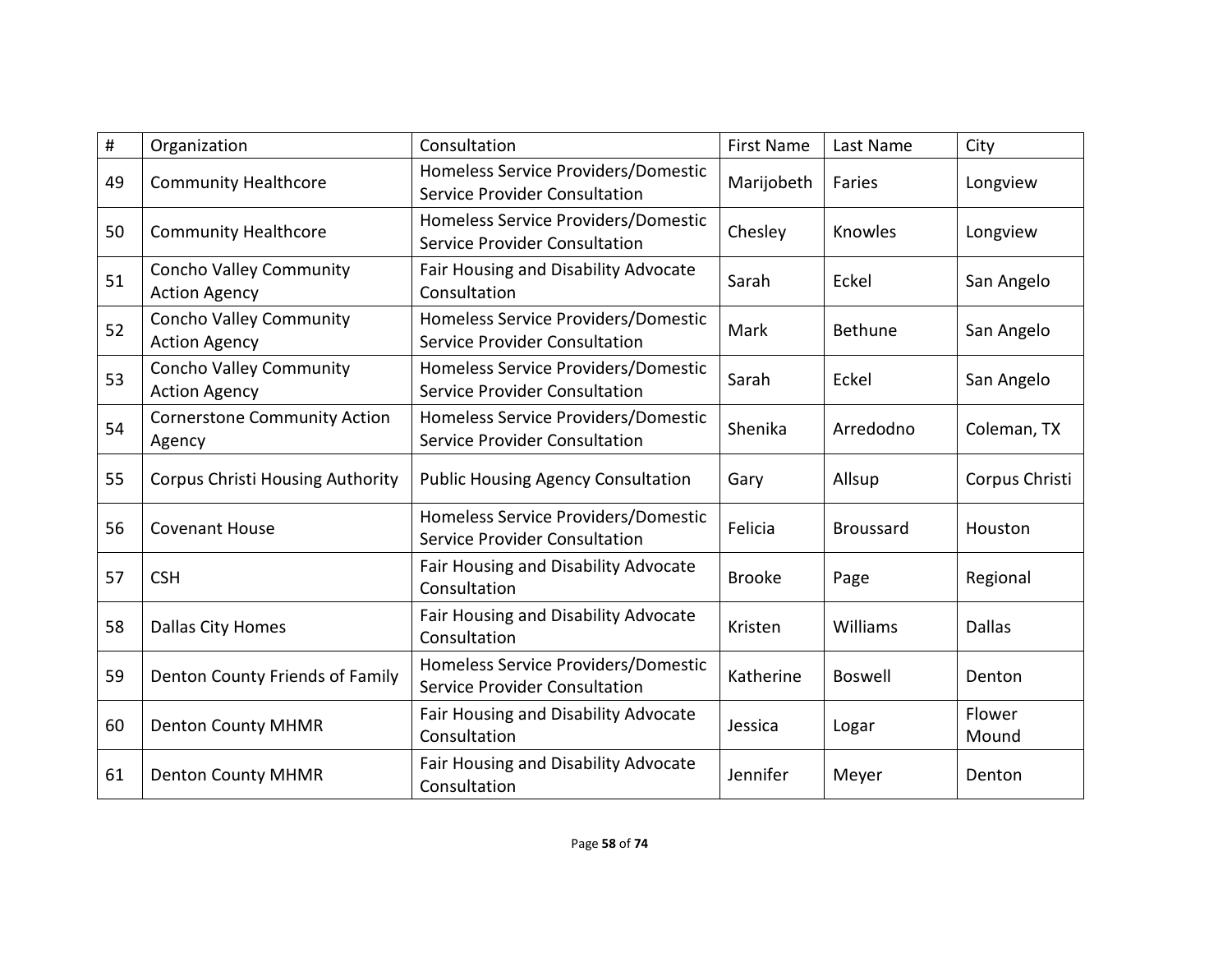| # | Organization | Consultation | First Name | Last Name | City |
|---|---|---|---|---|---|
| 49 | Community Healthcore | Homeless Service Providers/Domestic Service Provider Consultation | Marijobeth | Faries | Longview |
| 50 | Community Healthcore | Homeless Service Providers/Domestic Service Provider Consultation | Chesley | Knowles | Longview |
| 51 | Concho Valley Community Action Agency | Fair Housing and Disability Advocate Consultation | Sarah | Eckel | San Angelo |
| 52 | Concho Valley Community Action Agency | Homeless Service Providers/Domestic Service Provider Consultation | Mark | Bethune | San Angelo |
| 53 | Concho Valley Community Action Agency | Homeless Service Providers/Domestic Service Provider Consultation | Sarah | Eckel | San Angelo |
| 54 | Cornerstone Community Action Agency | Homeless Service Providers/Domestic Service Provider Consultation | Shenika | Arredodno | Coleman, TX |
| 55 | Corpus Christi Housing Authority | Public Housing Agency Consultation | Gary | Allsup | Corpus Christi |
| 56 | Covenant House | Homeless Service Providers/Domestic Service Provider Consultation | Felicia | Broussard | Houston |
| 57 | CSH | Fair Housing and Disability Advocate Consultation | Brooke | Page | Regional |
| 58 | Dallas City Homes | Fair Housing and Disability Advocate Consultation | Kristen | Williams | Dallas |
| 59 | Denton County Friends of Family | Homeless Service Providers/Domestic Service Provider Consultation | Katherine | Boswell | Denton |
| 60 | Denton County MHMR | Fair Housing and Disability Advocate Consultation | Jessica | Logar | Flower Mound |
| 61 | Denton County MHMR | Fair Housing and Disability Advocate Consultation | Jennifer | Meyer | Denton |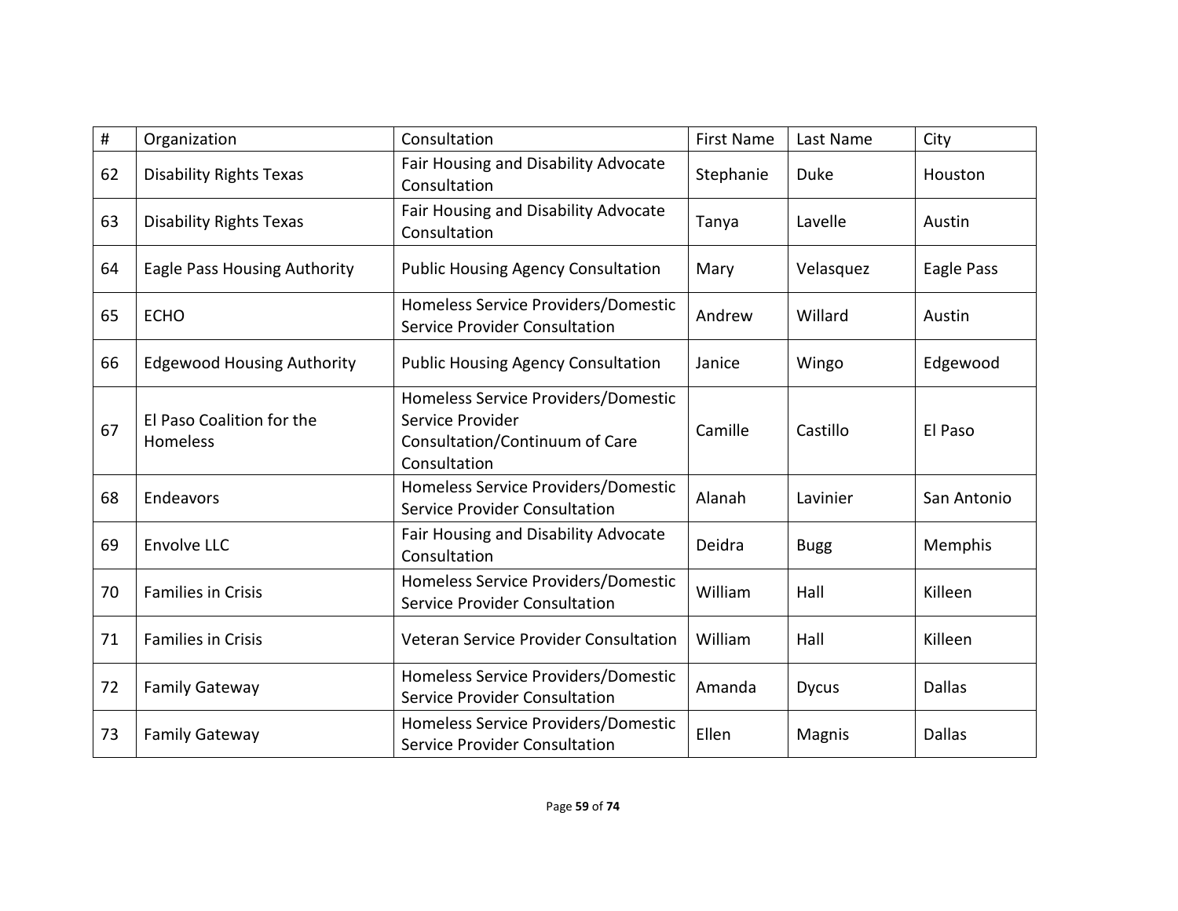| # | Organization | Consultation | First Name | Last Name | City |
|---|---|---|---|---|---|
| 62 | Disability Rights Texas | Fair Housing and Disability Advocate Consultation | Stephanie | Duke | Houston |
| 63 | Disability Rights Texas | Fair Housing and Disability Advocate Consultation | Tanya | Lavelle | Austin |
| 64 | Eagle Pass Housing Authority | Public Housing Agency Consultation | Mary | Velasquez | Eagle Pass |
| 65 | ECHO | Homeless Service Providers/Domestic Service Provider Consultation | Andrew | Willard | Austin |
| 66 | Edgewood Housing Authority | Public Housing Agency Consultation | Janice | Wingo | Edgewood |
| 67 | El Paso Coalition for the Homeless | Homeless Service Providers/Domestic Service Provider Consultation/Continuum of Care Consultation | Camille | Castillo | El Paso |
| 68 | Endeavors | Homeless Service Providers/Domestic Service Provider Consultation | Alanah | Lavinier | San Antonio |
| 69 | Envolve LLC | Fair Housing and Disability Advocate Consultation | Deidra | Bugg | Memphis |
| 70 | Families in Crisis | Homeless Service Providers/Domestic Service Provider Consultation | William | Hall | Killeen |
| 71 | Families in Crisis | Veteran Service Provider Consultation | William | Hall | Killeen |
| 72 | Family Gateway | Homeless Service Providers/Domestic Service Provider Consultation | Amanda | Dycus | Dallas |
| 73 | Family Gateway | Homeless Service Providers/Domestic Service Provider Consultation | Ellen | Magnis | Dallas |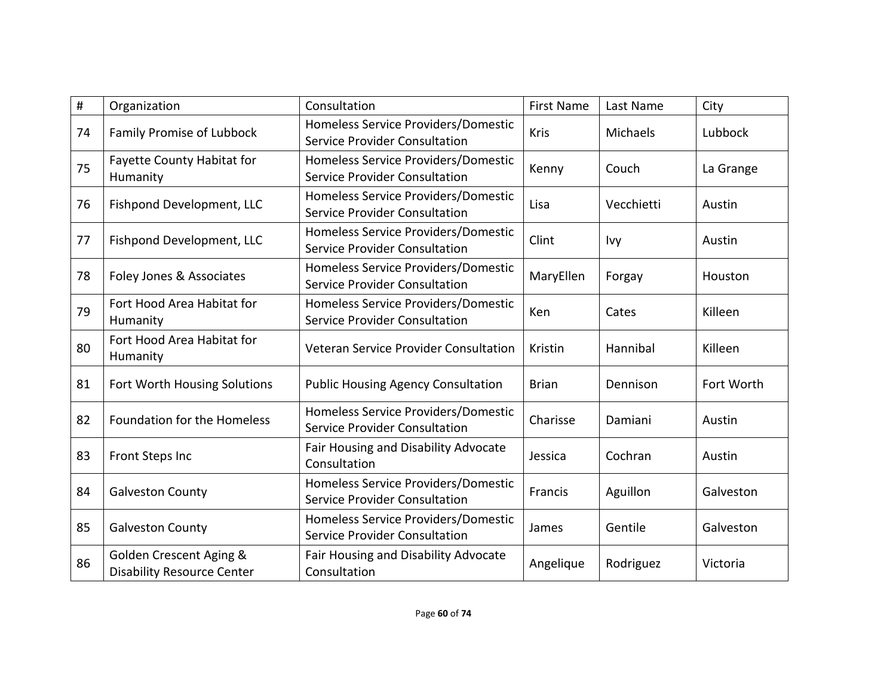| # | Organization | Consultation | First Name | Last Name | City |
|---|---|---|---|---|---|
| 74 | Family Promise of Lubbock | Homeless Service Providers/Domestic Service Provider Consultation | Kris | Michaels | Lubbock |
| 75 | Fayette County Habitat for Humanity | Homeless Service Providers/Domestic Service Provider Consultation | Kenny | Couch | La Grange |
| 76 | Fishpond Development, LLC | Homeless Service Providers/Domestic Service Provider Consultation | Lisa | Vecchietti | Austin |
| 77 | Fishpond Development, LLC | Homeless Service Providers/Domestic Service Provider Consultation | Clint | Ivy | Austin |
| 78 | Foley Jones & Associates | Homeless Service Providers/Domestic Service Provider Consultation | MaryEllen | Forgay | Houston |
| 79 | Fort Hood Area Habitat for Humanity | Homeless Service Providers/Domestic Service Provider Consultation | Ken | Cates | Killeen |
| 80 | Fort Hood Area Habitat for Humanity | Veteran Service Provider Consultation | Kristin | Hannibal | Killeen |
| 81 | Fort Worth Housing Solutions | Public Housing Agency Consultation | Brian | Dennison | Fort Worth |
| 82 | Foundation for the Homeless | Homeless Service Providers/Domestic Service Provider Consultation | Charisse | Damiani | Austin |
| 83 | Front Steps Inc | Fair Housing and Disability Advocate Consultation | Jessica | Cochran | Austin |
| 84 | Galveston County | Homeless Service Providers/Domestic Service Provider Consultation | Francis | Aguillon | Galveston |
| 85 | Galveston County | Homeless Service Providers/Domestic Service Provider Consultation | James | Gentile | Galveston |
| 86 | Golden Crescent Aging & Disability Resource Center | Fair Housing and Disability Advocate Consultation | Angelique | Rodriguez | Victoria |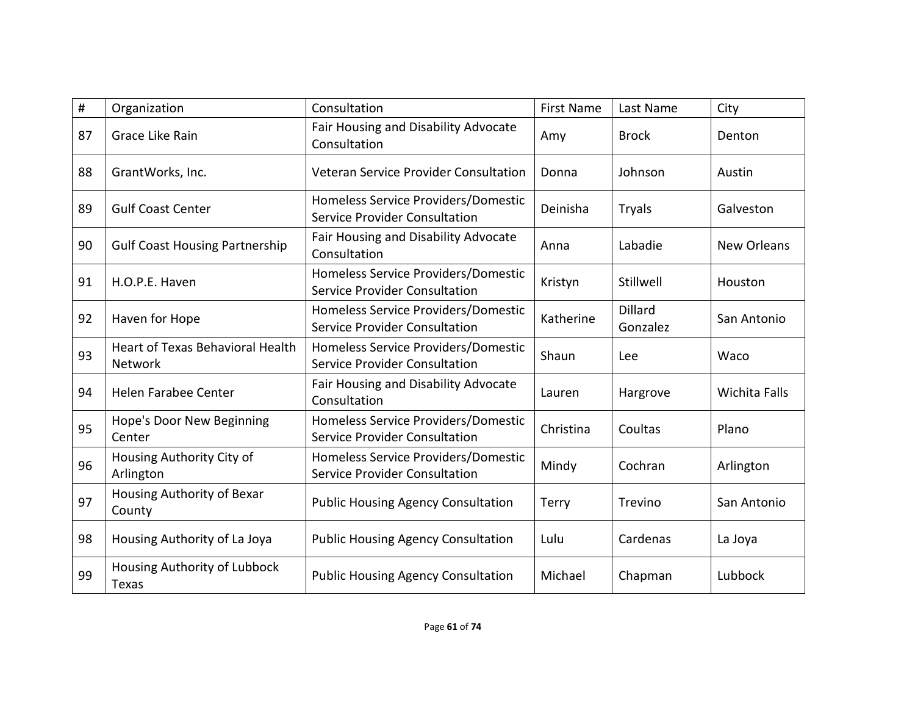| # | Organization | Consultation | First Name | Last Name | City |
|---|---|---|---|---|---|
| 87 | Grace Like Rain | Fair Housing and Disability Advocate Consultation | Amy | Brock | Denton |
| 88 | GrantWorks, Inc. | Veteran Service Provider Consultation | Donna | Johnson | Austin |
| 89 | Gulf Coast Center | Homeless Service Providers/Domestic Service Provider Consultation | Deinisha | Tryals | Galveston |
| 90 | Gulf Coast Housing Partnership | Fair Housing and Disability Advocate Consultation | Anna | Labadie | New Orleans |
| 91 | H.O.P.E. Haven | Homeless Service Providers/Domestic Service Provider Consultation | Kristyn | Stillwell | Houston |
| 92 | Haven for Hope | Homeless Service Providers/Domestic Service Provider Consultation | Katherine | Dillard Gonzalez | San Antonio |
| 93 | Heart of Texas Behavioral Health Network | Homeless Service Providers/Domestic Service Provider Consultation | Shaun | Lee | Waco |
| 94 | Helen Farabee Center | Fair Housing and Disability Advocate Consultation | Lauren | Hargrove | Wichita Falls |
| 95 | Hope's Door New Beginning Center | Homeless Service Providers/Domestic Service Provider Consultation | Christina | Coultas | Plano |
| 96 | Housing Authority City of Arlington | Homeless Service Providers/Domestic Service Provider Consultation | Mindy | Cochran | Arlington |
| 97 | Housing Authority of Bexar County | Public Housing Agency Consultation | Terry | Trevino | San Antonio |
| 98 | Housing Authority of La Joya | Public Housing Agency Consultation | Lulu | Cardenas | La Joya |
| 99 | Housing Authority of Lubbock Texas | Public Housing Agency Consultation | Michael | Chapman | Lubbock |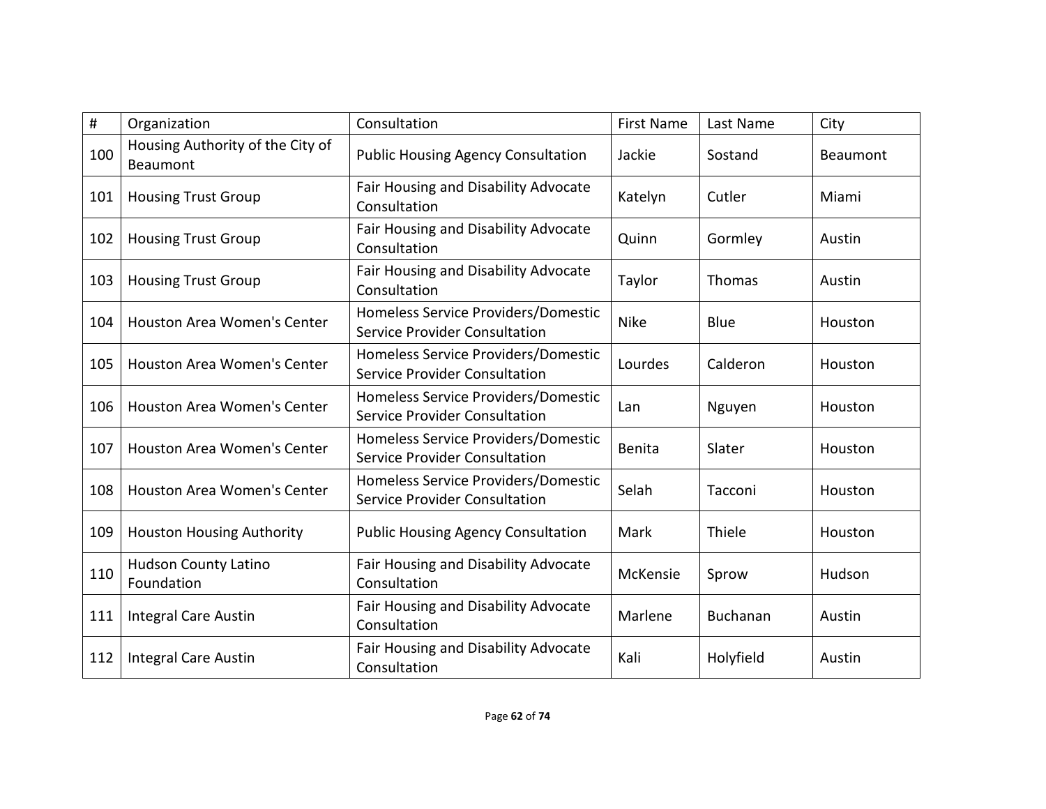| # | Organization | Consultation | First Name | Last Name | City |
|---|---|---|---|---|---|
| 100 | Housing Authority of the City of Beaumont | Public Housing Agency Consultation | Jackie | Sostand | Beaumont |
| 101 | Housing Trust Group | Fair Housing and Disability Advocate Consultation | Katelyn | Cutler | Miami |
| 102 | Housing Trust Group | Fair Housing and Disability Advocate Consultation | Quinn | Gormley | Austin |
| 103 | Housing Trust Group | Fair Housing and Disability Advocate Consultation | Taylor | Thomas | Austin |
| 104 | Houston Area Women's Center | Homeless Service Providers/Domestic Service Provider Consultation | Nike | Blue | Houston |
| 105 | Houston Area Women's Center | Homeless Service Providers/Domestic Service Provider Consultation | Lourdes | Calderon | Houston |
| 106 | Houston Area Women's Center | Homeless Service Providers/Domestic Service Provider Consultation | Lan | Nguyen | Houston |
| 107 | Houston Area Women's Center | Homeless Service Providers/Domestic Service Provider Consultation | Benita | Slater | Houston |
| 108 | Houston Area Women's Center | Homeless Service Providers/Domestic Service Provider Consultation | Selah | Tacconi | Houston |
| 109 | Houston Housing Authority | Public Housing Agency Consultation | Mark | Thiele | Houston |
| 110 | Hudson County Latino Foundation | Fair Housing and Disability Advocate Consultation | McKensie | Sprow | Hudson |
| 111 | Integral Care Austin | Fair Housing and Disability Advocate Consultation | Marlene | Buchanan | Austin |
| 112 | Integral Care Austin | Fair Housing and Disability Advocate Consultation | Kali | Holyfield | Austin |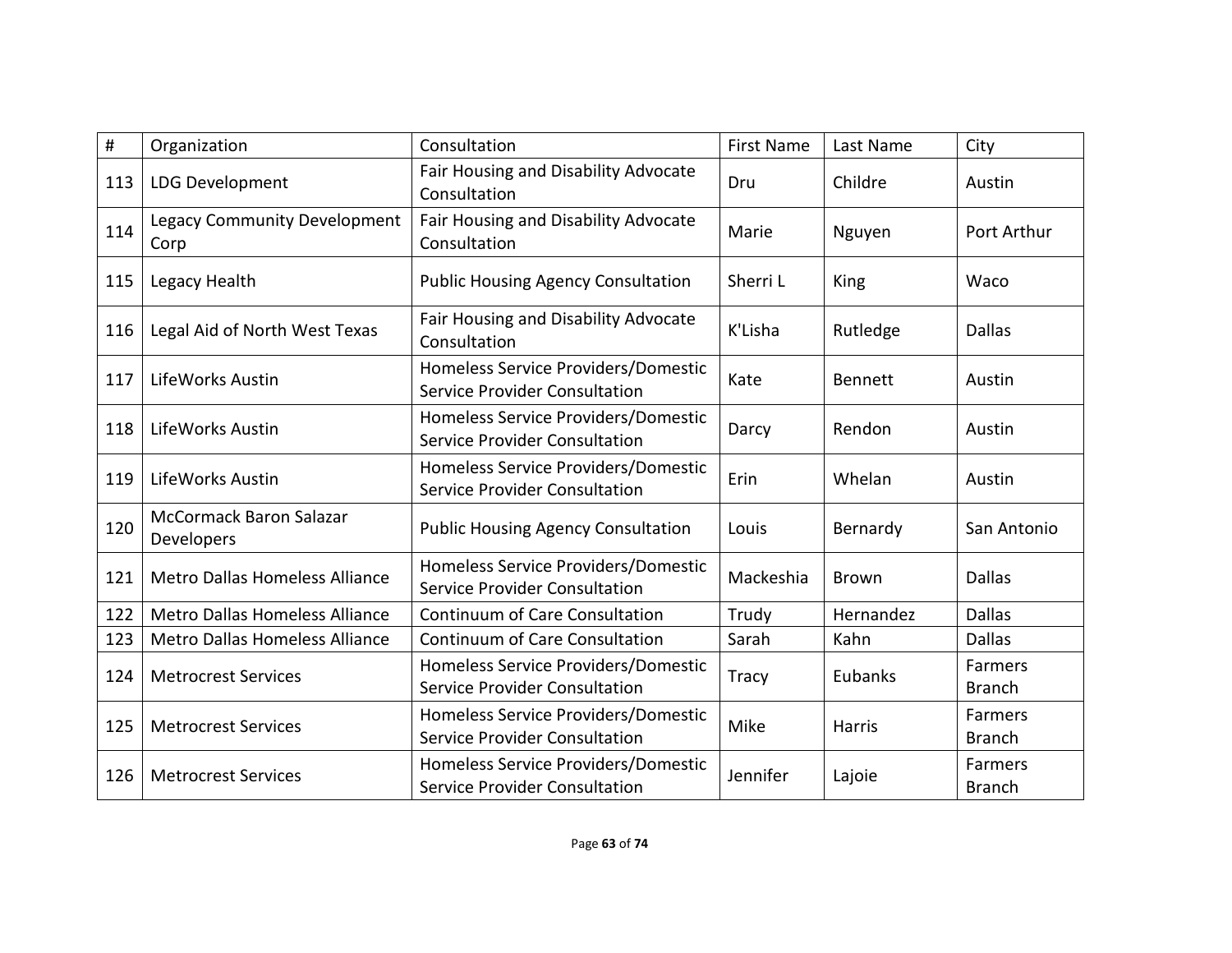| # | Organization | Consultation | First Name | Last Name | City |
|---|---|---|---|---|---|
| 113 | LDG Development | Fair Housing and Disability Advocate Consultation | Dru | Childre | Austin |
| 114 | Legacy Community Development Corp | Fair Housing and Disability Advocate Consultation | Marie | Nguyen | Port Arthur |
| 115 | Legacy Health | Public Housing Agency Consultation | Sherri L | King | Waco |
| 116 | Legal Aid of North West Texas | Fair Housing and Disability Advocate Consultation | K'Lisha | Rutledge | Dallas |
| 117 | LifeWorks Austin | Homeless Service Providers/Domestic Service Provider Consultation | Kate | Bennett | Austin |
| 118 | LifeWorks Austin | Homeless Service Providers/Domestic Service Provider Consultation | Darcy | Rendon | Austin |
| 119 | LifeWorks Austin | Homeless Service Providers/Domestic Service Provider Consultation | Erin | Whelan | Austin |
| 120 | McCormack Baron Salazar Developers | Public Housing Agency Consultation | Louis | Bernardy | San Antonio |
| 121 | Metro Dallas Homeless Alliance | Homeless Service Providers/Domestic Service Provider Consultation | Mackeshia | Brown | Dallas |
| 122 | Metro Dallas Homeless Alliance | Continuum of Care Consultation | Trudy | Hernandez | Dallas |
| 123 | Metro Dallas Homeless Alliance | Continuum of Care Consultation | Sarah | Kahn | Dallas |
| 124 | Metrocrest Services | Homeless Service Providers/Domestic Service Provider Consultation | Tracy | Eubanks | Farmers Branch |
| 125 | Metrocrest Services | Homeless Service Providers/Domestic Service Provider Consultation | Mike | Harris | Farmers Branch |
| 126 | Metrocrest Services | Homeless Service Providers/Domestic Service Provider Consultation | Jennifer | Lajoie | Farmers Branch |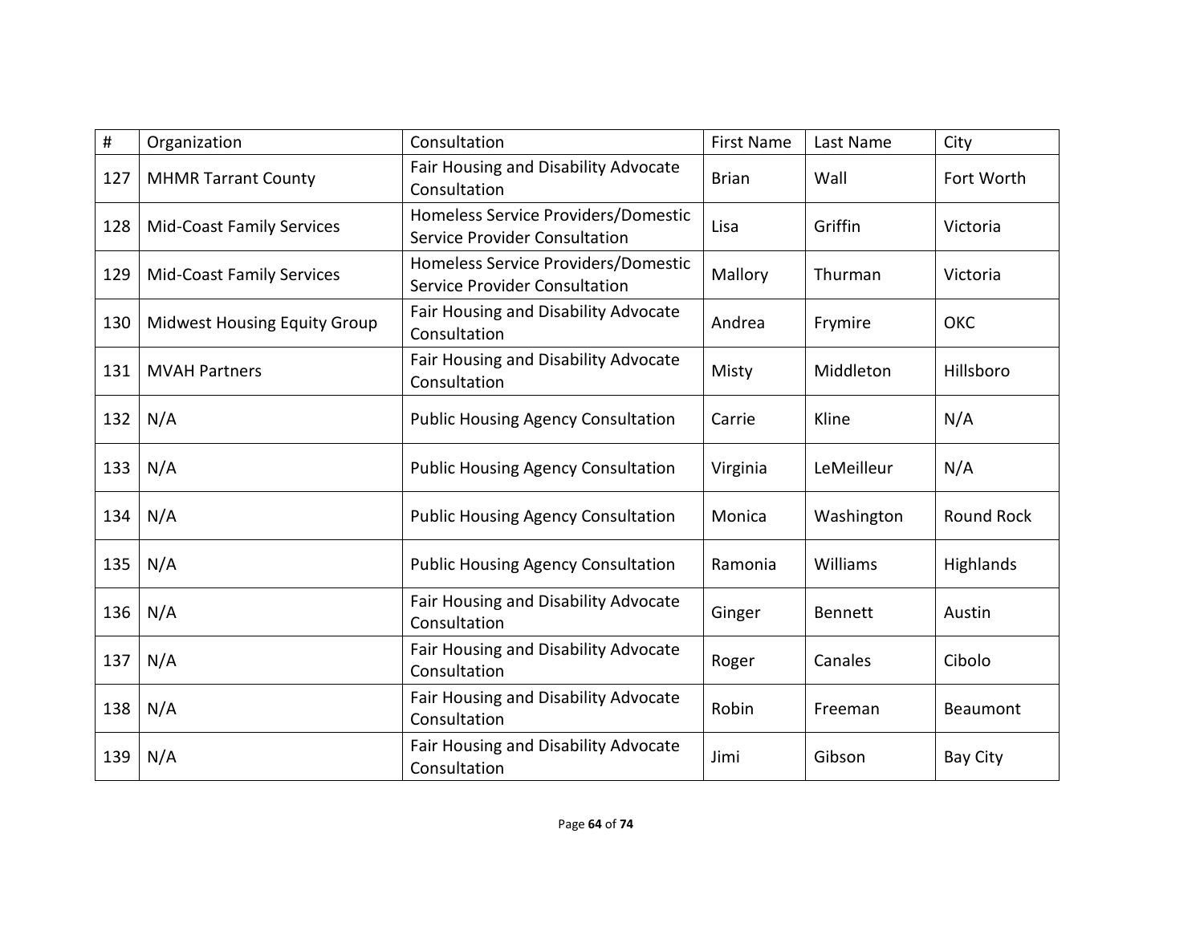| # | Organization | Consultation | First Name | Last Name | City |
|---|---|---|---|---|---|
| 127 | MHMR Tarrant County | Fair Housing and Disability Advocate Consultation | Brian | Wall | Fort Worth |
| 128 | Mid-Coast Family Services | Homeless Service Providers/Domestic Service Provider Consultation | Lisa | Griffin | Victoria |
| 129 | Mid-Coast Family Services | Homeless Service Providers/Domestic Service Provider Consultation | Mallory | Thurman | Victoria |
| 130 | Midwest Housing Equity Group | Fair Housing and Disability Advocate Consultation | Andrea | Frymire | OKC |
| 131 | MVAH Partners | Fair Housing and Disability Advocate Consultation | Misty | Middleton | Hillsboro |
| 132 | N/A | Public Housing Agency Consultation | Carrie | Kline | N/A |
| 133 | N/A | Public Housing Agency Consultation | Virginia | LeMeilleur | N/A |
| 134 | N/A | Public Housing Agency Consultation | Monica | Washington | Round Rock |
| 135 | N/A | Public Housing Agency Consultation | Ramonia | Williams | Highlands |
| 136 | N/A | Fair Housing and Disability Advocate Consultation | Ginger | Bennett | Austin |
| 137 | N/A | Fair Housing and Disability Advocate Consultation | Roger | Canales | Cibolo |
| 138 | N/A | Fair Housing and Disability Advocate Consultation | Robin | Freeman | Beaumont |
| 139 | N/A | Fair Housing and Disability Advocate Consultation | Jimi | Gibson | Bay City |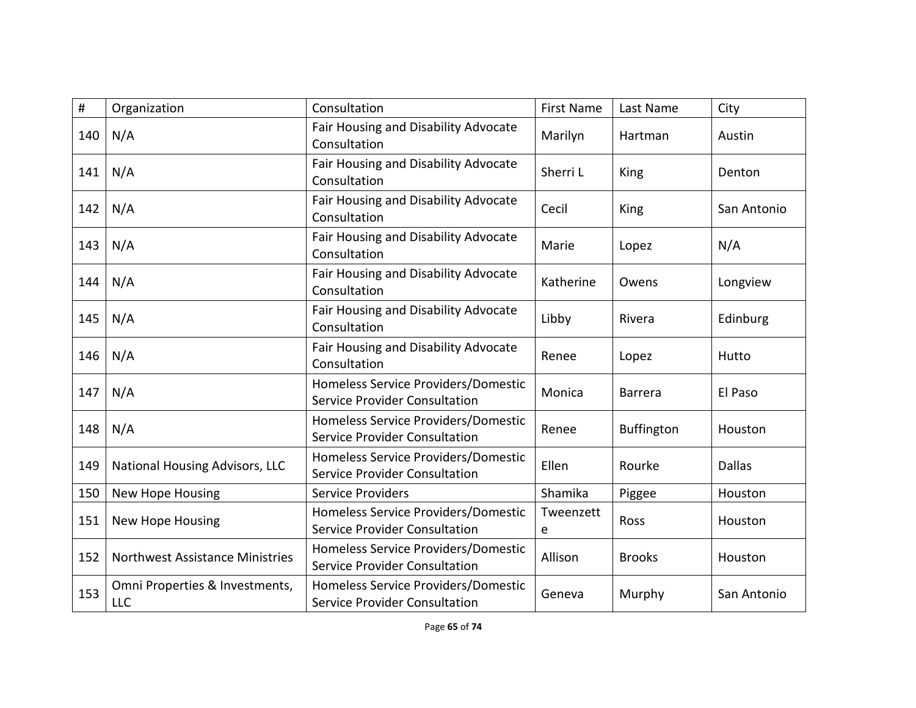| # | Organization | Consultation | First Name | Last Name | City |
|---|---|---|---|---|---|
| 140 | N/A | Fair Housing and Disability Advocate Consultation | Marilyn | Hartman | Austin |
| 141 | N/A | Fair Housing and Disability Advocate Consultation | Sherri L | King | Denton |
| 142 | N/A | Fair Housing and Disability Advocate Consultation | Cecil | King | San Antonio |
| 143 | N/A | Fair Housing and Disability Advocate Consultation | Marie | Lopez | N/A |
| 144 | N/A | Fair Housing and Disability Advocate Consultation | Katherine | Owens | Longview |
| 145 | N/A | Fair Housing and Disability Advocate Consultation | Libby | Rivera | Edinburg |
| 146 | N/A | Fair Housing and Disability Advocate Consultation | Renee | Lopez | Hutto |
| 147 | N/A | Homeless Service Providers/Domestic Service Provider Consultation | Monica | Barrera | El Paso |
| 148 | N/A | Homeless Service Providers/Domestic Service Provider Consultation | Renee | Buffington | Houston |
| 149 | National Housing Advisors, LLC | Homeless Service Providers/Domestic Service Provider Consultation | Ellen | Rourke | Dallas |
| 150 | New Hope Housing | Service Providers | Shamika | Piggee | Houston |
| 151 | New Hope Housing | Homeless Service Providers/Domestic Service Provider Consultation | Tweenzette | Ross | Houston |
| 152 | Northwest Assistance Ministries | Homeless Service Providers/Domestic Service Provider Consultation | Allison | Brooks | Houston |
| 153 | Omni Properties & Investments, LLC | Homeless Service Providers/Domestic Service Provider Consultation | Geneva | Murphy | San Antonio |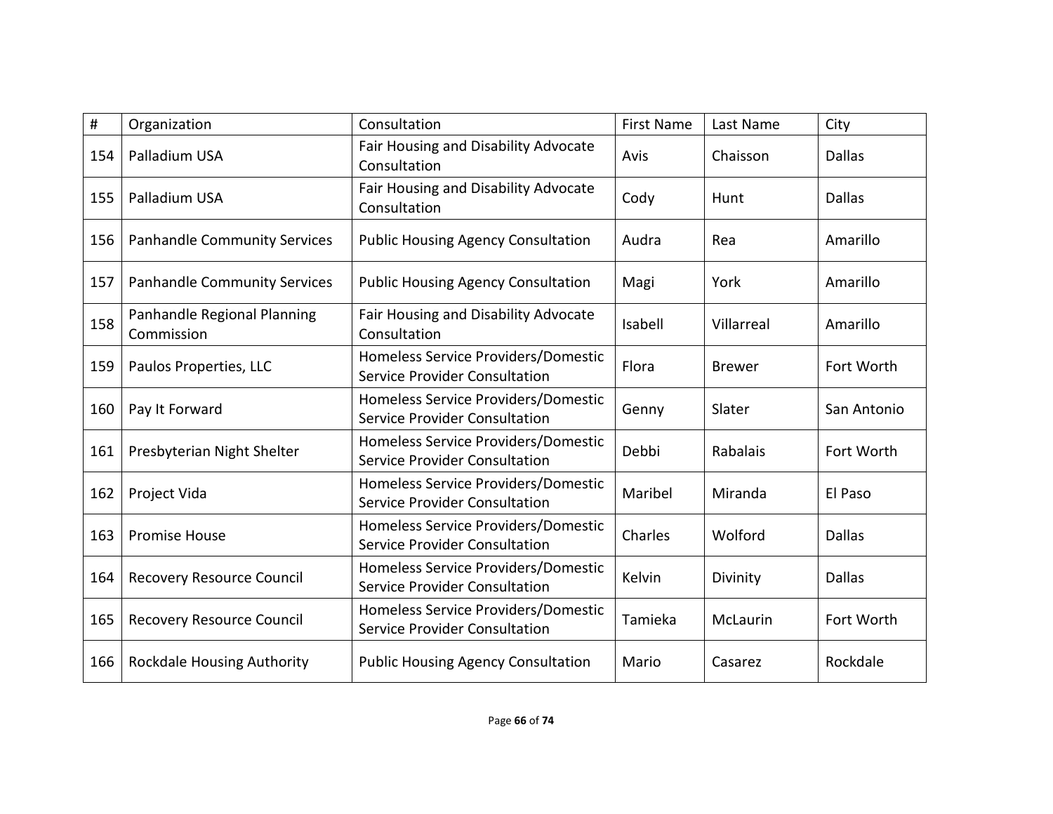| # | Organization | Consultation | First Name | Last Name | City |
|---|---|---|---|---|---|
| 154 | Palladium USA | Fair Housing and Disability Advocate Consultation | Avis | Chaisson | Dallas |
| 155 | Palladium USA | Fair Housing and Disability Advocate Consultation | Cody | Hunt | Dallas |
| 156 | Panhandle Community Services | Public Housing Agency Consultation | Audra | Rea | Amarillo |
| 157 | Panhandle Community Services | Public Housing Agency Consultation | Magi | York | Amarillo |
| 158 | Panhandle Regional Planning Commission | Fair Housing and Disability Advocate Consultation | Isabell | Villarreal | Amarillo |
| 159 | Paulos Properties, LLC | Homeless Service Providers/Domestic Service Provider Consultation | Flora | Brewer | Fort Worth |
| 160 | Pay It Forward | Homeless Service Providers/Domestic Service Provider Consultation | Genny | Slater | San Antonio |
| 161 | Presbyterian Night Shelter | Homeless Service Providers/Domestic Service Provider Consultation | Debbi | Rabalais | Fort Worth |
| 162 | Project Vida | Homeless Service Providers/Domestic Service Provider Consultation | Maribel | Miranda | El Paso |
| 163 | Promise House | Homeless Service Providers/Domestic Service Provider Consultation | Charles | Wolford | Dallas |
| 164 | Recovery Resource Council | Homeless Service Providers/Domestic Service Provider Consultation | Kelvin | Divinity | Dallas |
| 165 | Recovery Resource Council | Homeless Service Providers/Domestic Service Provider Consultation | Tamieka | McLaurin | Fort Worth |
| 166 | Rockdale Housing Authority | Public Housing Agency Consultation | Mario | Casarez | Rockdale |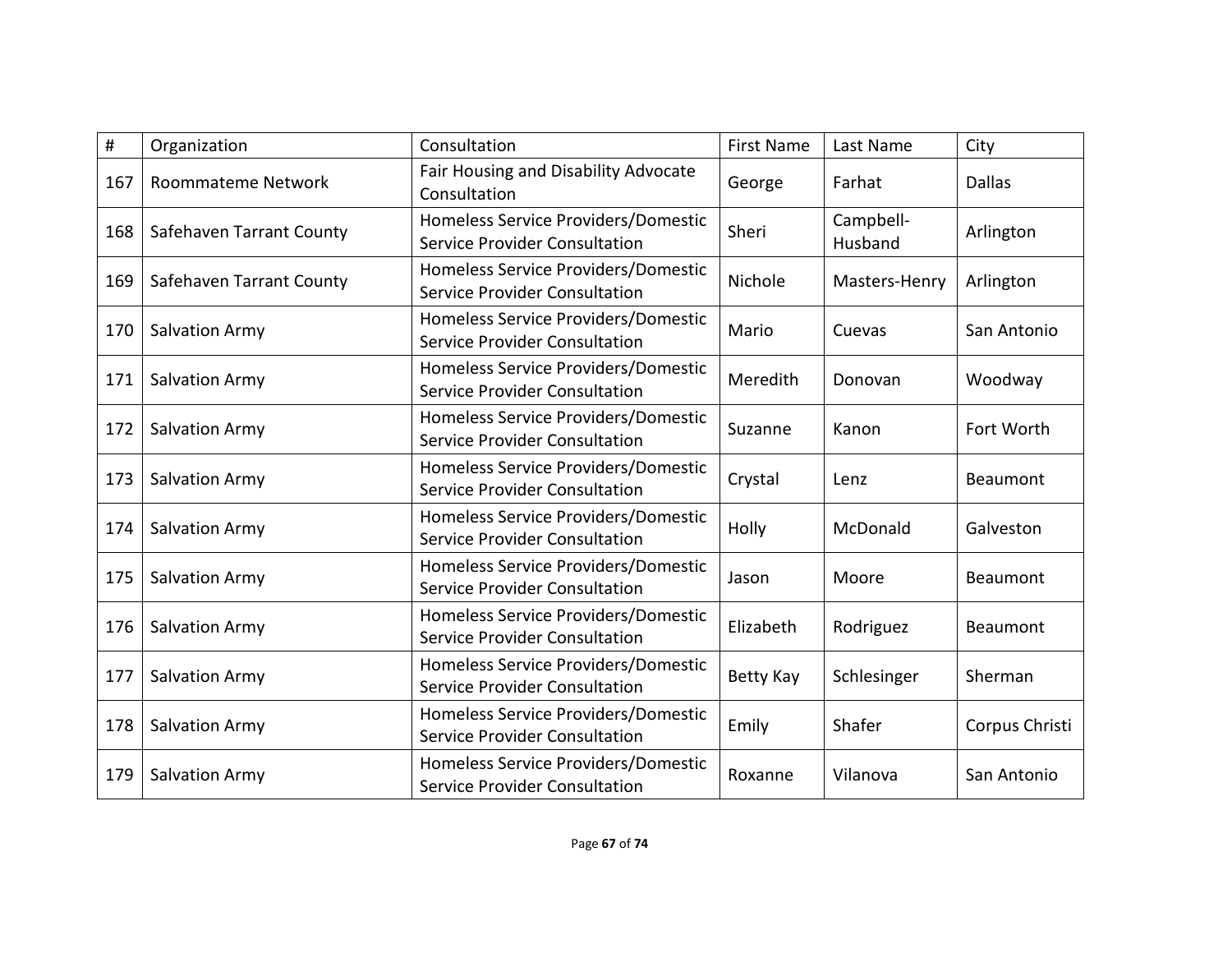| # | Organization | Consultation | First Name | Last Name | City |
|---|---|---|---|---|---|
| 167 | Roommateme Network | Fair Housing and Disability Advocate Consultation | George | Farhat | Dallas |
| 168 | Safehaven Tarrant County | Homeless Service Providers/Domestic Service Provider Consultation | Sheri | Campbell-Husband | Arlington |
| 169 | Safehaven Tarrant County | Homeless Service Providers/Domestic Service Provider Consultation | Nichole | Masters-Henry | Arlington |
| 170 | Salvation Army | Homeless Service Providers/Domestic Service Provider Consultation | Mario | Cuevas | San Antonio |
| 171 | Salvation Army | Homeless Service Providers/Domestic Service Provider Consultation | Meredith | Donovan | Woodway |
| 172 | Salvation Army | Homeless Service Providers/Domestic Service Provider Consultation | Suzanne | Kanon | Fort Worth |
| 173 | Salvation Army | Homeless Service Providers/Domestic Service Provider Consultation | Crystal | Lenz | Beaumont |
| 174 | Salvation Army | Homeless Service Providers/Domestic Service Provider Consultation | Holly | McDonald | Galveston |
| 175 | Salvation Army | Homeless Service Providers/Domestic Service Provider Consultation | Jason | Moore | Beaumont |
| 176 | Salvation Army | Homeless Service Providers/Domestic Service Provider Consultation | Elizabeth | Rodriguez | Beaumont |
| 177 | Salvation Army | Homeless Service Providers/Domestic Service Provider Consultation | Betty Kay | Schlesinger | Sherman |
| 178 | Salvation Army | Homeless Service Providers/Domestic Service Provider Consultation | Emily | Shafer | Corpus Christi |
| 179 | Salvation Army | Homeless Service Providers/Domestic Service Provider Consultation | Roxanne | Vilanova | San Antonio |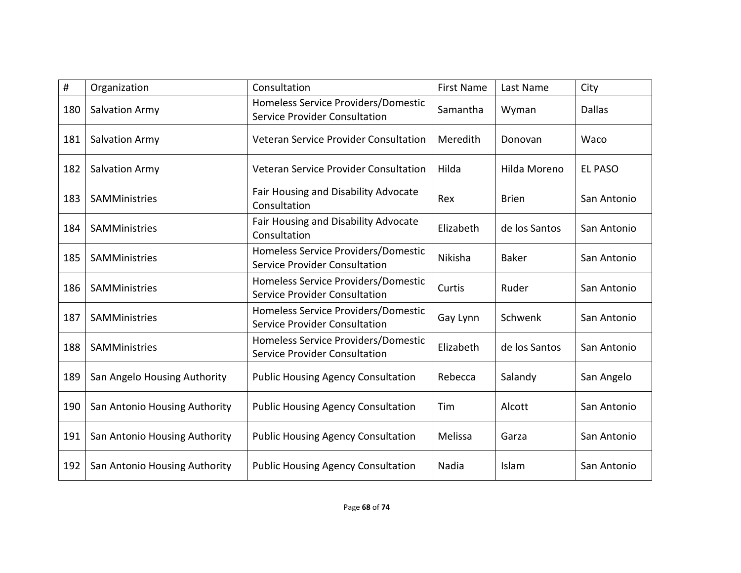| # | Organization | Consultation | First Name | Last Name | City |
|---|---|---|---|---|---|
| 180 | Salvation Army | Homeless Service Providers/Domestic Service Provider Consultation | Samantha | Wyman | Dallas |
| 181 | Salvation Army | Veteran Service Provider Consultation | Meredith | Donovan | Waco |
| 182 | Salvation Army | Veteran Service Provider Consultation | Hilda | Hilda Moreno | EL PASO |
| 183 | SAMMinistries | Fair Housing and Disability Advocate Consultation | Rex | Brien | San Antonio |
| 184 | SAMMinistries | Fair Housing and Disability Advocate Consultation | Elizabeth | de los Santos | San Antonio |
| 185 | SAMMinistries | Homeless Service Providers/Domestic Service Provider Consultation | Nikisha | Baker | San Antonio |
| 186 | SAMMinistries | Homeless Service Providers/Domestic Service Provider Consultation | Curtis | Ruder | San Antonio |
| 187 | SAMMinistries | Homeless Service Providers/Domestic Service Provider Consultation | Gay Lynn | Schwenk | San Antonio |
| 188 | SAMMinistries | Homeless Service Providers/Domestic Service Provider Consultation | Elizabeth | de los Santos | San Antonio |
| 189 | San Angelo Housing Authority | Public Housing Agency Consultation | Rebecca | Salandy | San Angelo |
| 190 | San Antonio Housing Authority | Public Housing Agency Consultation | Tim | Alcott | San Antonio |
| 191 | San Antonio Housing Authority | Public Housing Agency Consultation | Melissa | Garza | San Antonio |
| 192 | San Antonio Housing Authority | Public Housing Agency Consultation | Nadia | Islam | San Antonio |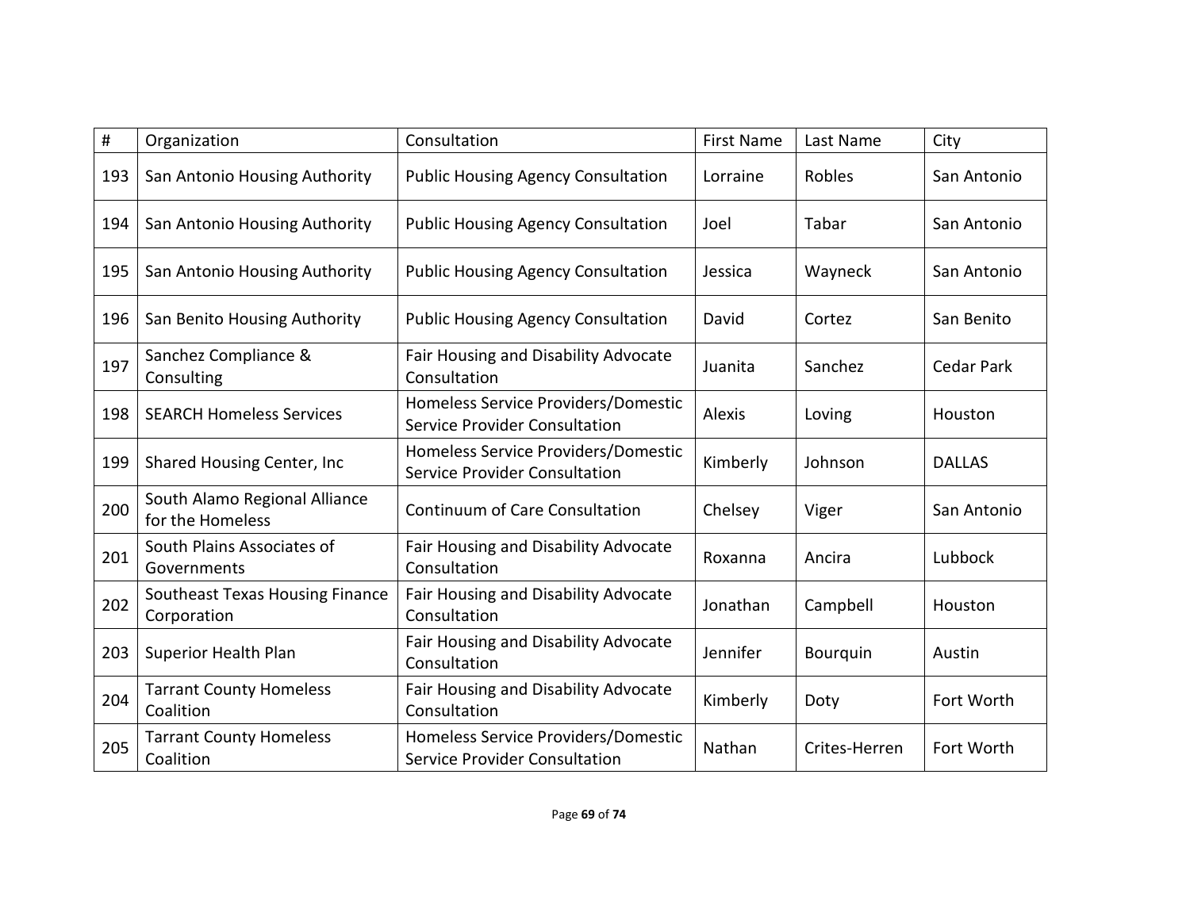| # | Organization | Consultation | First Name | Last Name | City |
|---|---|---|---|---|---|
| 193 | San Antonio Housing Authority | Public Housing Agency Consultation | Lorraine | Robles | San Antonio |
| 194 | San Antonio Housing Authority | Public Housing Agency Consultation | Joel | Tabar | San Antonio |
| 195 | San Antonio Housing Authority | Public Housing Agency Consultation | Jessica | Wayneck | San Antonio |
| 196 | San Benito Housing Authority | Public Housing Agency Consultation | David | Cortez | San Benito |
| 197 | Sanchez Compliance & Consulting | Fair Housing and Disability Advocate Consultation | Juanita | Sanchez | Cedar Park |
| 198 | SEARCH Homeless Services | Homeless Service Providers/Domestic Service Provider Consultation | Alexis | Loving | Houston |
| 199 | Shared Housing Center, Inc | Homeless Service Providers/Domestic Service Provider Consultation | Kimberly | Johnson | DALLAS |
| 200 | South Alamo Regional Alliance for the Homeless | Continuum of Care Consultation | Chelsey | Viger | San Antonio |
| 201 | South Plains Associates of Governments | Fair Housing and Disability Advocate Consultation | Roxanna | Ancira | Lubbock |
| 202 | Southeast Texas Housing Finance Corporation | Fair Housing and Disability Advocate Consultation | Jonathan | Campbell | Houston |
| 203 | Superior Health Plan | Fair Housing and Disability Advocate Consultation | Jennifer | Bourquin | Austin |
| 204 | Tarrant County Homeless Coalition | Fair Housing and Disability Advocate Consultation | Kimberly | Doty | Fort Worth |
| 205 | Tarrant County Homeless Coalition | Homeless Service Providers/Domestic Service Provider Consultation | Nathan | Crites-Herren | Fort Worth |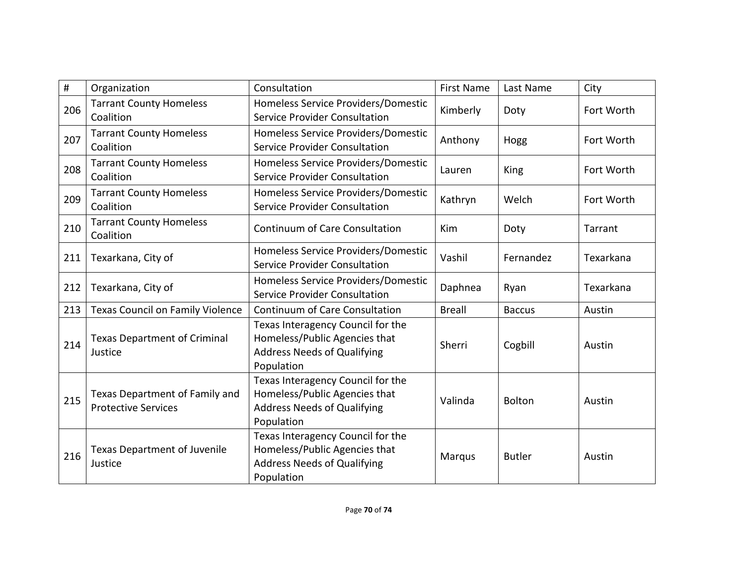| # | Organization | Consultation | First Name | Last Name | City |
|---|---|---|---|---|---|
| 206 | Tarrant County Homeless Coalition | Homeless Service Providers/Domestic Service Provider Consultation | Kimberly | Doty | Fort Worth |
| 207 | Tarrant County Homeless Coalition | Homeless Service Providers/Domestic Service Provider Consultation | Anthony | Hogg | Fort Worth |
| 208 | Tarrant County Homeless Coalition | Homeless Service Providers/Domestic Service Provider Consultation | Lauren | King | Fort Worth |
| 209 | Tarrant County Homeless Coalition | Homeless Service Providers/Domestic Service Provider Consultation | Kathryn | Welch | Fort Worth |
| 210 | Tarrant County Homeless Coalition | Continuum of Care Consultation | Kim | Doty | Tarrant |
| 211 | Texarkana, City of | Homeless Service Providers/Domestic Service Provider Consultation | Vashil | Fernandez | Texarkana |
| 212 | Texarkana, City of | Homeless Service Providers/Domestic Service Provider Consultation | Daphnea | Ryan | Texarkana |
| 213 | Texas Council on Family Violence | Continuum of Care Consultation | Breall | Baccus | Austin |
| 214 | Texas Department of Criminal Justice | Texas Interagency Council for the Homeless/Public Agencies that Address Needs of Qualifying Population | Sherri | Cogbill | Austin |
| 215 | Texas Department of Family and Protective Services | Texas Interagency Council for the Homeless/Public Agencies that Address Needs of Qualifying Population | Valinda | Bolton | Austin |
| 216 | Texas Department of Juvenile Justice | Texas Interagency Council for the Homeless/Public Agencies that Address Needs of Qualifying Population | Marqus | Butler | Austin |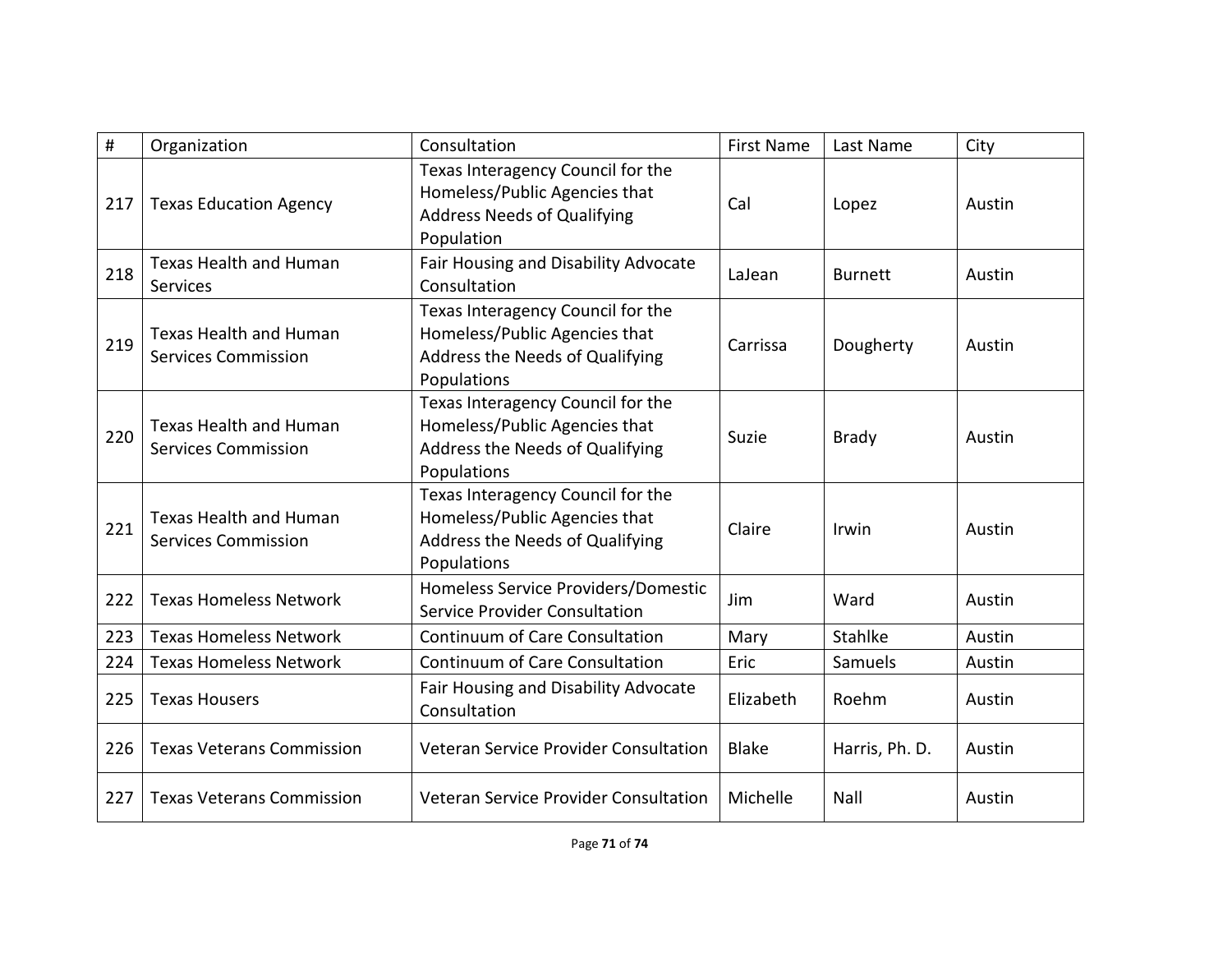| # | Organization | Consultation | First Name | Last Name | City |
|---|---|---|---|---|---|
| 217 | Texas Education Agency | Texas Interagency Council for the Homeless/Public Agencies that Address Needs of Qualifying Population | Cal | Lopez | Austin |
| 218 | Texas Health and Human Services | Fair Housing and Disability Advocate Consultation | LaJean | Burnett | Austin |
| 219 | Texas Health and Human Services Commission | Texas Interagency Council for the Homeless/Public Agencies that Address the Needs of Qualifying Populations | Carrissa | Dougherty | Austin |
| 220 | Texas Health and Human Services Commission | Texas Interagency Council for the Homeless/Public Agencies that Address the Needs of Qualifying Populations | Suzie | Brady | Austin |
| 221 | Texas Health and Human Services Commission | Texas Interagency Council for the Homeless/Public Agencies that Address the Needs of Qualifying Populations | Claire | Irwin | Austin |
| 222 | Texas Homeless Network | Homeless Service Providers/Domestic Service Provider Consultation | Jim | Ward | Austin |
| 223 | Texas Homeless Network | Continuum of Care Consultation | Mary | Stahlke | Austin |
| 224 | Texas Homeless Network | Continuum of Care Consultation | Eric | Samuels | Austin |
| 225 | Texas Housers | Fair Housing and Disability Advocate Consultation | Elizabeth | Roehm | Austin |
| 226 | Texas Veterans Commission | Veteran Service Provider Consultation | Blake | Harris, Ph. D. | Austin |
| 227 | Texas Veterans Commission | Veteran Service Provider Consultation | Michelle | Nall | Austin |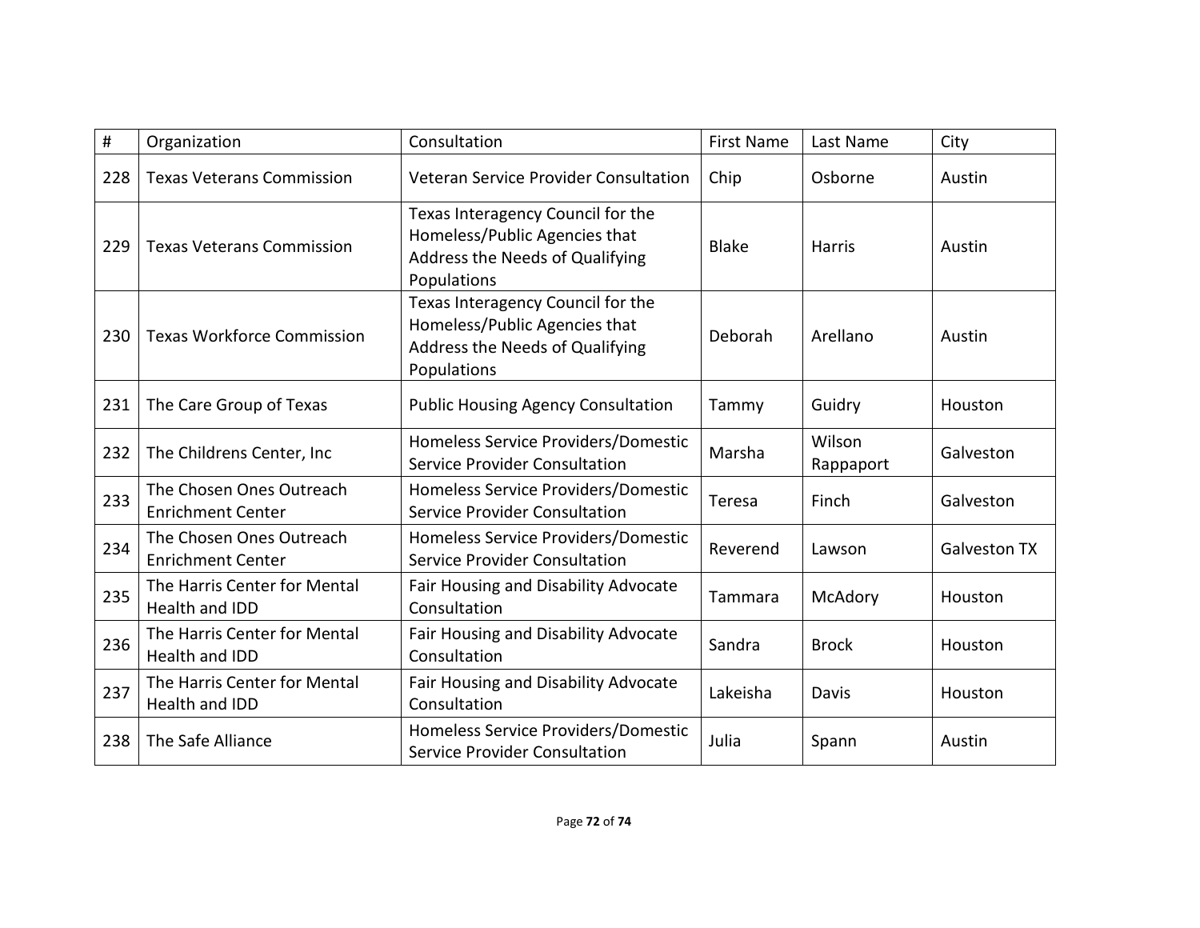| # | Organization | Consultation | First Name | Last Name | City |
|---|---|---|---|---|---|
| 228 | Texas Veterans Commission | Veteran Service Provider Consultation | Chip | Osborne | Austin |
| 229 | Texas Veterans Commission | Texas Interagency Council for the Homeless/Public Agencies that Address the Needs of Qualifying Populations | Blake | Harris | Austin |
| 230 | Texas Workforce Commission | Texas Interagency Council for the Homeless/Public Agencies that Address the Needs of Qualifying Populations | Deborah | Arellano | Austin |
| 231 | The Care Group of Texas | Public Housing Agency Consultation | Tammy | Guidry | Houston |
| 232 | The Childrens Center, Inc | Homeless Service Providers/Domestic Service Provider Consultation | Marsha | Wilson Rappaport | Galveston |
| 233 | The Chosen Ones Outreach Enrichment Center | Homeless Service Providers/Domestic Service Provider Consultation | Teresa | Finch | Galveston |
| 234 | The Chosen Ones Outreach Enrichment Center | Homeless Service Providers/Domestic Service Provider Consultation | Reverend | Lawson | Galveston TX |
| 235 | The Harris Center for Mental Health and IDD | Fair Housing and Disability Advocate Consultation | Tammara | McAdory | Houston |
| 236 | The Harris Center for Mental Health and IDD | Fair Housing and Disability Advocate Consultation | Sandra | Brock | Houston |
| 237 | The Harris Center for Mental Health and IDD | Fair Housing and Disability Advocate Consultation | Lakeisha | Davis | Houston |
| 238 | The Safe Alliance | Homeless Service Providers/Domestic Service Provider Consultation | Julia | Spann | Austin |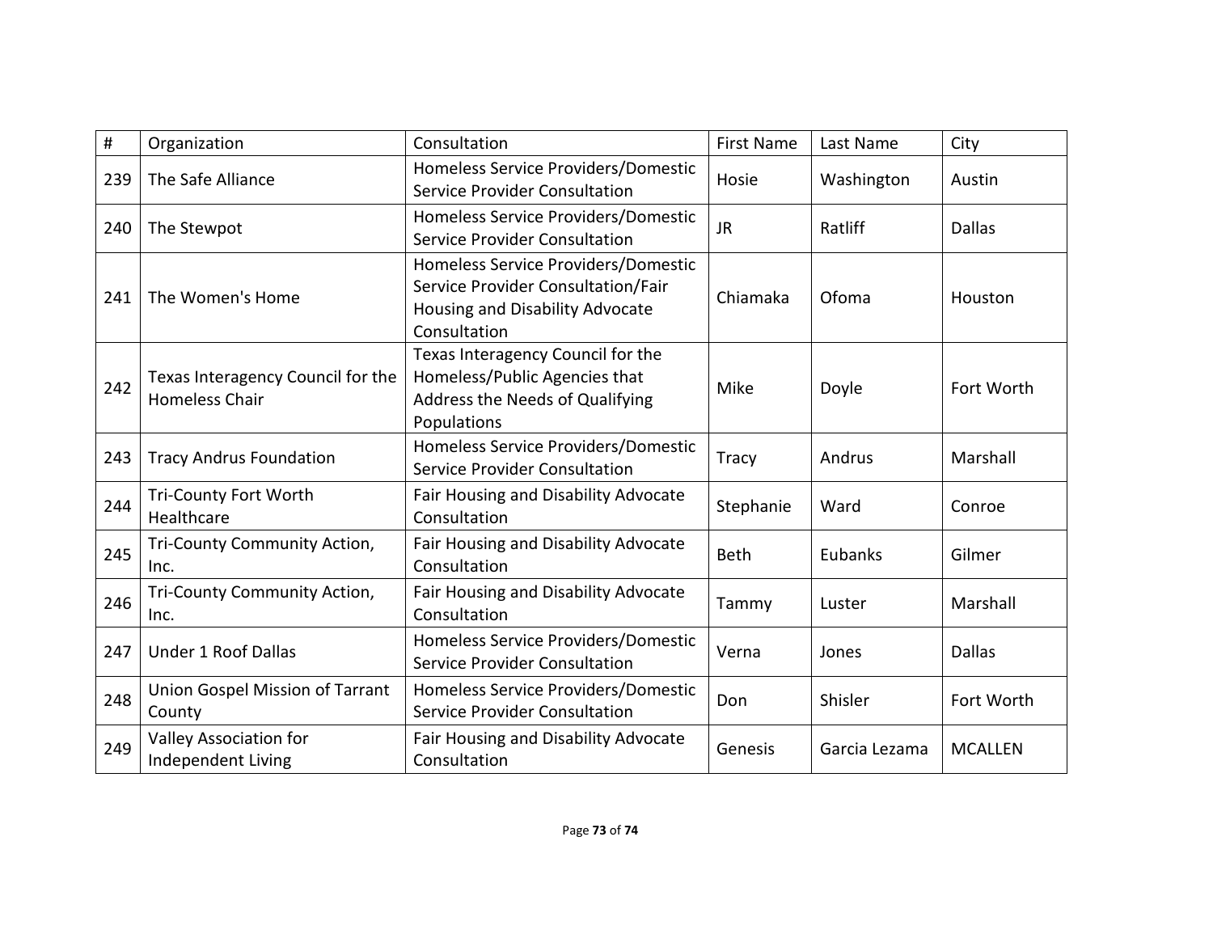| # | Organization | Consultation | First Name | Last Name | City |
|---|---|---|---|---|---|
| 239 | The Safe Alliance | Homeless Service Providers/Domestic Service Provider Consultation | Hosie | Washington | Austin |
| 240 | The Stewpot | Homeless Service Providers/Domestic Service Provider Consultation | JR | Ratliff | Dallas |
| 241 | The Women's Home | Homeless Service Providers/Domestic Service Provider Consultation/Fair Housing and Disability Advocate Consultation | Chiamaka | Ofoma | Houston |
| 242 | Texas Interagency Council for the Homeless Chair | Texas Interagency Council for the Homeless/Public Agencies that Address the Needs of Qualifying Populations | Mike | Doyle | Fort Worth |
| 243 | Tracy Andrus Foundation | Homeless Service Providers/Domestic Service Provider Consultation | Tracy | Andrus | Marshall |
| 244 | Tri-County Fort Worth Healthcare | Fair Housing and Disability Advocate Consultation | Stephanie | Ward | Conroe |
| 245 | Tri-County Community Action, Inc. | Fair Housing and Disability Advocate Consultation | Beth | Eubanks | Gilmer |
| 246 | Tri-County Community Action, Inc. | Fair Housing and Disability Advocate Consultation | Tammy | Luster | Marshall |
| 247 | Under 1 Roof Dallas | Homeless Service Providers/Domestic Service Provider Consultation | Verna | Jones | Dallas |
| 248 | Union Gospel Mission of Tarrant County | Homeless Service Providers/Domestic Service Provider Consultation | Don | Shisler | Fort Worth |
| 249 | Valley Association for Independent Living | Fair Housing and Disability Advocate Consultation | Genesis | Garcia Lezama | MCALLEN |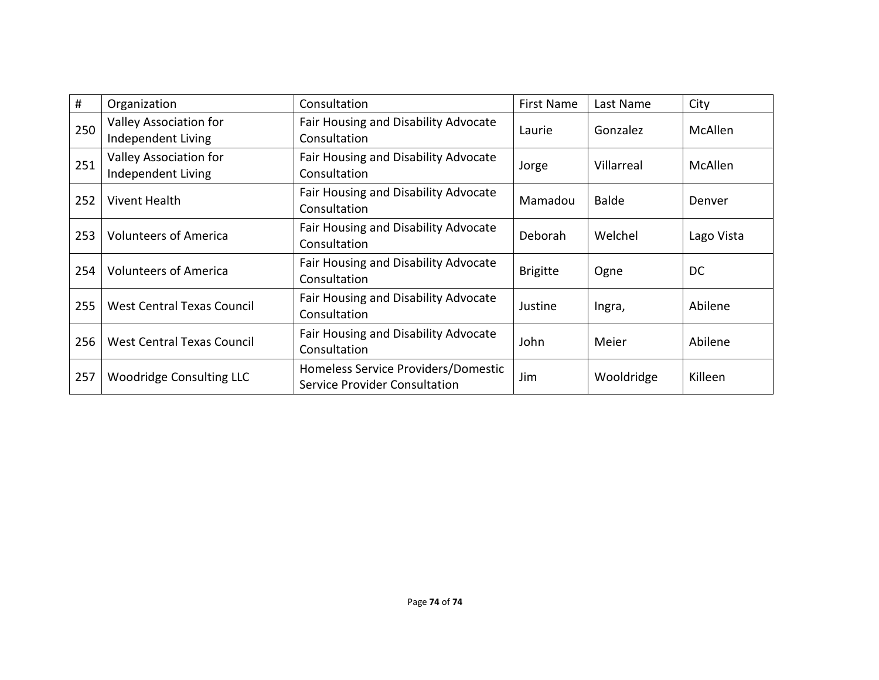| # | Organization | Consultation | First Name | Last Name | City |
|---|---|---|---|---|---|
| 250 | Valley Association for Independent Living | Fair Housing and Disability Advocate Consultation | Laurie | Gonzalez | McAllen |
| 251 | Valley Association for Independent Living | Fair Housing and Disability Advocate Consultation | Jorge | Villarreal | McAllen |
| 252 | Vivent Health | Fair Housing and Disability Advocate Consultation | Mamadou | Balde | Denver |
| 253 | Volunteers of America | Fair Housing and Disability Advocate Consultation | Deborah | Welchel | Lago Vista |
| 254 | Volunteers of America | Fair Housing and Disability Advocate Consultation | Brigitte | Ogne | DC |
| 255 | West Central Texas Council | Fair Housing and Disability Advocate Consultation | Justine | Ingra, | Abilene |
| 256 | West Central Texas Council | Fair Housing and Disability Advocate Consultation | John | Meier | Abilene |
| 257 | Woodridge Consulting LLC | Homeless Service Providers/Domestic Service Provider Consultation | Jim | Wooldridge | Killeen |